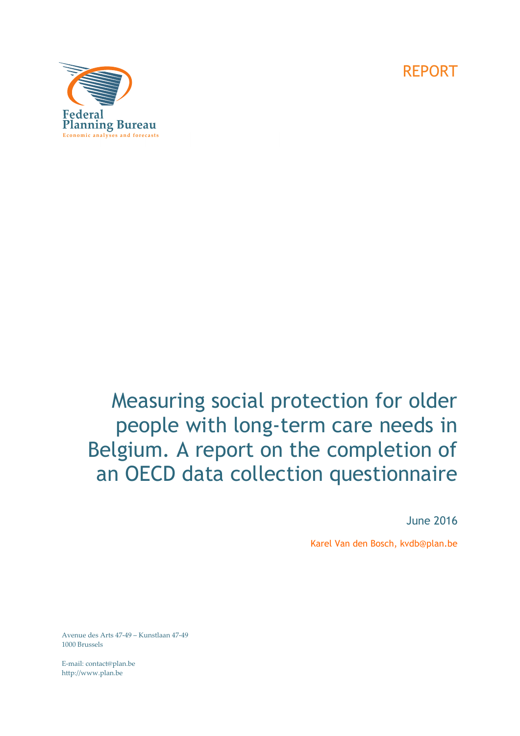Federal Planning Bureau
Economic analyses and forecasts

REPORT

# Measuring social protection for older people with long-term care needs in Belgium. A report on the completion of an OECD data collection questionnaire

June 2016

Karel Van den Bosch, kvdb@plan.be

Avenue des Arts 47-49 – Kunstlaan 47-49
1000 Brussels

E-mail: contact@plan.be
http://www.plan.be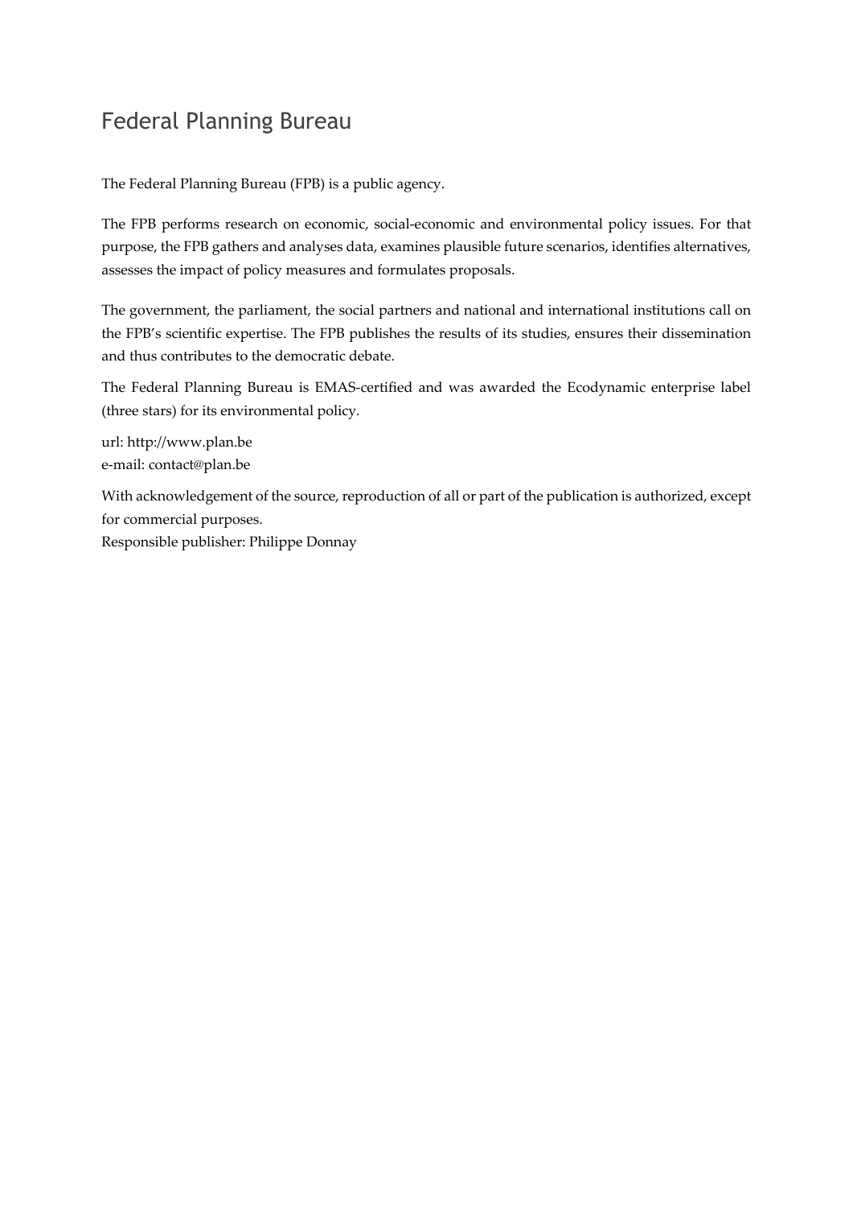# Federal Planning Bureau

The Federal Planning Bureau (FPB) is a public agency.

The FPB performs research on economic, social-economic and environmental policy issues. For that purpose, the FPB gathers and analyses data, examines plausible future scenarios, identifies alternatives, assesses the impact of policy measures and formulates proposals.

The government, the parliament, the social partners and national and international institutions call on the FPB's scientific expertise. The FPB publishes the results of its studies, ensures their dissemination and thus contributes to the democratic debate.

The Federal Planning Bureau is EMAS-certified and was awarded the Ecodynamic enterprise label (three stars) for its environmental policy.

url: http://www.plan.be
e-mail: contact@plan.be

With acknowledgement of the source, reproduction of all or part of the publication is authorized, except for commercial purposes.
Responsible publisher: Philippe Donnay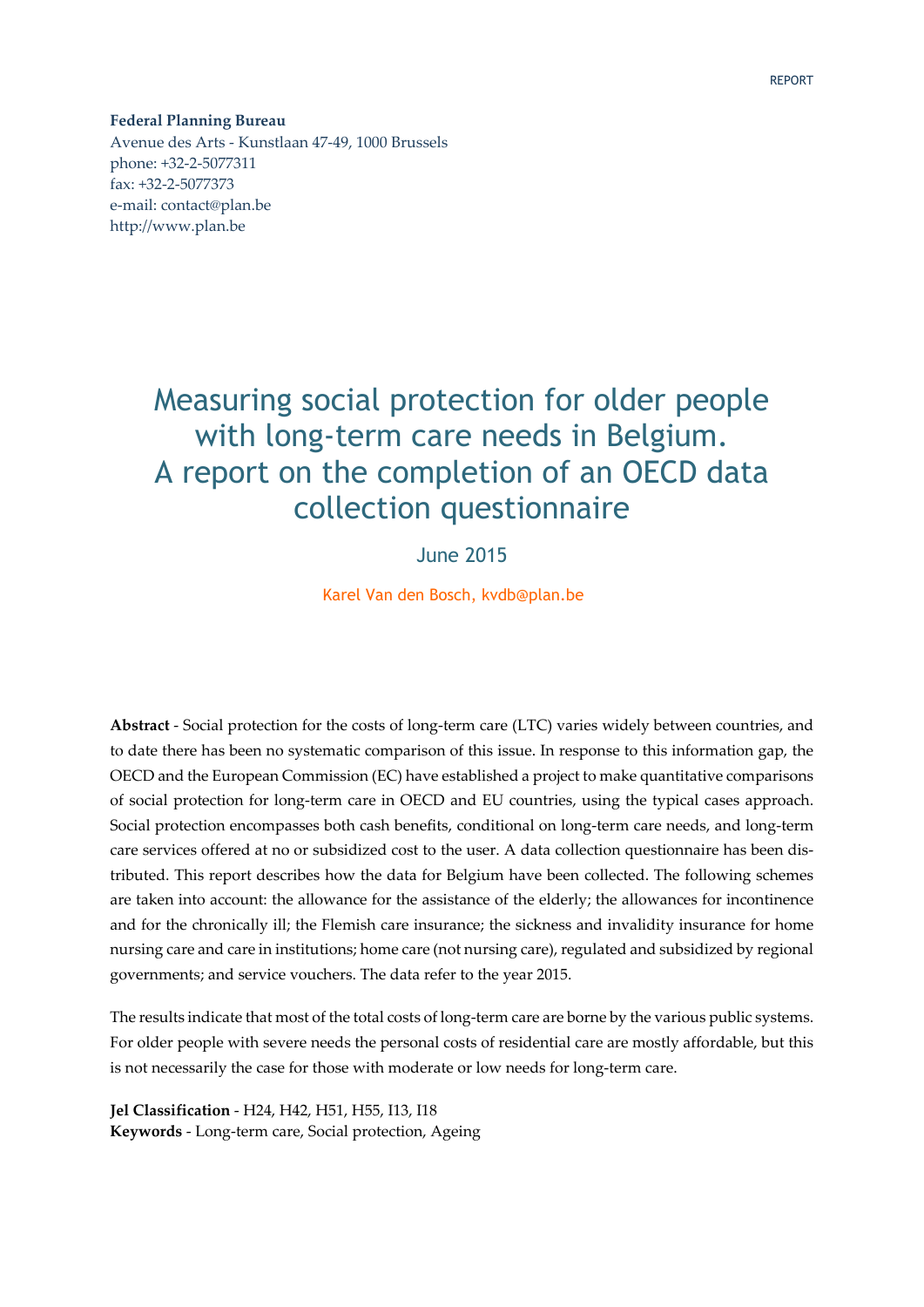REPORT

**Federal Planning Bureau**
Avenue des Arts - Kunstlaan 47-49, 1000 Brussels
phone: +32-2-5077311
fax: +32-2-5077373
e-mail: contact@plan.be
http://www.plan.be

# Measuring social protection for older people with long-term care needs in Belgium. A report on the completion of an OECD data collection questionnaire

June 2015

Karel Van den Bosch, kvdb@plan.be

**Abstract** - Social protection for the costs of long-term care (LTC) varies widely between countries, and to date there has been no systematic comparison of this issue. In response to this information gap, the OECD and the European Commission (EC) have established a project to make quantitative comparisons of social protection for long-term care in OECD and EU countries, using the typical cases approach. Social protection encompasses both cash benefits, conditional on long-term care needs, and long-term care services offered at no or subsidized cost to the user. A data collection questionnaire has been distributed. This report describes how the data for Belgium have been collected. The following schemes are taken into account: the allowance for the assistance of the elderly; the allowances for incontinence and for the chronically ill; the Flemish care insurance; the sickness and invalidity insurance for home nursing care and care in institutions; home care (not nursing care), regulated and subsidized by regional governments; and service vouchers. The data refer to the year 2015.

The results indicate that most of the total costs of long-term care are borne by the various public systems. For older people with severe needs the personal costs of residential care are mostly affordable, but this is not necessarily the case for those with moderate or low needs for long-term care.

**Jel Classification** - H24, H42, H51, H55, I13, I18
**Keywords** - Long-term care, Social protection, Ageing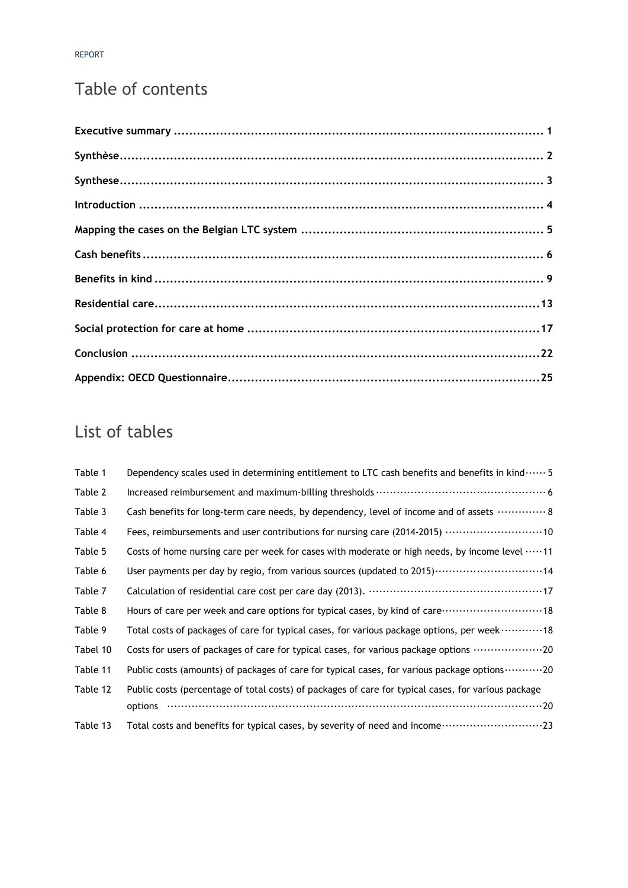# Table of contents

**Executive summary ............................................................................................ 1**

**Synthèse........................................................................................................ 2**

**Synthese........................................................................................................ 3**

**Introduction .................................................................................................... 4**

**Mapping the cases on the Belgian LTC system ............................................................ 5**

**Cash benefits ................................................................................................... 6**

**Benefits in kind ............................................................................................... 9**

**Residential care...............................................................................................13**

**Social protection for care at home .........................................................................17**

**Conclusion ......................................................................................................22**

**Appendix: OECD Questionnaire..............................................................................25**

# List of tables

| | | |
|---|---|---|
| Table 1 | Dependency scales used in determining entitlement to LTC cash benefits and benefits in kind | 5 |
| Table 2 | Increased reimbursement and maximum-billing thresholds | 6 |
| Table 3 | Cash benefits for long-term care needs, by dependency, level of income and of assets | 8 |
| Table 4 | Fees, reimbursements and user contributions for nursing care (2014-2015) | 10 |
| Table 5 | Costs of home nursing care per week for cases with moderate or high needs, by income level | 11 |
| Table 6 | User payments per day by regio, from various sources (updated to 2015) | 14 |
| Table 7 | Calculation of residential care cost per care day (2013). | 17 |
| Table 8 | Hours of care per week and care options for typical cases, by kind of care | 18 |
| Table 9 | Total costs of packages of care for typical cases, for various package options, per week | 18 |
| Tabel 10 | Costs for users of packages of care for typical cases, for various package options | 20 |
| Table 11 | Public costs (amounts) of packages of care for typical cases, for various package options | 20 |
| Table 12 | Public costs (percentage of total costs) of packages of care for typical cases, for various package options | 20 |
| Table 13 | Total costs and benefits for typical cases, by severity of need and income | 23 |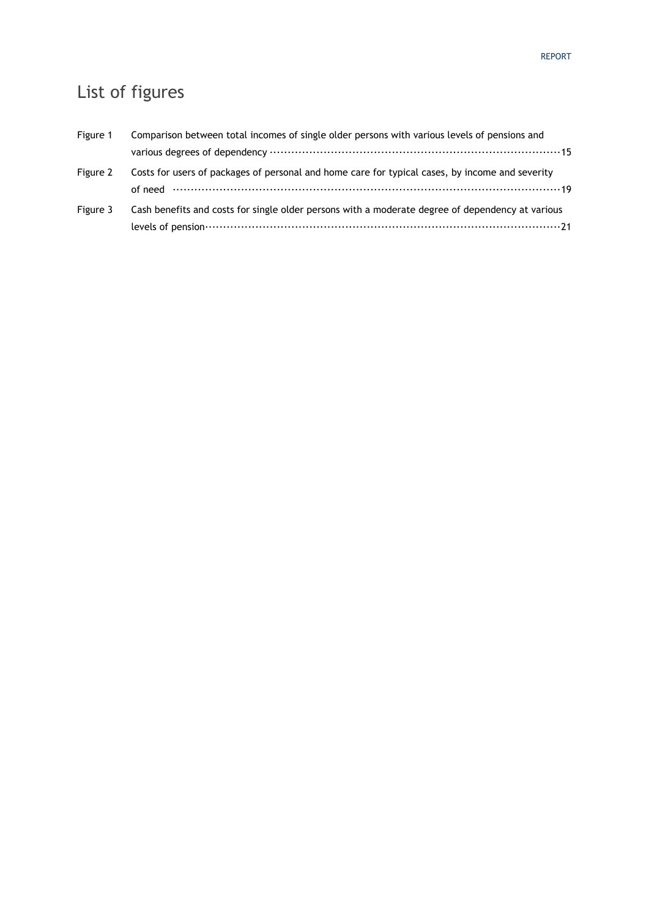# List of figures

Figure 1 Comparison between total incomes of single older persons with various levels of pensions and various degrees of dependency ··· 15

Figure 2 Costs for users of packages of personal and home care for typical cases, by income and severity of need ··· 19

Figure 3 Cash benefits and costs for single older persons with a moderate degree of dependency at various levels of pension ··· 21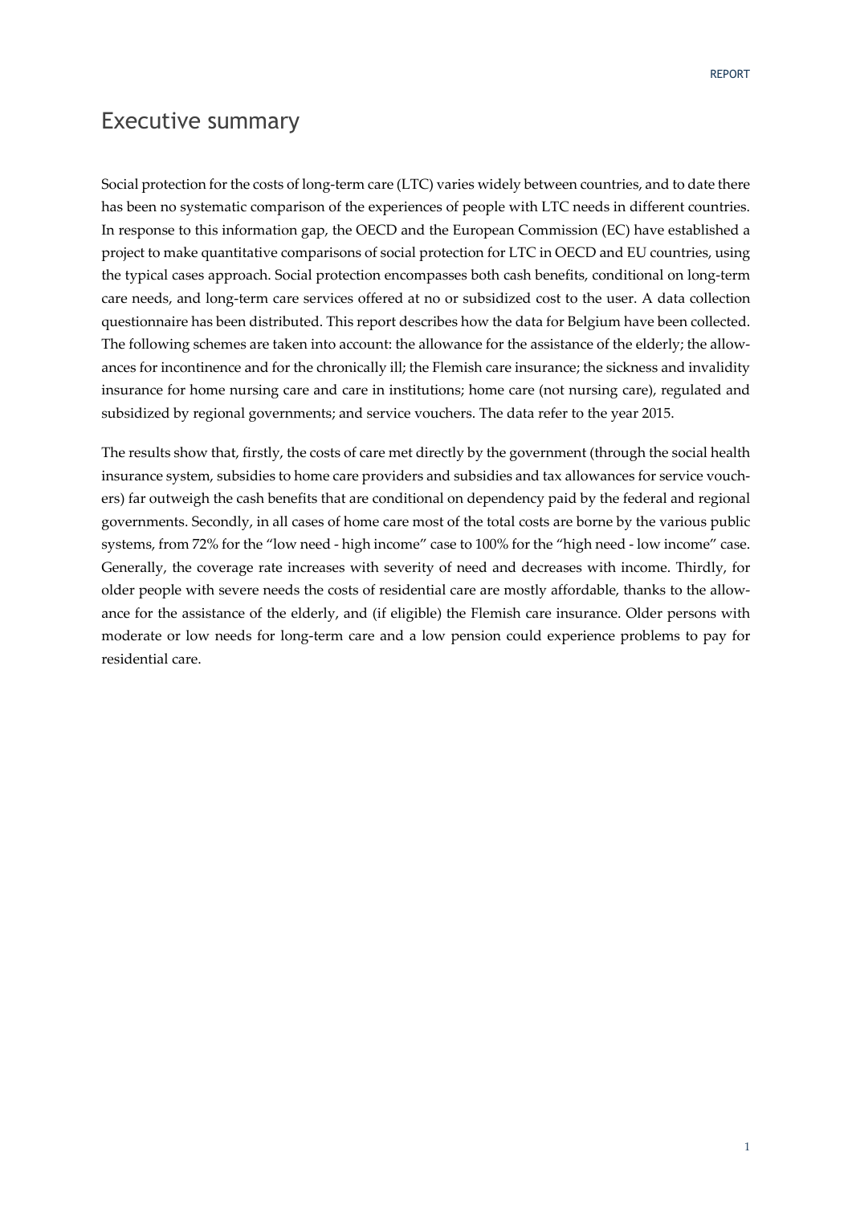# Executive summary

Social protection for the costs of long-term care (LTC) varies widely between countries, and to date there has been no systematic comparison of the experiences of people with LTC needs in different countries. In response to this information gap, the OECD and the European Commission (EC) have established a project to make quantitative comparisons of social protection for LTC in OECD and EU countries, using the typical cases approach. Social protection encompasses both cash benefits, conditional on long-term care needs, and long-term care services offered at no or subsidized cost to the user. A data collection questionnaire has been distributed. This report describes how the data for Belgium have been collected. The following schemes are taken into account: the allowance for the assistance of the elderly; the allowances for incontinence and for the chronically ill; the Flemish care insurance; the sickness and invalidity insurance for home nursing care and care in institutions; home care (not nursing care), regulated and subsidized by regional governments; and service vouchers. The data refer to the year 2015.

The results show that, firstly, the costs of care met directly by the government (through the social health insurance system, subsidies to home care providers and subsidies and tax allowances for service vouchers) far outweigh the cash benefits that are conditional on dependency paid by the federal and regional governments. Secondly, in all cases of home care most of the total costs are borne by the various public systems, from 72% for the "low need - high income" case to 100% for the "high need - low income" case. Generally, the coverage rate increases with severity of need and decreases with income. Thirdly, for older people with severe needs the costs of residential care are mostly affordable, thanks to the allowance for the assistance of the elderly, and (if eligible) the Flemish care insurance. Older persons with moderate or low needs for long-term care and a low pension could experience problems to pay for residential care.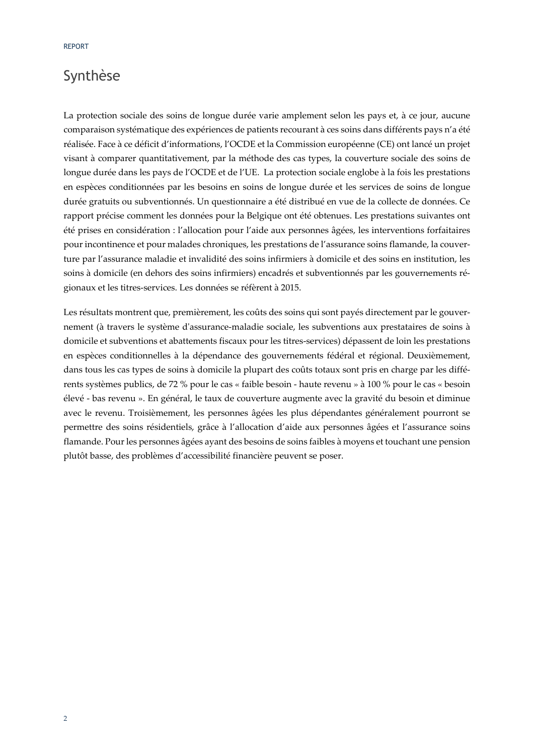# Synthèse

La protection sociale des soins de longue durée varie amplement selon les pays et, à ce jour, aucune comparaison systématique des expériences de patients recourant à ces soins dans différents pays n'a été réalisée. Face à ce déficit d'informations, l'OCDE et la Commission européenne (CE) ont lancé un projet visant à comparer quantitativement, par la méthode des cas types, la couverture sociale des soins de longue durée dans les pays de l'OCDE et de l'UE. La protection sociale englobe à la fois les prestations en espèces conditionnées par les besoins en soins de longue durée et les services de soins de longue durée gratuits ou subventionnés. Un questionnaire a été distribué en vue de la collecte de données. Ce rapport précise comment les données pour la Belgique ont été obtenues. Les prestations suivantes ont été prises en considération : l'allocation pour l'aide aux personnes âgées, les interventions forfaitaires pour incontinence et pour malades chroniques, les prestations de l'assurance soins flamande, la couverture par l'assurance maladie et invalidité des soins infirmiers à domicile et des soins en institution, les soins à domicile (en dehors des soins infirmiers) encadrés et subventionnés par les gouvernements régionaux et les titres-services. Les données se réfèrent à 2015.

Les résultats montrent que, premièrement, les coûts des soins qui sont payés directement par le gouvernement (à travers le système d'assurance-maladie sociale, les subventions aux prestataires de soins à domicile et subventions et abattements fiscaux pour les titres-services) dépassent de loin les prestations en espèces conditionnelles à la dépendance des gouvernements fédéral et régional. Deuxièmement, dans tous les cas types de soins à domicile la plupart des coûts totaux sont pris en charge par les différents systèmes publics, de 72 % pour le cas « faible besoin - haute revenu » à 100 % pour le cas « besoin élevé - bas revenu ». En général, le taux de couverture augmente avec la gravité du besoin et diminue avec le revenu. Troisièmement, les personnes âgées les plus dépendantes généralement pourront se permettre des soins résidentiels, grâce à l'allocation d'aide aux personnes âgées et l'assurance soins flamande. Pour les personnes âgées ayant des besoins de soins faibles à moyens et touchant une pension plutôt basse, des problèmes d'accessibilité financière peuvent se poser.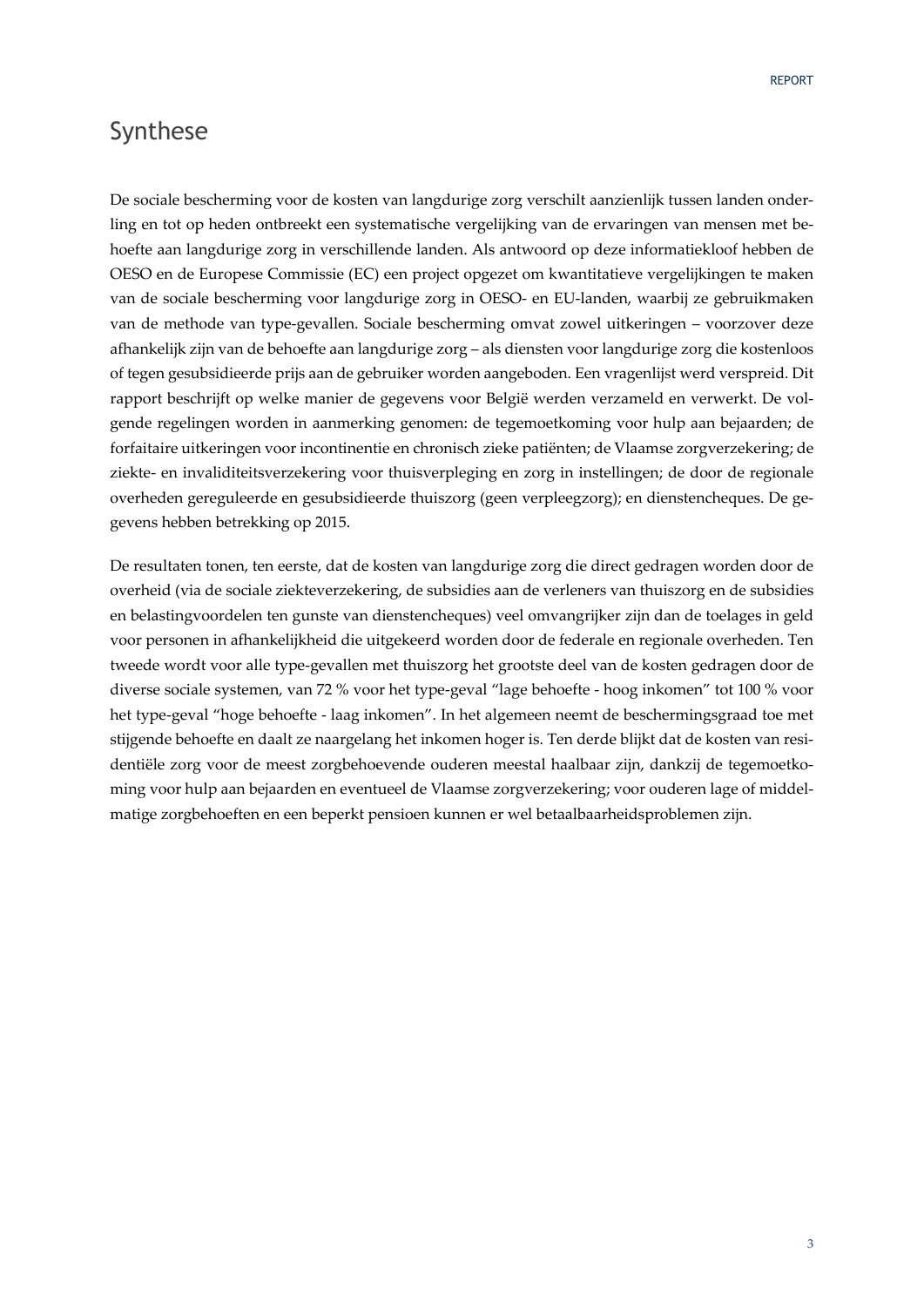# Synthese

De sociale bescherming voor de kosten van langdurige zorg verschilt aanzienlijk tussen landen onderling en tot op heden ontbreekt een systematische vergelijking van de ervaringen van mensen met behoefte aan langdurige zorg in verschillende landen. Als antwoord op deze informatiekloof hebben de OESO en de Europese Commissie (EC) een project opgezet om kwantitatieve vergelijkingen te maken van de sociale bescherming voor langdurige zorg in OESO- en EU-landen, waarbij ze gebruikmaken van de methode van type-gevallen. Sociale bescherming omvat zowel uitkeringen – voorzover deze afhankelijk zijn van de behoefte aan langdurige zorg – als diensten voor langdurige zorg die kostenloos of tegen gesubsidieerde prijs aan de gebruiker worden aangeboden. Een vragenlijst werd verspreid. Dit rapport beschrijft op welke manier de gegevens voor België werden verzameld en verwerkt. De volgende regelingen worden in aanmerking genomen: de tegemoetkoming voor hulp aan bejaarden; de forfaitaire uitkeringen voor incontinentie en chronisch zieke patiënten; de Vlaamse zorgverzekering; de ziekte- en invaliditeitsverzekering voor thuisverpleging en zorg in instellingen; de door de regionale overheden gereguleerde en gesubsidieerde thuiszorg (geen verpleegzorg); en dienstencheques. De gegevens hebben betrekking op 2015.

De resultaten tonen, ten eerste, dat de kosten van langdurige zorg die direct gedragen worden door de overheid (via de sociale ziekteverzekering, de subsidies aan de verleners van thuiszorg en de subsidies en belastingvoordelen ten gunste van dienstencheques) veel omvangrijker zijn dan de toelages in geld voor personen in afhankelijkheid die uitgekeerd worden door de federale en regionale overheden. Ten tweede wordt voor alle type-gevallen met thuiszorg het grootste deel van de kosten gedragen door de diverse sociale systemen, van 72 % voor het type-geval "lage behoefte - hoog inkomen" tot 100 % voor het type-geval "hoge behoefte - laag inkomen". In het algemeen neemt de beschermingsgraad toe met stijgende behoefte en daalt ze naargelang het inkomen hoger is. Ten derde blijkt dat de kosten van residentiële zorg voor de meest zorgbehoevende ouderen meestal haalbaar zijn, dankzij de tegemoetkoming voor hulp aan bejaarden en eventueel de Vlaamse zorgverzekering; voor ouderen lage of middelmatige zorgbehoeften en een beperkt pensioen kunnen er wel betaalbaarheidsproblemen zijn.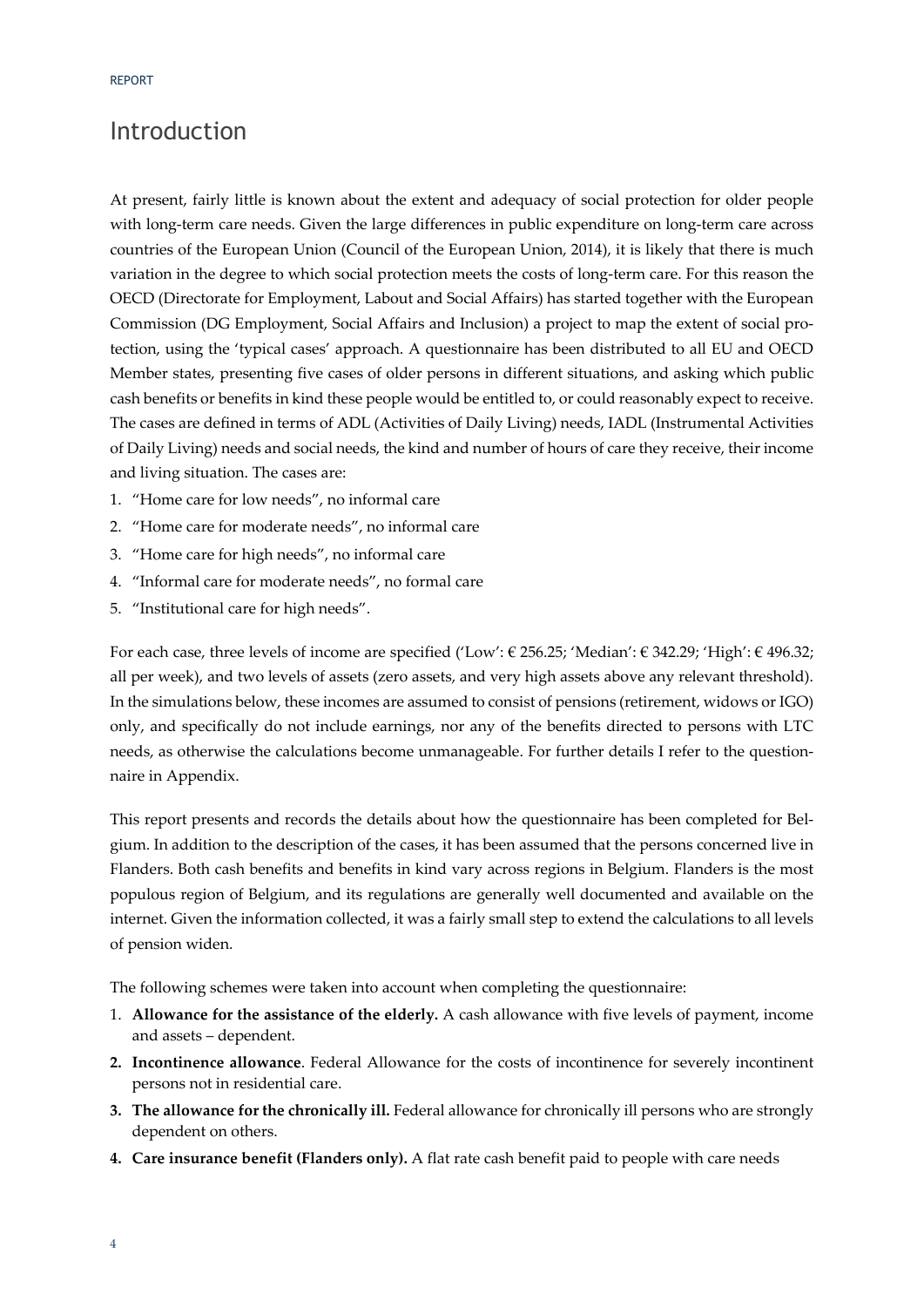# Introduction

At present, fairly little is known about the extent and adequacy of social protection for older people with long-term care needs. Given the large differences in public expenditure on long-term care across countries of the European Union (Council of the European Union, 2014), it is likely that there is much variation in the degree to which social protection meets the costs of long-term care. For this reason the OECD (Directorate for Employment, Labout and Social Affairs) has started together with the European Commission (DG Employment, Social Affairs and Inclusion) a project to map the extent of social protection, using the 'typical cases' approach. A questionnaire has been distributed to all EU and OECD Member states, presenting five cases of older persons in different situations, and asking which public cash benefits or benefits in kind these people would be entitled to, or could reasonably expect to receive. The cases are defined in terms of ADL (Activities of Daily Living) needs, IADL (Instrumental Activities of Daily Living) needs and social needs, the kind and number of hours of care they receive, their income and living situation. The cases are:

1. "Home care for low needs", no informal care
2. "Home care for moderate needs", no informal care
3. "Home care for high needs", no informal care
4. "Informal care for moderate needs", no formal care
5. "Institutional care for high needs".

For each case, three levels of income are specified ('Low': € 256.25; 'Median': € 342.29; 'High': € 496.32; all per week), and two levels of assets (zero assets, and very high assets above any relevant threshold). In the simulations below, these incomes are assumed to consist of pensions (retirement, widows or IGO) only, and specifically do not include earnings, nor any of the benefits directed to persons with LTC needs, as otherwise the calculations become unmanageable. For further details I refer to the questionnaire in Appendix.

This report presents and records the details about how the questionnaire has been completed for Belgium. In addition to the description of the cases, it has been assumed that the persons concerned live in Flanders. Both cash benefits and benefits in kind vary across regions in Belgium. Flanders is the most populous region of Belgium, and its regulations are generally well documented and available on the internet. Given the information collected, it was a fairly small step to extend the calculations to all levels of pension widen.

The following schemes were taken into account when completing the questionnaire:

1. **Allowance for the assistance of the elderly.** A cash allowance with five levels of payment, income and assets – dependent.
2. **Incontinence allowance**. Federal Allowance for the costs of incontinence for severely incontinent persons not in residential care.
3. **The allowance for the chronically ill.** Federal allowance for chronically ill persons who are strongly dependent on others.
4. **Care insurance benefit (Flanders only).** A flat rate cash benefit paid to people with care needs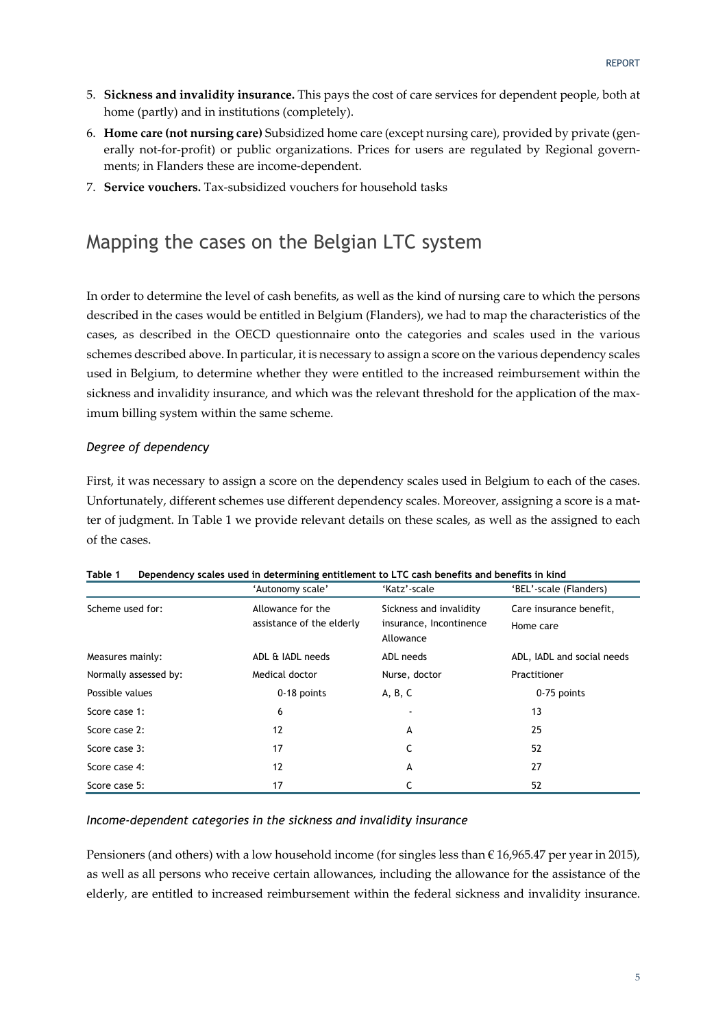5. **Sickness and invalidity insurance.** This pays the cost of care services for dependent people, both at home (partly) and in institutions (completely).
6. **Home care (not nursing care)** Subsidized home care (except nursing care), provided by private (generally not-for-profit) or public organizations. Prices for users are regulated by Regional governments; in Flanders these are income-dependent.
7. **Service vouchers.** Tax-subsidized vouchers for household tasks

# Mapping the cases on the Belgian LTC system

In order to determine the level of cash benefits, as well as the kind of nursing care to which the persons described in the cases would be entitled in Belgium (Flanders), we had to map the characteristics of the cases, as described in the OECD questionnaire onto the categories and scales used in the various schemes described above. In particular, it is necessary to assign a score on the various dependency scales used in Belgium, to determine whether they were entitled to the increased reimbursement within the sickness and invalidity insurance, and which was the relevant threshold for the application of the maximum billing system within the same scheme.

### *Degree of dependency*

First, it was necessary to assign a score on the dependency scales used in Belgium to each of the cases. Unfortunately, different schemes use different dependency scales. Moreover, assigning a score is a matter of judgment. In Table 1 we provide relevant details on these scales, as well as the assigned to each of the cases.

**Table 1 Dependency scales used in determining entitlement to LTC cash benefits and benefits in kind**

| | 'Autonomy scale' | 'Katz'-scale | 'BEL'-scale (Flanders) |
|---|---|---|---|
| Scheme used for: | Allowance for the assistance of the elderly | Sickness and invalidity insurance, Incontinence Allowance | Care insurance benefit, Home care |
| Measures mainly: | ADL & IADL needs | ADL needs | ADL, IADL and social needs |
| Normally assessed by: | Medical doctor | Nurse, doctor | Practitioner |
| Possible values | 0-18 points | A, B, C | 0-75 points |
| Score case 1: | 6 | - | 13 |
| Score case 2: | 12 | A | 25 |
| Score case 3: | 17 | C | 52 |
| Score case 4: | 12 | A | 27 |
| Score case 5: | 17 | C | 52 |

### *Income-dependent categories in the sickness and invalidity insurance*

Pensioners (and others) with a low household income (for singles less than € 16,965.47 per year in 2015), as well as all persons who receive certain allowances, including the allowance for the assistance of the elderly, are entitled to increased reimbursement within the federal sickness and invalidity insurance.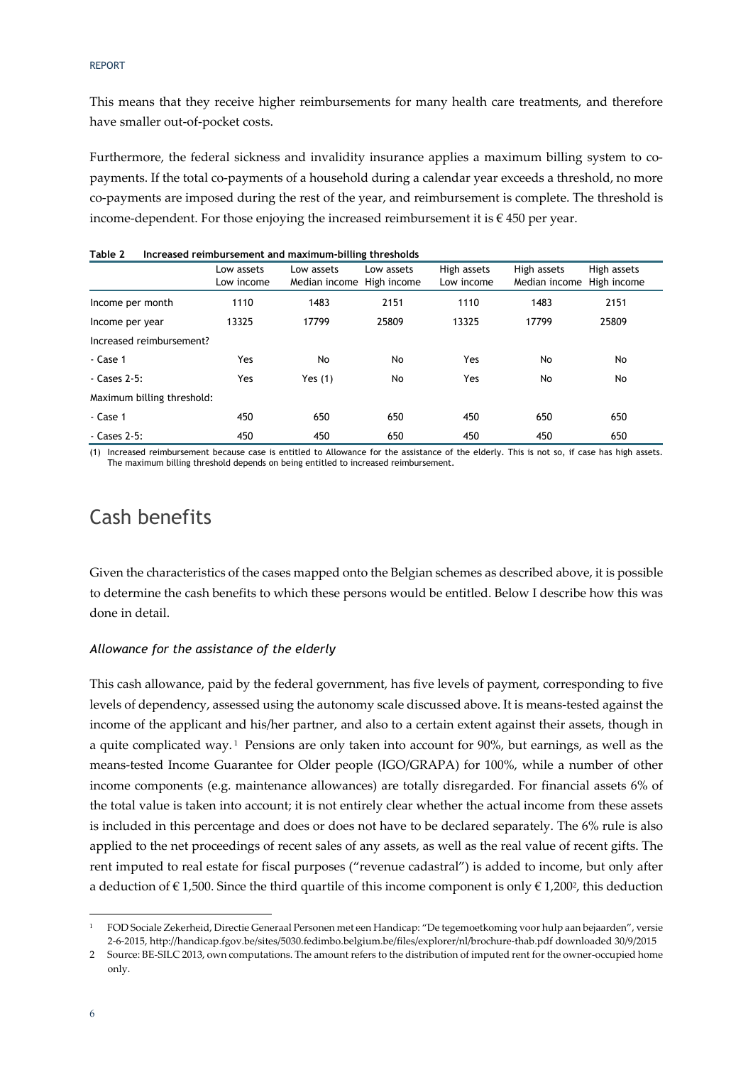This means that they receive higher reimbursements for many health care treatments, and therefore have smaller out-of-pocket costs.

Furthermore, the federal sickness and invalidity insurance applies a maximum billing system to co-payments. If the total co-payments of a household during a calendar year exceeds a threshold, no more co-payments are imposed during the rest of the year, and reimbursement is complete. The threshold is income-dependent. For those enjoying the increased reimbursement it is € 450 per year.

**Table 2 Increased reimbursement and maximum-billing thresholds**

| | Low assets Low income | Low assets Median income | Low assets High income | High assets Low income | High assets Median income | High assets High income |
|---|---|---|---|---|---|---|
| Income per month | 1110 | 1483 | 2151 | 1110 | 1483 | 2151 |
| Income per year | 13325 | 17799 | 25809 | 13325 | 17799 | 25809 |
| Increased reimbursement? | | | | | | |
| - Case 1 | Yes | No | No | Yes | No | No |
| - Cases 2-5: | Yes | Yes (1) | No | Yes | No | No |
| Maximum billing threshold: | | | | | | |
| - Case 1 | 450 | 650 | 650 | 450 | 650 | 650 |
| - Cases 2-5: | 450 | 450 | 650 | 450 | 450 | 650 |

(1) Increased reimbursement because case is entitled to Allowance for the assistance of the elderly. This is not so, if case has high assets. The maximum billing threshold depends on being entitled to increased reimbursement.

## Cash benefits

Given the characteristics of the cases mapped onto the Belgian schemes as described above, it is possible to determine the cash benefits to which these persons would be entitled. Below I describe how this was done in detail.

### *Allowance for the assistance of the elderly*

This cash allowance, paid by the federal government, has five levels of payment, corresponding to five levels of dependency, assessed using the autonomy scale discussed above. It is means-tested against the income of the applicant and his/her partner, and also to a certain extent against their assets, though in a quite complicated way.[1] Pensions are only taken into account for 90%, but earnings, as well as the means-tested Income Guarantee for Older people (IGO/GRAPA) for 100%, while a number of other income components (e.g. maintenance allowances) are totally disregarded. For financial assets 6% of the total value is taken into account; it is not entirely clear whether the actual income from these assets is included in this percentage and does or does not have to be declared separately. The 6% rule is also applied to the net proceedings of recent sales of any assets, as well as the real value of recent gifts. The rent imputed to real estate for fiscal purposes ("revenue cadastral") is added to income, but only after a deduction of € 1,500. Since the third quartile of this income component is only € 1,200[2], this deduction

[1] FOD Sociale Zekerheid, Directie Generaal Personen met een Handicap: "De tegemoetkoming voor hulp aan bejaarden", versie 2-6-2015, http://handicap.fgov.be/sites/5030.fedimbo.belgium.be/files/explorer/nl/brochure-thab.pdf downloaded 30/9/2015

[2] Source: BE-SILC 2013, own computations. The amount refers to the distribution of imputed rent for the owner-occupied home only.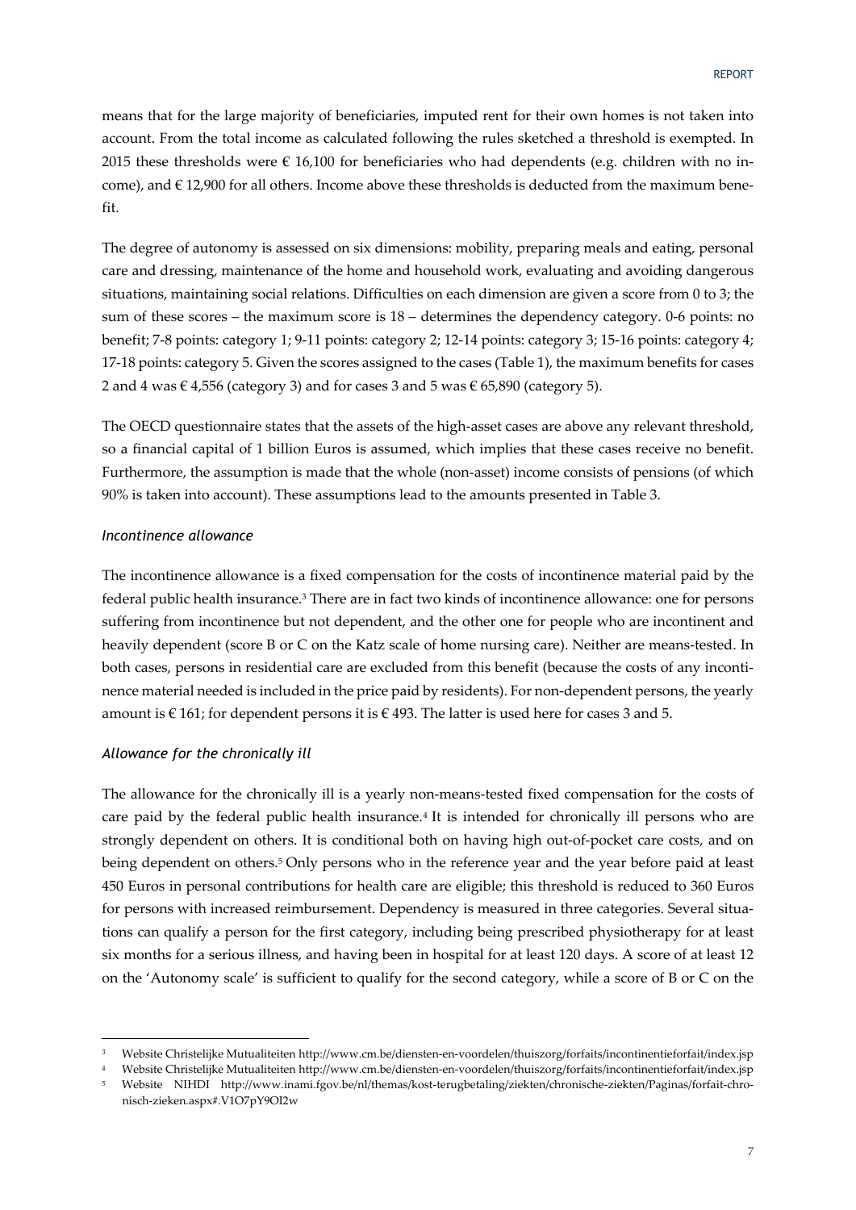means that for the large majority of beneficiaries, imputed rent for their own homes is not taken into account. From the total income as calculated following the rules sketched a threshold is exempted. In 2015 these thresholds were € 16,100 for beneficiaries who had dependents (e.g. children with no income), and € 12,900 for all others. Income above these thresholds is deducted from the maximum benefit.

The degree of autonomy is assessed on six dimensions: mobility, preparing meals and eating, personal care and dressing, maintenance of the home and household work, evaluating and avoiding dangerous situations, maintaining social relations. Difficulties on each dimension are given a score from 0 to 3; the sum of these scores – the maximum score is 18 – determines the dependency category. 0-6 points: no benefit; 7-8 points: category 1; 9-11 points: category 2; 12-14 points: category 3; 15-16 points: category 4; 17-18 points: category 5. Given the scores assigned to the cases (Table 1), the maximum benefits for cases 2 and 4 was € 4,556 (category 3) and for cases 3 and 5 was € 65,890 (category 5).

The OECD questionnaire states that the assets of the high-asset cases are above any relevant threshold, so a financial capital of 1 billion Euros is assumed, which implies that these cases receive no benefit. Furthermore, the assumption is made that the whole (non-asset) income consists of pensions (of which 90% is taken into account). These assumptions lead to the amounts presented in Table 3.

*Incontinence allowance*

The incontinence allowance is a fixed compensation for the costs of incontinence material paid by the federal public health insurance.[3] There are in fact two kinds of incontinence allowance: one for persons suffering from incontinence but not dependent, and the other one for people who are incontinent and heavily dependent (score B or C on the Katz scale of home nursing care). Neither are means-tested. In both cases, persons in residential care are excluded from this benefit (because the costs of any incontinence material needed is included in the price paid by residents). For non-dependent persons, the yearly amount is € 161; for dependent persons it is € 493. The latter is used here for cases 3 and 5.

*Allowance for the chronically ill*

The allowance for the chronically ill is a yearly non-means-tested fixed compensation for the costs of care paid by the federal public health insurance.[4] It is intended for chronically ill persons who are strongly dependent on others. It is conditional both on having high out-of-pocket care costs, and on being dependent on others.[5] Only persons who in the reference year and the year before paid at least 450 Euros in personal contributions for health care are eligible; this threshold is reduced to 360 Euros for persons with increased reimbursement. Dependency is measured in three categories. Several situations can qualify a person for the first category, including being prescribed physiotherapy for at least six months for a serious illness, and having been in hospital for at least 120 days. A score of at least 12 on the 'Autonomy scale' is sufficient to qualify for the second category, while a score of B or C on the

---

[3] Website Christelijke Mutualiteiten http://www.cm.be/diensten-en-voordelen/thuiszorg/forfaits/incontinentieforfait/index.jsp

[4] Website Christelijke Mutualiteiten http://www.cm.be/diensten-en-voordelen/thuiszorg/forfaits/incontinentieforfait/index.jsp

[5] Website NIHDI http://www.inami.fgov.be/nl/themas/kost-terugbetaling/ziekten/chronische-ziekten/Paginas/forfait-chronisch-zieken.aspx#.V1O7pY9OI2w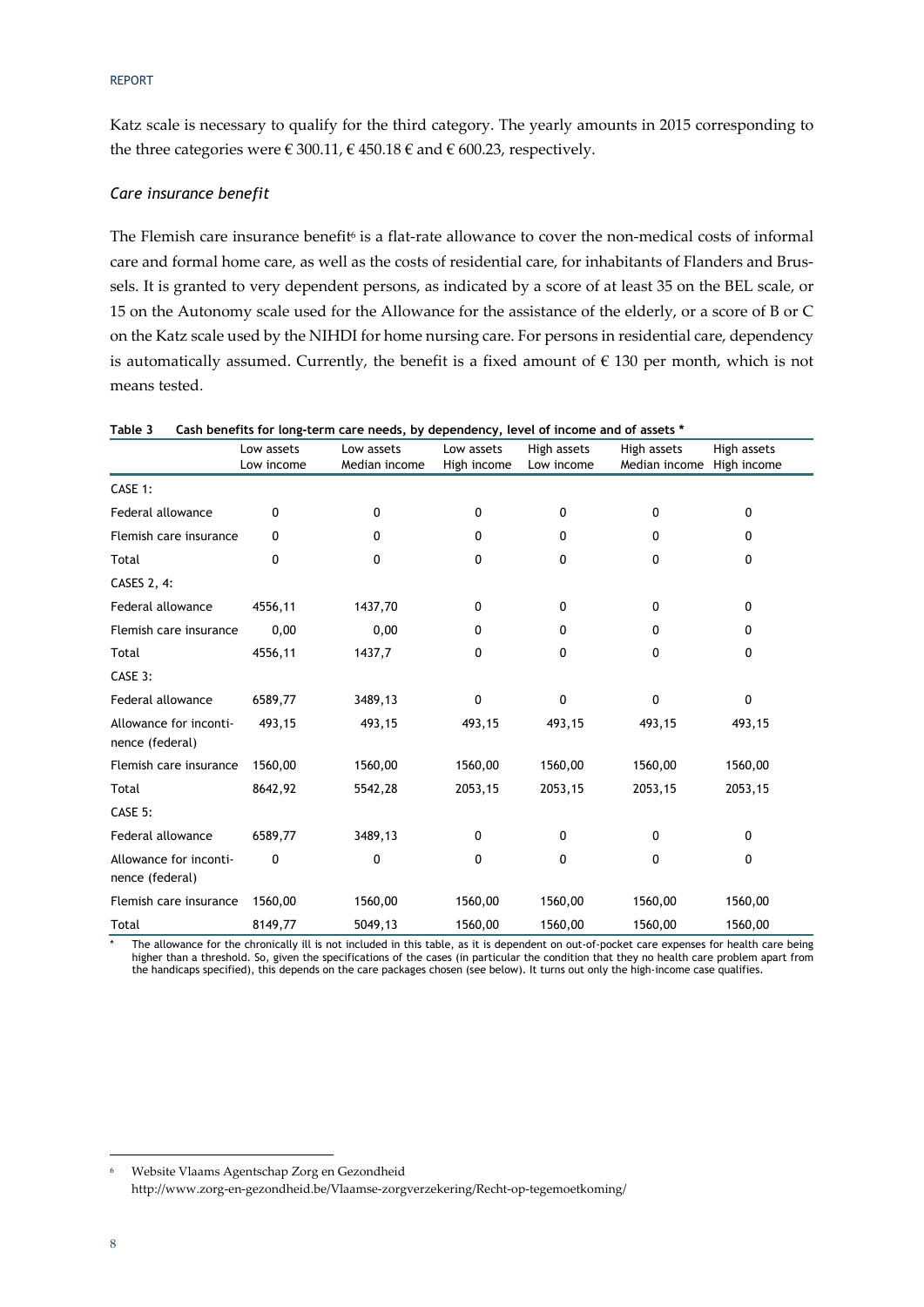Katz scale is necessary to qualify for the third category. The yearly amounts in 2015 corresponding to the three categories were € 300.11, € 450.18 € and € 600.23, respectively.

### *Care insurance benefit*

The Flemish care insurance benefit[6] is a flat-rate allowance to cover the non-medical costs of informal care and formal home care, as well as the costs of residential care, for inhabitants of Flanders and Brussels. It is granted to very dependent persons, as indicated by a score of at least 35 on the BEL scale, or 15 on the Autonomy scale used for the Allowance for the assistance of the elderly, or a score of B or C on the Katz scale used by the NIHDI for home nursing care. For persons in residential care, dependency is automatically assumed. Currently, the benefit is a fixed amount of € 130 per month, which is not means tested.

**Table 3 Cash benefits for long-term care needs, by dependency, level of income and of assets ***

| | Low assets Low income | Low assets Median income | Low assets High income | High assets Low income | High assets Median income | High assets High income |
|---|---|---|---|---|---|---|
| CASE 1: | | | | | | |
| Federal allowance | 0 | 0 | 0 | 0 | 0 | 0 |
| Flemish care insurance | 0 | 0 | 0 | 0 | 0 | 0 |
| Total | 0 | 0 | 0 | 0 | 0 | 0 |
| CASES 2, 4: | | | | | | |
| Federal allowance | 4556,11 | 1437,70 | 0 | 0 | 0 | 0 |
| Flemish care insurance | 0,00 | 0,00 | 0 | 0 | 0 | 0 |
| Total | 4556,11 | 1437,7 | 0 | 0 | 0 | 0 |
| CASE 3: | | | | | | |
| Federal allowance | 6589,77 | 3489,13 | 0 | 0 | 0 | 0 |
| Allowance for incontinence (federal) | 493,15 | 493,15 | 493,15 | 493,15 | 493,15 | 493,15 |
| Flemish care insurance | 1560,00 | 1560,00 | 1560,00 | 1560,00 | 1560,00 | 1560,00 |
| Total | 8642,92 | 5542,28 | 2053,15 | 2053,15 | 2053,15 | 2053,15 |
| CASE 5: | | | | | | |
| Federal allowance | 6589,77 | 3489,13 | 0 | 0 | 0 | 0 |
| Allowance for incontinence (federal) | 0 | 0 | 0 | 0 | 0 | 0 |
| Flemish care insurance | 1560,00 | 1560,00 | 1560,00 | 1560,00 | 1560,00 | 1560,00 |
| Total | 8149,77 | 5049,13 | 1560,00 | 1560,00 | 1560,00 | 1560,00 |

\* The allowance for the chronically ill is not included in this table, as it is dependent on out-of-pocket care expenses for health care being higher than a threshold. So, given the specifications of the cases (in particular the condition that they no health care problem apart from the handicaps specified), this depends on the care packages chosen (see below). It turns out only the high-income case qualifies.

[6] Website Vlaams Agentschap Zorg en Gezondheid http://www.zorg-en-gezondheid.be/Vlaamse-zorgverzekering/Recht-op-tegemoetkoming/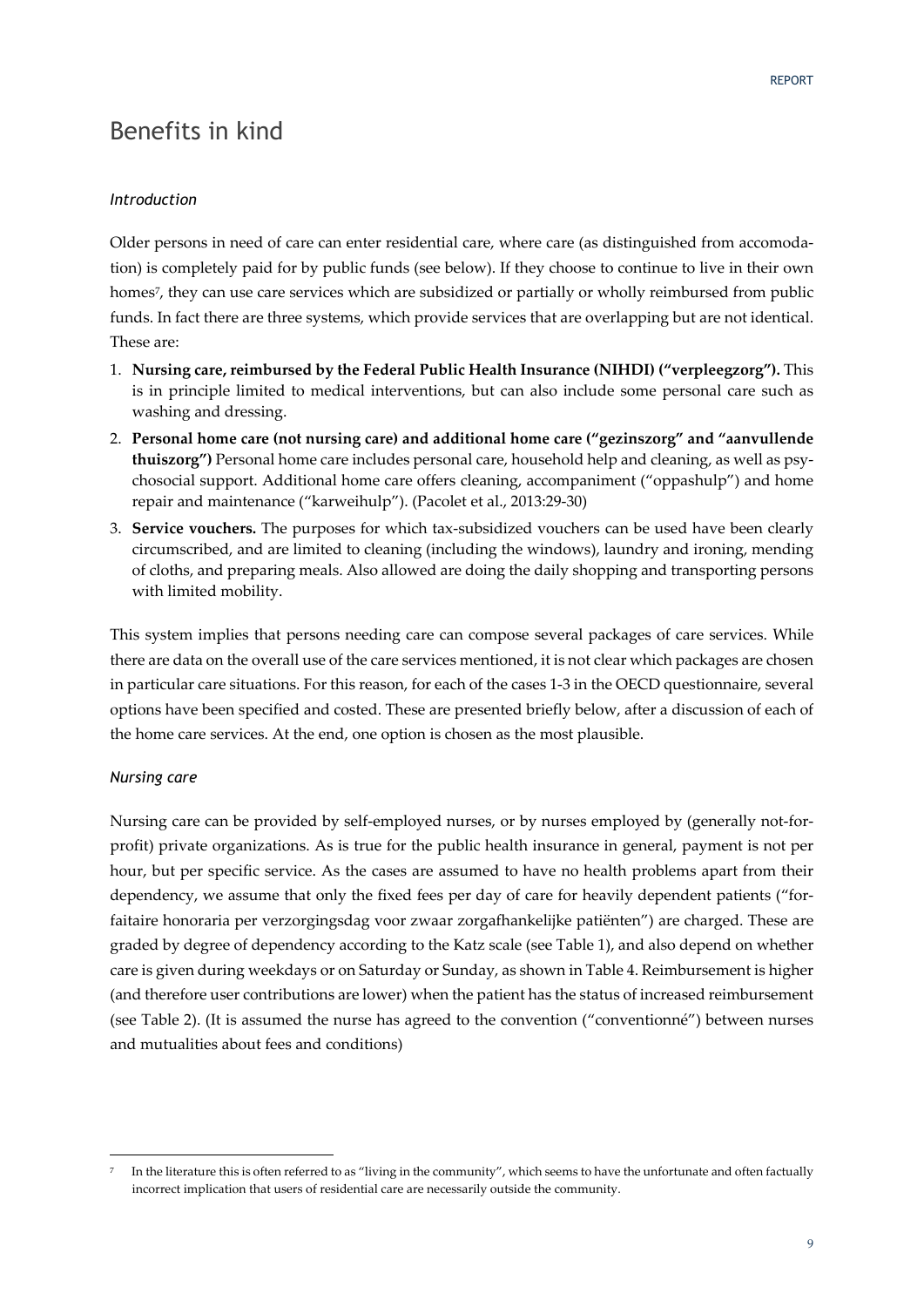## Benefits in kind

### *Introduction*

Older persons in need of care can enter residential care, where care (as distinguished from accomodation) is completely paid for by public funds (see below). If they choose to continue to live in their own homes[7], they can use care services which are subsidized or partially or wholly reimbursed from public funds. In fact there are three systems, which provide services that are overlapping but are not identical. These are:

1. **Nursing care, reimbursed by the Federal Public Health Insurance (NIHDI) ("verpleegzorg").** This is in principle limited to medical interventions, but can also include some personal care such as washing and dressing.
2. **Personal home care (not nursing care) and additional home care ("gezinszorg" and "aanvullende thuiszorg")** Personal home care includes personal care, household help and cleaning, as well as psychosocial support. Additional home care offers cleaning, accompaniment ("oppashulp") and home repair and maintenance ("karweihulp"). (Pacolet et al., 2013:29-30)
3. **Service vouchers.** The purposes for which tax-subsidized vouchers can be used have been clearly circumscribed, and are limited to cleaning (including the windows), laundry and ironing, mending of cloths, and preparing meals. Also allowed are doing the daily shopping and transporting persons with limited mobility.

This system implies that persons needing care can compose several packages of care services. While there are data on the overall use of the care services mentioned, it is not clear which packages are chosen in particular care situations. For this reason, for each of the cases 1-3 in the OECD questionnaire, several options have been specified and costed. These are presented briefly below, after a discussion of each of the home care services. At the end, one option is chosen as the most plausible.

### *Nursing care*

Nursing care can be provided by self-employed nurses, or by nurses employed by (generally not-for-profit) private organizations. As is true for the public health insurance in general, payment is not per hour, but per specific service. As the cases are assumed to have no health problems apart from their dependency, we assume that only the fixed fees per day of care for heavily dependent patients ("forfaitaire honoraria per verzorgingsdag voor zwaar zorgafhankelijke patiënten") are charged. These are graded by degree of dependency according to the Katz scale (see Table 1), and also depend on whether care is given during weekdays or on Saturday or Sunday, as shown in Table 4. Reimbursement is higher (and therefore user contributions are lower) when the patient has the status of increased reimbursement (see Table 2). (It is assumed the nurse has agreed to the convention ("conventionné") between nurses and mutualities about fees and conditions)

[7] In the literature this is often referred to as "living in the community", which seems to have the unfortunate and often factually incorrect implication that users of residential care are necessarily outside the community.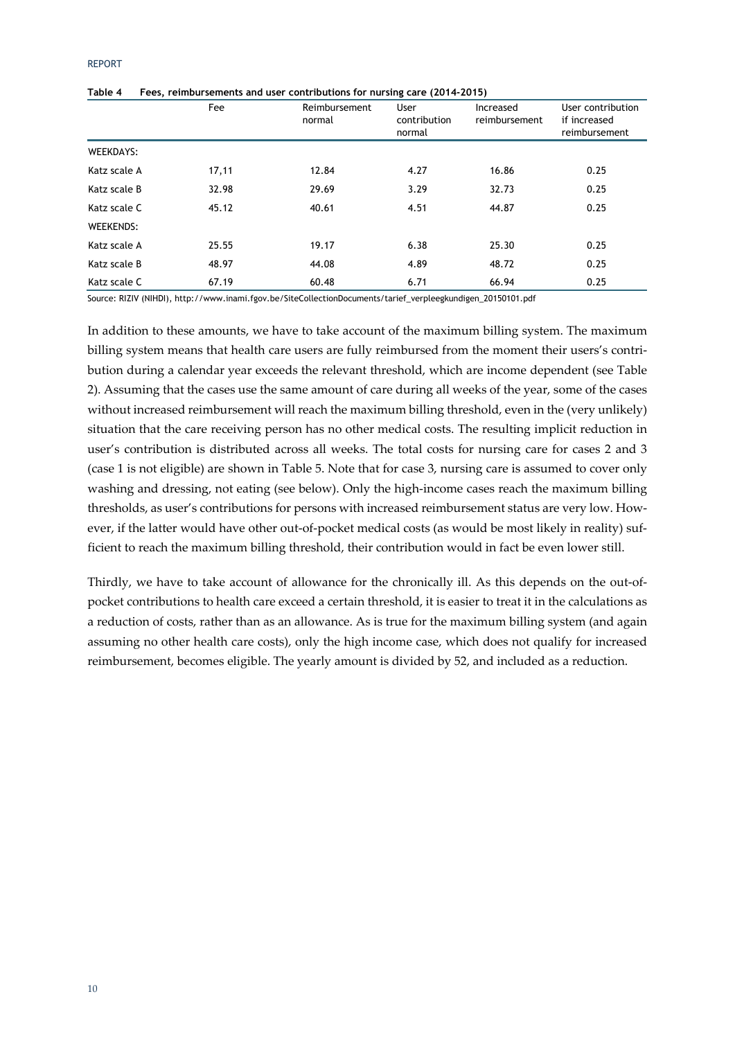**Table 4 Fees, reimbursements and user contributions for nursing care (2014-2015)**

| | Fee | Reimbursement normal | User contribution normal | Increased reimbursement | User contribution if increased reimbursement |
|---|---|---|---|---|---|
| WEEKDAYS: | | | | | |
| Katz scale A | 17,11 | 12.84 | 4.27 | 16.86 | 0.25 |
| Katz scale B | 32.98 | 29.69 | 3.29 | 32.73 | 0.25 |
| Katz scale C | 45.12 | 40.61 | 4.51 | 44.87 | 0.25 |
| WEEKENDS: | | | | | |
| Katz scale A | 25.55 | 19.17 | 6.38 | 25.30 | 0.25 |
| Katz scale B | 48.97 | 44.08 | 4.89 | 48.72 | 0.25 |
| Katz scale C | 67.19 | 60.48 | 6.71 | 66.94 | 0.25 |

Source: RIZIV (NIHDI), http://www.inami.fgov.be/SiteCollectionDocuments/tarief_verpleegkundigen_20150101.pdf

In addition to these amounts, we have to take account of the maximum billing system. The maximum billing system means that health care users are fully reimbursed from the moment their users's contribution during a calendar year exceeds the relevant threshold, which are income dependent (see Table 2). Assuming that the cases use the same amount of care during all weeks of the year, some of the cases without increased reimbursement will reach the maximum billing threshold, even in the (very unlikely) situation that the care receiving person has no other medical costs. The resulting implicit reduction in user's contribution is distributed across all weeks. The total costs for nursing care for cases 2 and 3 (case 1 is not eligible) are shown in Table 5. Note that for case 3, nursing care is assumed to cover only washing and dressing, not eating (see below). Only the high-income cases reach the maximum billing thresholds, as user's contributions for persons with increased reimbursement status are very low. However, if the latter would have other out-of-pocket medical costs (as would be most likely in reality) sufficient to reach the maximum billing threshold, their contribution would in fact be even lower still.

Thirdly, we have to take account of allowance for the chronically ill. As this depends on the out-of-pocket contributions to health care exceed a certain threshold, it is easier to treat it in the calculations as a reduction of costs, rather than as an allowance. As is true for the maximum billing system (and again assuming no other health care costs), only the high income case, which does not qualify for increased reimbursement, becomes eligible. The yearly amount is divided by 52, and included as a reduction.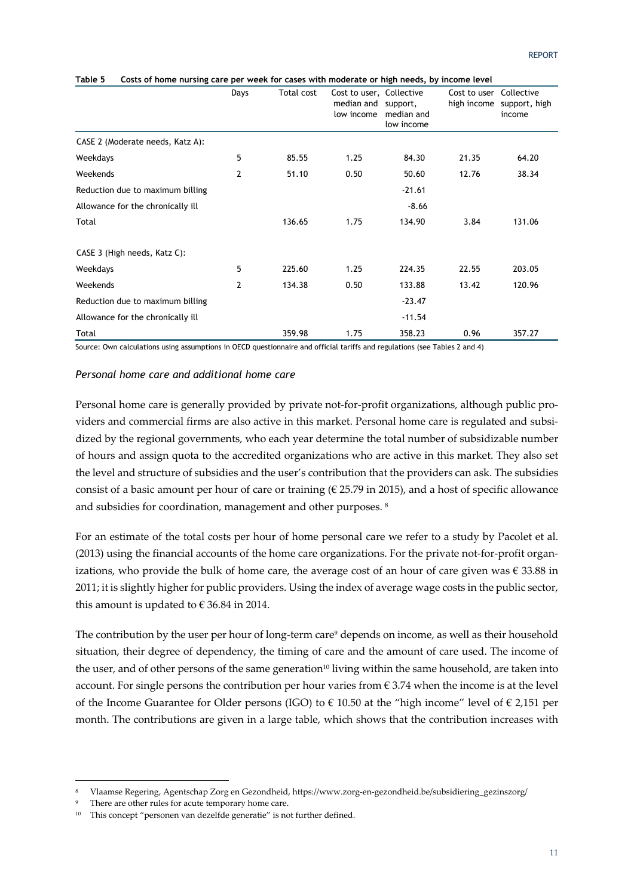**Table 5 Costs of home nursing care per week for cases with moderate or high needs, by income level**

| | Days | Total cost | Cost to user, median and low income | Collective support, median and low income | Cost to user high income | Collective support, high income |
|---|---|---|---|---|---|---|
| CASE 2 (Moderate needs, Katz A): | | | | | | |
| Weekdays | 5 | 85.55 | 1.25 | 84.30 | 21.35 | 64.20 |
| Weekends | 2 | 51.10 | 0.50 | 50.60 | 12.76 | 38.34 |
| Reduction due to maximum billing | | | | -21.61 | | |
| Allowance for the chronically ill | | | | -8.66 | | |
| Total | | 136.65 | 1.75 | 134.90 | 3.84 | 131.06 |
| CASE 3 (High needs, Katz C): | | | | | | |
| Weekdays | 5 | 225.60 | 1.25 | 224.35 | 22.55 | 203.05 |
| Weekends | 2 | 134.38 | 0.50 | 133.88 | 13.42 | 120.96 |
| Reduction due to maximum billing | | | | -23.47 | | |
| Allowance for the chronically ill | | | | -11.54 | | |
| Total | | 359.98 | 1.75 | 358.23 | 0.96 | 357.27 |

Source: Own calculations using assumptions in OECD questionnaire and official tariffs and regulations (see Tables 2 and 4)

### *Personal home care and additional home care*

Personal home care is generally provided by private not-for-profit organizations, although public providers and commercial firms are also active in this market. Personal home care is regulated and subsidized by the regional governments, who each year determine the total number of subsidizable number of hours and assign quota to the accredited organizations who are active in this market. They also set the level and structure of subsidies and the user's contribution that the providers can ask. The subsidies consist of a basic amount per hour of care or training (€ 25.79 in 2015), and a host of specific allowance and subsidies for coordination, management and other purposes. [8]

For an estimate of the total costs per hour of home personal care we refer to a study by Pacolet et al. (2013) using the financial accounts of the home care organizations. For the private not-for-profit organizations, who provide the bulk of home care, the average cost of an hour of care given was € 33.88 in 2011; it is slightly higher for public providers. Using the index of average wage costs in the public sector, this amount is updated to € 36.84 in 2014.

The contribution by the user per hour of long-term care[9] depends on income, as well as their household situation, their degree of dependency, the timing of care and the amount of care used. The income of the user, and of other persons of the same generation[10] living within the same household, are taken into account. For single persons the contribution per hour varies from € 3.74 when the income is at the level of the Income Guarantee for Older persons (IGO) to € 10.50 at the "high income" level of € 2,151 per month. The contributions are given in a large table, which shows that the contribution increases with

---

[8] Vlaamse Regering, Agentschap Zorg en Gezondheid, https://www.zorg-en-gezondheid.be/subsidiering_gezinszorg/

[9] There are other rules for acute temporary home care.

[10] This concept "personen van dezelfde generatie" is not further defined.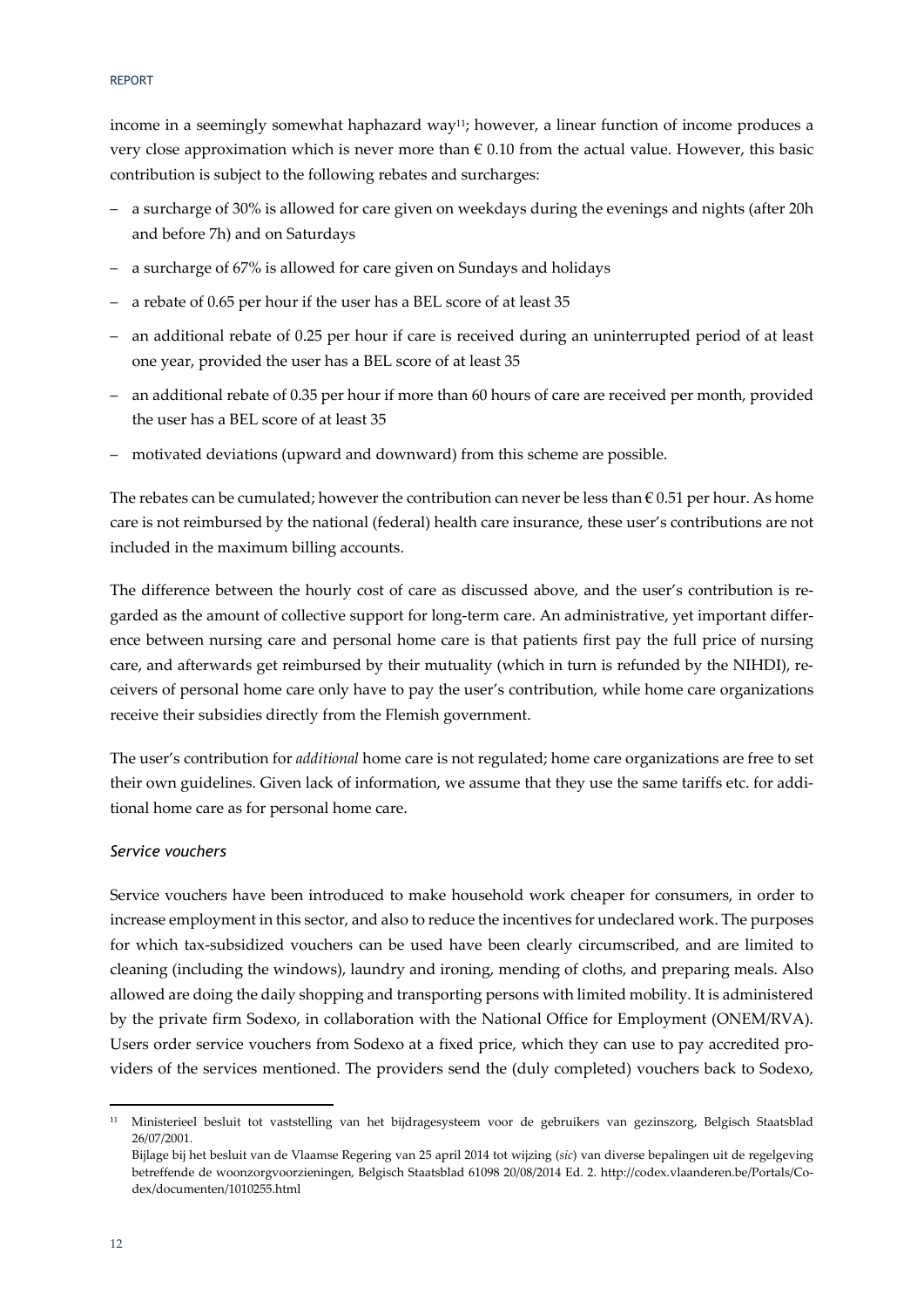income in a seemingly somewhat haphazard way[11]; however, a linear function of income produces a very close approximation which is never more than € 0.10 from the actual value. However, this basic contribution is subject to the following rebates and surcharges:

- a surcharge of 30% is allowed for care given on weekdays during the evenings and nights (after 20h and before 7h) and on Saturdays
- a surcharge of 67% is allowed for care given on Sundays and holidays
- a rebate of 0.65 per hour if the user has a BEL score of at least 35
- an additional rebate of 0.25 per hour if care is received during an uninterrupted period of at least one year, provided the user has a BEL score of at least 35
- an additional rebate of 0.35 per hour if more than 60 hours of care are received per month, provided the user has a BEL score of at least 35
- motivated deviations (upward and downward) from this scheme are possible.

The rebates can be cumulated; however the contribution can never be less than € 0.51 per hour. As home care is not reimbursed by the national (federal) health care insurance, these user's contributions are not included in the maximum billing accounts.

The difference between the hourly cost of care as discussed above, and the user's contribution is regarded as the amount of collective support for long-term care. An administrative, yet important difference between nursing care and personal home care is that patients first pay the full price of nursing care, and afterwards get reimbursed by their mutuality (which in turn is refunded by the NIHDI), receivers of personal home care only have to pay the user's contribution, while home care organizations receive their subsidies directly from the Flemish government.

The user's contribution for *additional* home care is not regulated; home care organizations are free to set their own guidelines. Given lack of information, we assume that they use the same tariffs etc. for additional home care as for personal home care.

### *Service vouchers*

Service vouchers have been introduced to make household work cheaper for consumers, in order to increase employment in this sector, and also to reduce the incentives for undeclared work. The purposes for which tax-subsidized vouchers can be used have been clearly circumscribed, and are limited to cleaning (including the windows), laundry and ironing, mending of cloths, and preparing meals. Also allowed are doing the daily shopping and transporting persons with limited mobility. It is administered by the private firm Sodexo, in collaboration with the National Office for Employment (ONEM/RVA). Users order service vouchers from Sodexo at a fixed price, which they can use to pay accredited providers of the services mentioned. The providers send the (duly completed) vouchers back to Sodexo,

---

[11] Ministerieel besluit tot vaststelling van het bijdragesysteem voor de gebruikers van gezinszorg, Belgisch Staatsblad 26/07/2001.
Bijlage bij het besluit van de Vlaamse Regering van 25 april 2014 tot wijzing (*sic*) van diverse bepalingen uit de regelgeving betreffende de woonzorgvoorzieningen, Belgisch Staatsblad 61098 20/08/2014 Ed. 2. http://codex.vlaanderen.be/Portals/Codex/documenten/1010255.html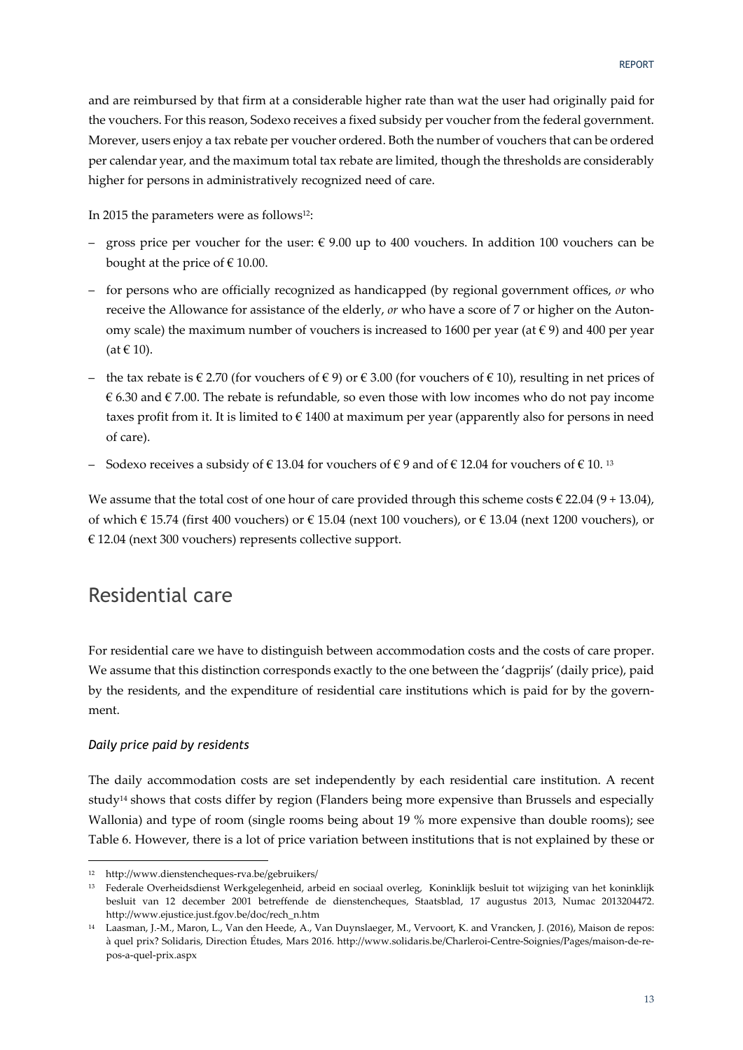and are reimbursed by that firm at a considerable higher rate than wat the user had originally paid for the vouchers. For this reason, Sodexo receives a fixed subsidy per voucher from the federal government. Morever, users enjoy a tax rebate per voucher ordered. Both the number of vouchers that can be ordered per calendar year, and the maximum total tax rebate are limited, though the thresholds are considerably higher for persons in administratively recognized need of care.

In 2015 the parameters were as follows[12]:

- gross price per voucher for the user: € 9.00 up to 400 vouchers. In addition 100 vouchers can be bought at the price of € 10.00.
- for persons who are officially recognized as handicapped (by regional government offices, *or* who receive the Allowance for assistance of the elderly, *or* who have a score of 7 or higher on the Autonomy scale) the maximum number of vouchers is increased to 1600 per year (at € 9) and 400 per year (at € 10).
- the tax rebate is € 2.70 (for vouchers of € 9) or € 3.00 (for vouchers of € 10), resulting in net prices of € 6.30 and € 7.00. The rebate is refundable, so even those with low incomes who do not pay income taxes profit from it. It is limited to € 1400 at maximum per year (apparently also for persons in need of care).
- Sodexo receives a subsidy of € 13.04 for vouchers of € 9 and of € 12.04 for vouchers of € 10. [13]

We assume that the total cost of one hour of care provided through this scheme costs € 22.04 (9 + 13.04), of which € 15.74 (first 400 vouchers) or € 15.04 (next 100 vouchers), or € 13.04 (next 1200 vouchers), or € 12.04 (next 300 vouchers) represents collective support.

## Residential care

For residential care we have to distinguish between accommodation costs and the costs of care proper. We assume that this distinction corresponds exactly to the one between the 'dagprijs' (daily price), paid by the residents, and the expenditure of residential care institutions which is paid for by the government.

### *Daily price paid by residents*

The daily accommodation costs are set independently by each residential care institution. A recent study[14] shows that costs differ by region (Flanders being more expensive than Brussels and especially Wallonia) and type of room (single rooms being about 19 % more expensive than double rooms); see Table 6. However, there is a lot of price variation between institutions that is not explained by these or

---

[12] http://www.dienstencheques-rva.be/gebruikers/

[13] Federale Overheidsdienst Werkgelegenheid, arbeid en sociaal overleg, Koninklijk besluit tot wijziging van het koninklijk besluit van 12 december 2001 betreffende de dienstencheques, Staatsblad, 17 augustus 2013, Numac 2013204472. http://www.ejustice.just.fgov.be/doc/rech_n.htm

[14] Laasman, J.-M., Maron, L., Van den Heede, A., Van Duynslaeger, M., Vervoort, K. and Vrancken, J. (2016), Maison de repos: à quel prix? Solidaris, Direction Études, Mars 2016. http://www.solidaris.be/Charleroi-Centre-Soignies/Pages/maison-de-repos-a-quel-prix.aspx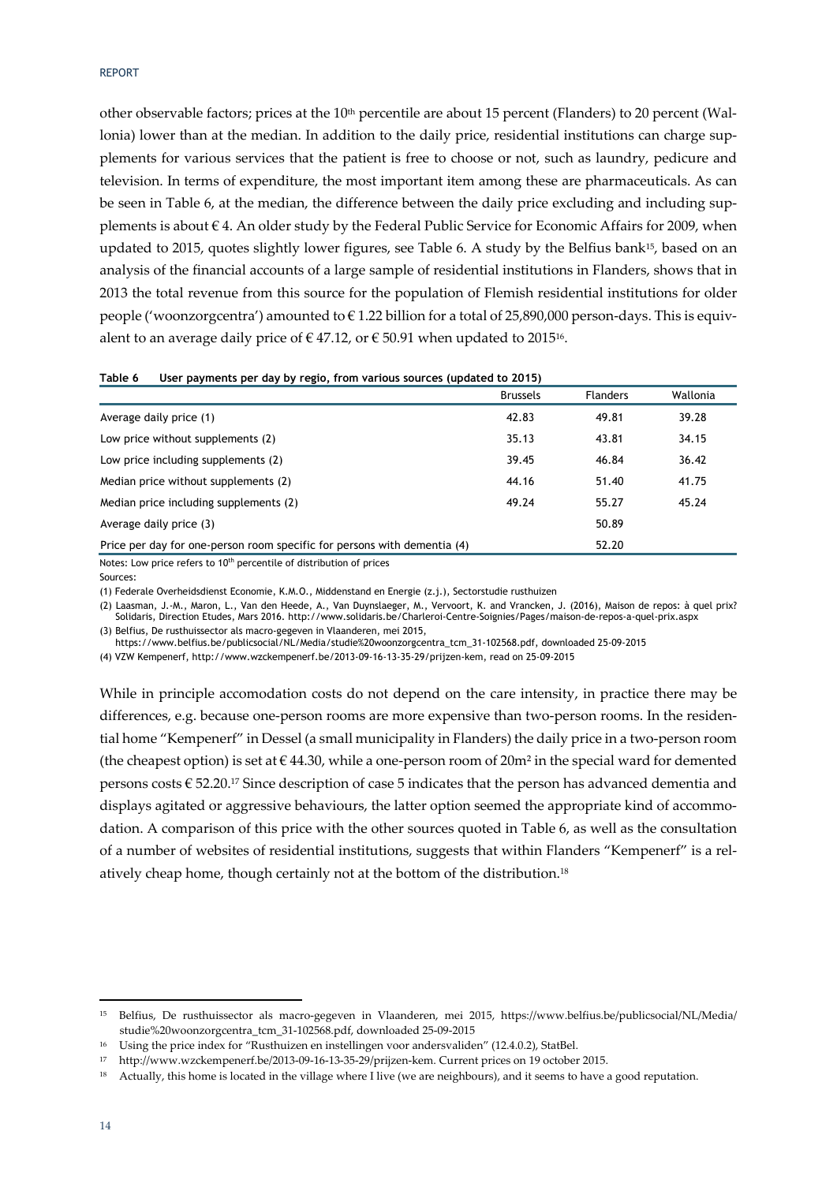other observable factors; prices at the 10th percentile are about 15 percent (Flanders) to 20 percent (Wallonia) lower than at the median. In addition to the daily price, residential institutions can charge supplements for various services that the patient is free to choose or not, such as laundry, pedicure and television. In terms of expenditure, the most important item among these are pharmaceuticals. As can be seen in Table 6, at the median, the difference between the daily price excluding and including supplements is about € 4. An older study by the Federal Public Service for Economic Affairs for 2009, when updated to 2015, quotes slightly lower figures, see Table 6. A study by the Belfius bank[15], based on an analysis of the financial accounts of a large sample of residential institutions in Flanders, shows that in 2013 the total revenue from this source for the population of Flemish residential institutions for older people ('woonzorgcentra') amounted to € 1.22 billion for a total of 25,890,000 person-days. This is equivalent to an average daily price of € 47.12, or € 50.91 when updated to 2015[16].

**Table 6 User payments per day by regio, from various sources (updated to 2015)**

| | Brussels | Flanders | Wallonia |
|---|---|---|---|
| Average daily price (1) | 42.83 | 49.81 | 39.28 |
| Low price without supplements (2) | 35.13 | 43.81 | 34.15 |
| Low price including supplements (2) | 39.45 | 46.84 | 36.42 |
| Median price without supplements (2) | 44.16 | 51.40 | 41.75 |
| Median price including supplements (2) | 49.24 | 55.27 | 45.24 |
| Average daily price (3) | | 50.89 | |
| Price per day for one-person room specific for persons with dementia (4) | | 52.20 | |

Notes: Low price refers to 10th percentile of distribution of prices

Sources:

(1) Federale Overheidsdienst Economie, K.M.O., Middenstand en Energie (z.j.), Sectorstudie rusthuizen

(2) Laasman, J.-M., Maron, L., Van den Heede, A., Van Duynslaeger, M., Vervoort, K. and Vrancken, J. (2016), Maison de repos: à quel prix? Solidaris, Direction Etudes, Mars 2016. http://www.solidaris.be/Charleroi-Centre-Soignies/Pages/maison-de-repos-a-quel-prix.aspx

(3) Belfius, De rusthuissector als macro-gegeven in Vlaanderen, mei 2015, https://www.belfius.be/publicsocial/NL/Media/studie%20woonzorgcentra_tcm_31-102568.pdf, downloaded 25-09-2015

(4) VZW Kempenerf, http://www.wzckempenerf.be/2013-09-16-13-35-29/prijzen-kem, read on 25-09-2015

While in principle accomodation costs do not depend on the care intensity, in practice there may be differences, e.g. because one-person rooms are more expensive than two-person rooms. In the residential home "Kempenerf" in Dessel (a small municipality in Flanders) the daily price in a two-person room (the cheapest option) is set at € 44.30, while a one-person room of 20m² in the special ward for demented persons costs € 52.20.[17] Since description of case 5 indicates that the person has advanced dementia and displays agitated or aggressive behaviours, the latter option seemed the appropriate kind of accommodation. A comparison of this price with the other sources quoted in Table 6, as well as the consultation of a number of websites of residential institutions, suggests that within Flanders "Kempenerf" is a relatively cheap home, though certainly not at the bottom of the distribution.[18]

---

[15] Belfius, De rusthuissector als macro-gegeven in Vlaanderen, mei 2015, https://www.belfius.be/publicsocial/NL/Media/studie%20woonzorgcentra_tcm_31-102568.pdf, downloaded 25-09-2015

[16] Using the price index for "Rusthuizen en instellingen voor andersvaliden" (12.4.0.2), StatBel.

[17] http://www.wzckempenerf.be/2013-09-16-13-35-29/prijzen-kem. Current prices on 19 october 2015.

[18] Actually, this home is located in the village where I live (we are neighbours), and it seems to have a good reputation.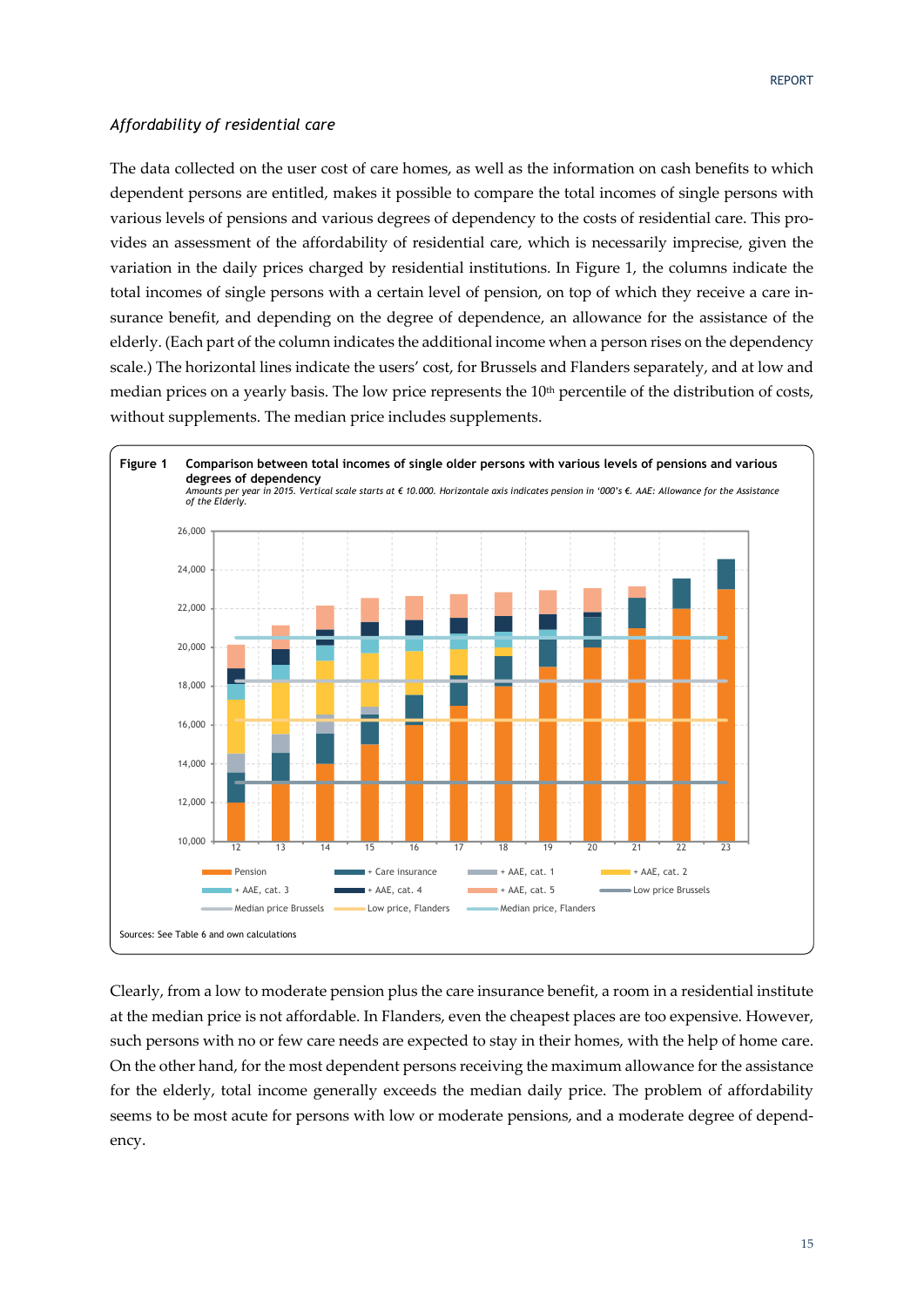*Affordability of residential care*

The data collected on the user cost of care homes, as well as the information on cash benefits to which dependent persons are entitled, makes it possible to compare the total incomes of single persons with various levels of pensions and various degrees of dependency to the costs of residential care. This provides an assessment of the affordability of residential care, which is necessarily imprecise, given the variation in the daily prices charged by residential institutions. In Figure 1, the columns indicate the total incomes of single persons with a certain level of pension, on top of which they receive a care insurance benefit, and depending on the degree of dependence, an allowance for the assistance of the elderly. (Each part of the column indicates the additional income when a person rises on the dependency scale.) The horizontal lines indicate the users' cost, for Brussels and Flanders separately, and at low and median prices on a yearly basis. The low price represents the 10th percentile of the distribution of costs, without supplements. The median price includes supplements.

**Figure 1 Comparison between total incomes of single older persons with various levels of pensions and various degrees of dependency**

*Amounts per year in 2015. Vertical scale starts at € 10.000. Horizontale axis indicates pension in '000's €. AAE: Allowance for the Assistance of the Elderly.*

Sources: See Table 6 and own calculations

Clearly, from a low to moderate pension plus the care insurance benefit, a room in a residential institute at the median price is not affordable. In Flanders, even the cheapest places are too expensive. However, such persons with no or few care needs are expected to stay in their homes, with the help of home care. On the other hand, for the most dependent persons receiving the maximum allowance for the assistance for the elderly, total income generally exceeds the median daily price. The problem of affordability seems to be most acute for persons with low or moderate pensions, and a moderate degree of dependency.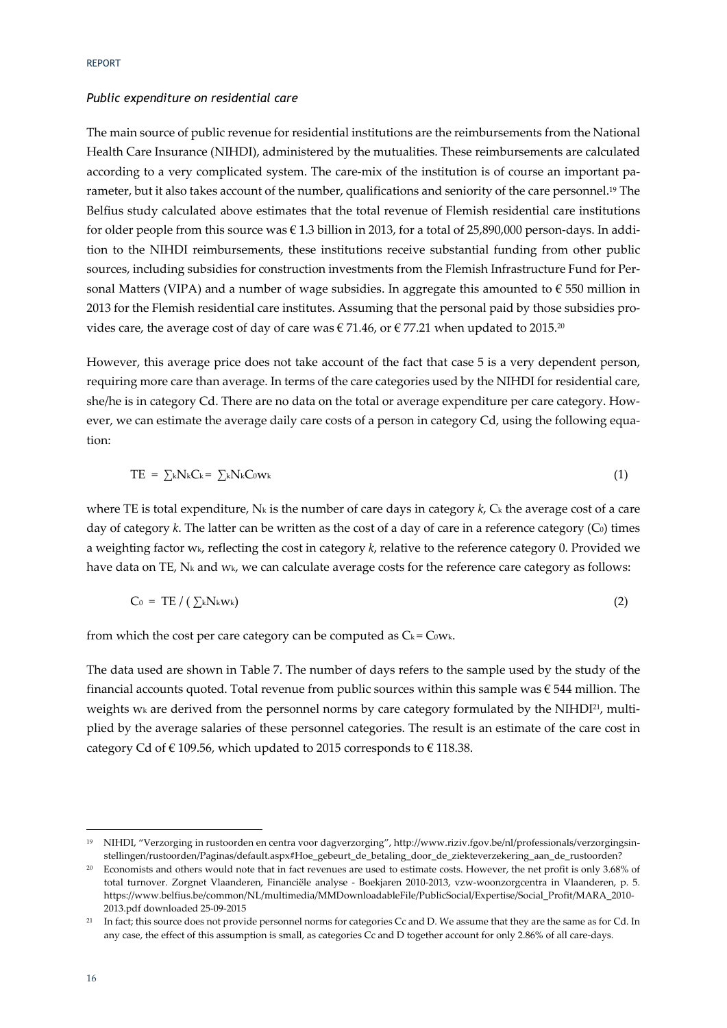*Public expenditure on residential care*

The main source of public revenue for residential institutions are the reimbursements from the National Health Care Insurance (NIHDI), administered by the mutualities. These reimbursements are calculated according to a very complicated system. The care-mix of the institution is of course an important parameter, but it also takes account of the number, qualifications and seniority of the care personnel.[19] The Belfius study calculated above estimates that the total revenue of Flemish residential care institutions for older people from this source was € 1.3 billion in 2013, for a total of 25,890,000 person-days. In addition to the NIHDI reimbursements, these institutions receive substantial funding from other public sources, including subsidies for construction investments from the Flemish Infrastructure Fund for Personal Matters (VIPA) and a number of wage subsidies. In aggregate this amounted to € 550 million in 2013 for the Flemish residential care institutes. Assuming that the personal paid by those subsidies provides care, the average cost of day of care was € 71.46, or € 77.21 when updated to 2015.[20]

However, this average price does not take account of the fact that case 5 is a very dependent person, requiring more care than average. In terms of the care categories used by the NIHDI for residential care, she/he is in category Cd. There are no data on the total or average expenditure per care category. However, we can estimate the average daily care costs of a person in category Cd, using the following equation:

$$TE = \sum_k N_k C_k = \sum_k N_k C_0 w_k \quad (1)$$

where TE is total expenditure, $N_k$ is the number of care days in category $k$, $C_k$ the average cost of a care day of category $k$. The latter can be written as the cost of a day of care in a reference category ($C_0$) times a weighting factor $w_k$, reflecting the cost in category $k$, relative to the reference category 0. Provided we have data on TE, $N_k$ and $w_k$, we can calculate average costs for the reference care category as follows:

$$C_0 = TE / \left( \sum_k N_k w_k \right) \quad (2)$$

from which the cost per care category can be computed as $C_k = C_0 w_k$.

The data used are shown in Table 7. The number of days refers to the sample used by the study of the financial accounts quoted. Total revenue from public sources within this sample was € 544 million. The weights $w_k$ are derived from the personnel norms by care category formulated by the NIHDI[21], multiplied by the average salaries of these personnel categories. The result is an estimate of the care cost in category Cd of € 109.56, which updated to 2015 corresponds to € 118.38.

---

[19] NIHDI, "Verzorging in rustoorden en centra voor dagverzorging", http://www.riziv.fgov.be/nl/professionals/verzorgingsinstellingen/rustoorden/Paginas/default.aspx#Hoe_gebeurt_de_betaling_door_de_ziekteverzekering_aan_de_rustoorden?

[20] Economists and others would note that in fact revenues are used to estimate costs. However, the net profit is only 3.68% of total turnover. Zorgnet Vlaanderen, Financiële analyse - Boekjaren 2010-2013, vzw-woonzorgcentra in Vlaanderen, p. 5. https://www.belfius.be/common/NL/multimedia/MMDownloadableFile/PublicSocial/Expertise/Social_Profit/MARA_2010-2013.pdf downloaded 25-09-2015

[21] In fact; this source does not provide personnel norms for categories Cc and D. We assume that they are the same as for Cd. In any case, the effect of this assumption is small, as categories Cc and D together account for only 2.86% of all care-days.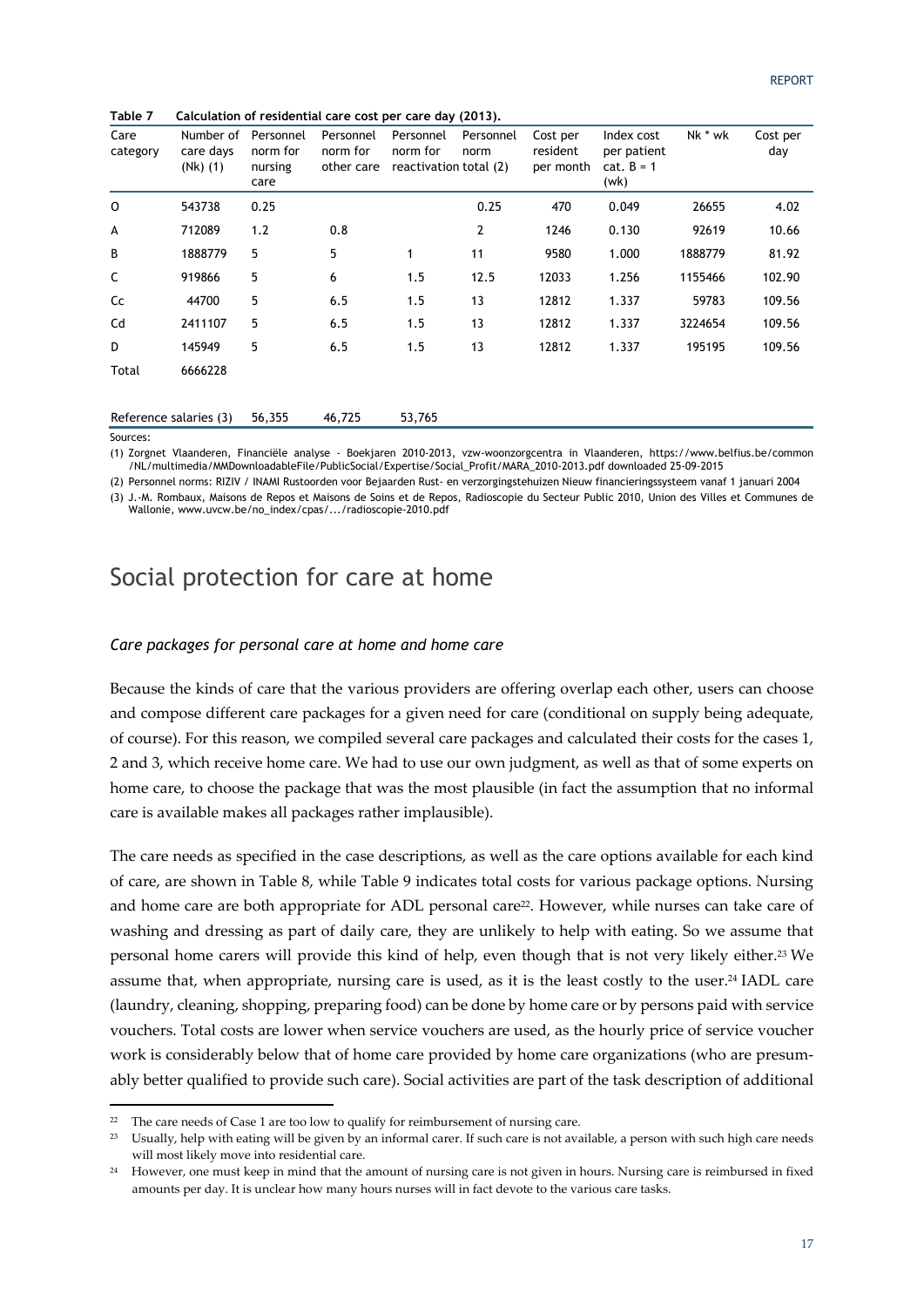**Table 7 Calculation of residential care cost per care day (2013).**

| Care category | Number of care days (Nk) (1) | Personnel norm for nursing care | Personnel norm for other care | Personnel norm for reactivation | Personnel norm total (2) | Cost per resident per month | Index cost per patient cat. B = 1 (wk) | Nk * wk | Cost per day |
|---|---|---|---|---|---|---|---|---|---|
| O | 543738 | 0.25 | | | 0.25 | 470 | 0.049 | 26655 | 4.02 |
| A | 712089 | 1.2 | 0.8 | | 2 | 1246 | 0.130 | 92619 | 10.66 |
| B | 1888779 | 5 | 5 | 1 | 11 | 9580 | 1.000 | 1888779 | 81.92 |
| C | 919866 | 5 | 6 | 1.5 | 12.5 | 12033 | 1.256 | 1155466 | 102.90 |
| Cc | 44700 | 5 | 6.5 | 1.5 | 13 | 12812 | 1.337 | 59783 | 109.56 |
| Cd | 2411107 | 5 | 6.5 | 1.5 | 13 | 12812 | 1.337 | 3224654 | 109.56 |
| D | 145949 | 5 | 6.5 | 1.5 | 13 | 12812 | 1.337 | 195195 | 109.56 |
| Total | 6666228 | | | | | | | | |
| Reference salaries (3) | | 56,355 | 46,725 | 53,765 | | | | | |

Sources:

(1) Zorgnet Vlaanderen, Financiële analyse - Boekjaren 2010-2013, vzw-woonzorgcentra in Vlaanderen, https://www.belfius.be/common/NL/multimedia/MMDownloadableFile/PublicSocial/Expertise/Social_Profit/MARA_2010-2013.pdf downloaded 25-09-2015

(2) Personnel norms: RIZIV / INAMI Rustoorden voor Bejaarden Rust- en verzorgingstehuizen Nieuw financieringssysteem vanaf 1 januari 2004

(3) J.-M. Rombaux, Maisons de Repos et Maisons de Soins et de Repos, Radioscopie du Secteur Public 2010, Union des Villes et Communes de Wallonie, www.uvcw.be/no_index/cpas/.../radioscopie-2010.pdf

# Social protection for care at home

*Care packages for personal care at home and home care*

Because the kinds of care that the various providers are offering overlap each other, users can choose and compose different care packages for a given need for care (conditional on supply being adequate, of course). For this reason, we compiled several care packages and calculated their costs for the cases 1, 2 and 3, which receive home care. We had to use our own judgment, as well as that of some experts on home care, to choose the package that was the most plausible (in fact the assumption that no informal care is available makes all packages rather implausible).

The care needs as specified in the case descriptions, as well as the care options available for each kind of care, are shown in Table 8, while Table 9 indicates total costs for various package options. Nursing and home care are both appropriate for ADL personal care[22]. However, while nurses can take care of washing and dressing as part of daily care, they are unlikely to help with eating. So we assume that personal home carers will provide this kind of help, even though that is not very likely either.[23] We assume that, when appropriate, nursing care is used, as it is the least costly to the user.[24] IADL care (laundry, cleaning, shopping, preparing food) can be done by home care or by persons paid with service vouchers. Total costs are lower when service vouchers are used, as the hourly price of service voucher work is considerably below that of home care provided by home care organizations (who are presumably better qualified to provide such care). Social activities are part of the task description of additional

[22] The care needs of Case 1 are too low to qualify for reimbursement of nursing care.

[23] Usually, help with eating will be given by an informal carer. If such care is not available, a person with such high care needs will most likely move into residential care.

[24] However, one must keep in mind that the amount of nursing care is not given in hours. Nursing care is reimbursed in fixed amounts per day. It is unclear how many hours nurses will in fact devote to the various care tasks.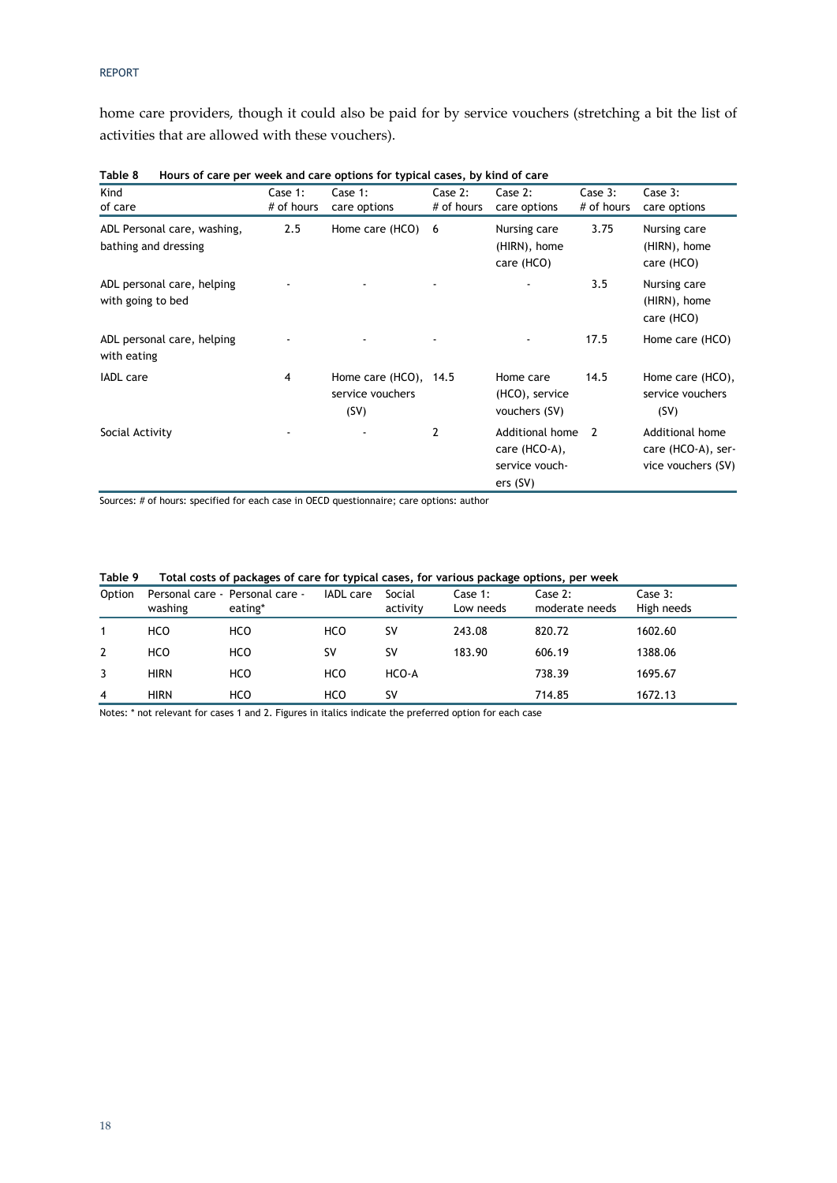home care providers, though it could also be paid for by service vouchers (stretching a bit the list of activities that are allowed with these vouchers).

**Table 8 Hours of care per week and care options for typical cases, by kind of care**

| Kind of care | Case 1: # of hours | Case 1: care options | Case 2: # of hours | Case 2: care options | Case 3: # of hours | Case 3: care options |
|---|---|---|---|---|---|---|
| ADL Personal care, washing, bathing and dressing | 2.5 | Home care (HCO) | 6 | Nursing care (HIRN), home care (HCO) | 3.75 | Nursing care (HIRN), home care (HCO) |
| ADL personal care, helping with going to bed | - | - | - | - | 3.5 | Nursing care (HIRN), home care (HCO) |
| ADL personal care, helping with eating | - | - | - | - | 17.5 | Home care (HCO) |
| IADL care | 4 | Home care (HCO), service vouchers (SV) | 14.5 | Home care (HCO), service vouchers (SV) | 14.5 | Home care (HCO), service vouchers (SV) |
| Social Activity | - | - | 2 | Additional home care (HCO-A), service vouchers (SV) | 2 | Additional home care (HCO-A), service vouchers (SV) |

Sources: # of hours: specified for each case in OECD questionnaire; care options: author

**Table 9 Total costs of packages of care for typical cases, for various package options, per week**

| Option | Personal care - washing | Personal care - eating* | IADL care | Social activity | Case 1: Low needs | Case 2: moderate needs | Case 3: High needs |
|---|---|---|---|---|---|---|---|
| 1 | HCO | HCO | HCO | SV | 243.08 | 820.72 | 1602.60 |
| 2 | HCO | HCO | SV | SV | 183.90 | 606.19 | 1388.06 |
| 3 | HIRN | HCO | HCO | HCO-A | | 738.39 | 1695.67 |
| 4 | HIRN | HCO | HCO | SV | | 714.85 | 1672.13 |

Notes: * not relevant for cases 1 and 2. Figures in italics indicate the preferred option for each case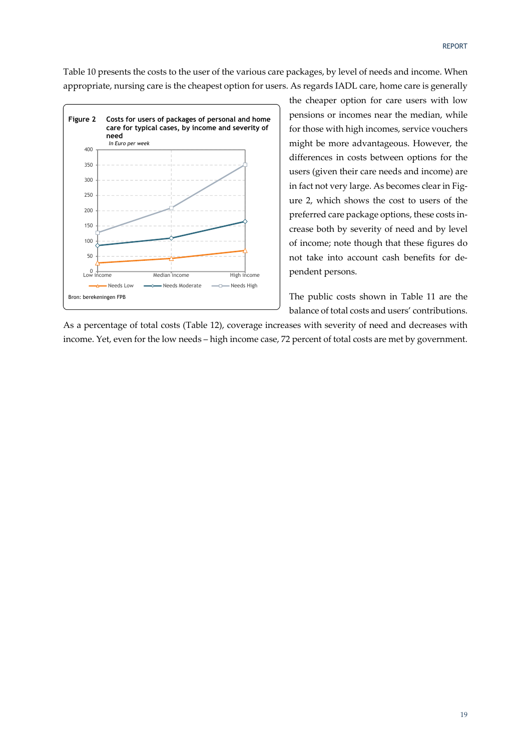Table 10 presents the costs to the user of the various care packages, by level of needs and income. When appropriate, nursing care is the cheapest option for users. As regards IADL care, home care is generally the cheaper option for care users with low pensions or incomes near the median, while for those with high incomes, service vouchers might be more advantageous. However, the differences in costs between options for the users (given their care needs and income) are in fact not very large. As becomes clear in Figure 2, which shows the cost to users of the preferred care package options, these costs increase both by severity of need and by level of income; note though that these figures do not take into account cash benefits for dependent persons.

**Figure 2 Costs for users of packages of personal and home care for typical cases, by income and severity of need**
*In Euro per week*

Bron: berekeningen FPB

The public costs shown in Table 11 are the balance of total costs and users' contributions. As a percentage of total costs (Table 12), coverage increases with severity of need and decreases with income. Yet, even for the low needs – high income case, 72 percent of total costs are met by government.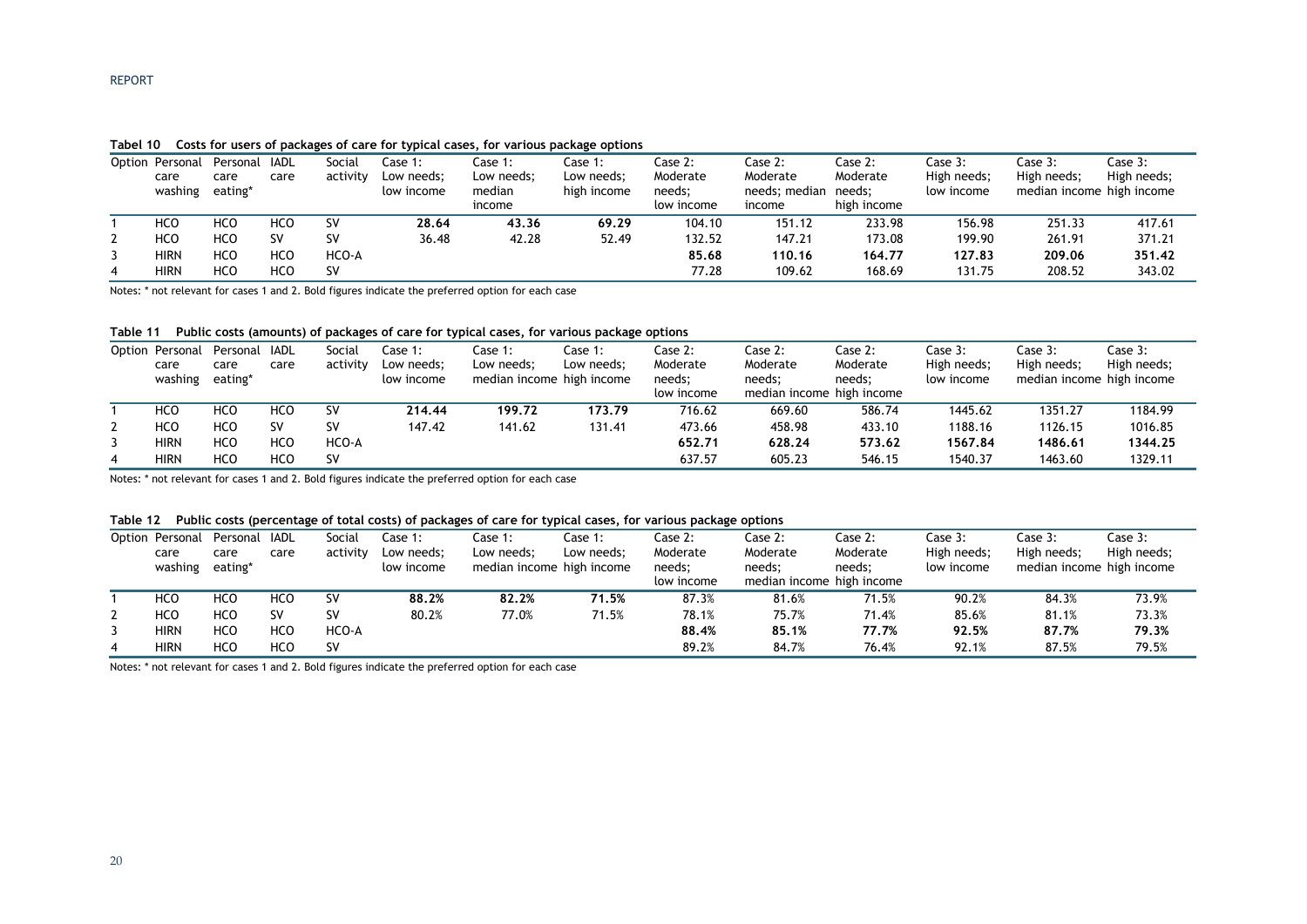**Tabel 10 Costs for users of packages of care for typical cases, for various package options**

| Option | Personal care washing | Personal care eating* | IADL care | Social activity | Case 1: Low needs; low income | Case 1: Low needs; median income | Case 1: Low needs; high income | Case 2: Moderate needs; low income | Case 2: Moderate needs; median income | Case 2: Moderate needs; high income | Case 3: High needs; low income | Case 3: High needs; median income | Case 3: High needs; high income |
|---|---|---|---|---|---|---|---|---|---|---|---|---|---|
| 1 | HCO | HCO | HCO | SV | **28.64** | **43.36** | **69.29** | 104.10 | 151.12 | 233.98 | 156.98 | 251.33 | 417.61 |
| 2 | HCO | HCO | SV | SV | 36.48 | 42.28 | 52.49 | 132.52 | 147.21 | 173.08 | 199.90 | 261.91 | 371.21 |
| 3 | HIRN | HCO | HCO | HCO-A | | | | **85.68** | **110.16** | **164.77** | **127.83** | **209.06** | **351.42** |
| 4 | HIRN | HCO | HCO | SV | | | | 77.28 | 109.62 | 168.69 | 131.75 | 208.52 | 343.02 |

Notes: * not relevant for cases 1 and 2. Bold figures indicate the preferred option for each case

**Table 11 Public costs (amounts) of packages of care for typical cases, for various package options**

| Option | Personal care washing | Personal care eating* | IADL care | Social activity | Case 1: Low needs; low income | Case 1: Low needs; median income | Case 1: Low needs; high income | Case 2: Moderate needs; low income | Case 2: Moderate needs; median income | Case 2: Moderate needs; high income | Case 3: High needs; low income | Case 3: High needs; median income | Case 3: High needs; high income |
|---|---|---|---|---|---|---|---|---|---|---|---|---|---|
| 1 | HCO | HCO | HCO | SV | **214.44** | **199.72** | **173.79** | 716.62 | 669.60 | 586.74 | 1445.62 | 1351.27 | 1184.99 |
| 2 | HCO | HCO | SV | SV | 147.42 | 141.62 | 131.41 | 473.66 | 458.98 | 433.10 | 1188.16 | 1126.15 | 1016.85 |
| 3 | HIRN | HCO | HCO | HCO-A | | | | **652.71** | **628.24** | **573.62** | **1567.84** | **1486.61** | **1344.25** |
| 4 | HIRN | HCO | HCO | SV | | | | 637.57 | 605.23 | 546.15 | 1540.37 | 1463.60 | 1329.11 |

Notes: * not relevant for cases 1 and 2. Bold figures indicate the preferred option for each case

**Table 12 Public costs (percentage of total costs) of packages of care for typical cases, for various package options**

| Option | Personal care washing | Personal care eating* | IADL care | Social activity | Case 1: Low needs; low income | Case 1: Low needs; median income | Case 1: Low needs; high income | Case 2: Moderate needs; low income | Case 2: Moderate needs; median income | Case 2: Moderate needs; high income | Case 3: High needs; low income | Case 3: High needs; median income | Case 3: High needs; high income |
|---|---|---|---|---|---|---|---|---|---|---|---|---|---|
| 1 | HCO | HCO | HCO | SV | **88.2%** | **82.2%** | **71.5%** | 87.3% | 81.6% | 71.5% | 90.2% | 84.3% | 73.9% |
| 2 | HCO | HCO | SV | SV | 80.2% | 77.0% | 71.5% | 78.1% | 75.7% | 71.4% | 85.6% | 81.1% | 73.3% |
| 3 | HIRN | HCO | HCO | HCO-A | | | | **88.4%** | **85.1%** | **77.7%** | **92.5%** | **87.7%** | **79.3%** |
| 4 | HIRN | HCO | HCO | SV | | | | 89.2% | 84.7% | 76.4% | 92.1% | 87.5% | 79.5% |

Notes: * not relevant for cases 1 and 2. Bold figures indicate the preferred option for each case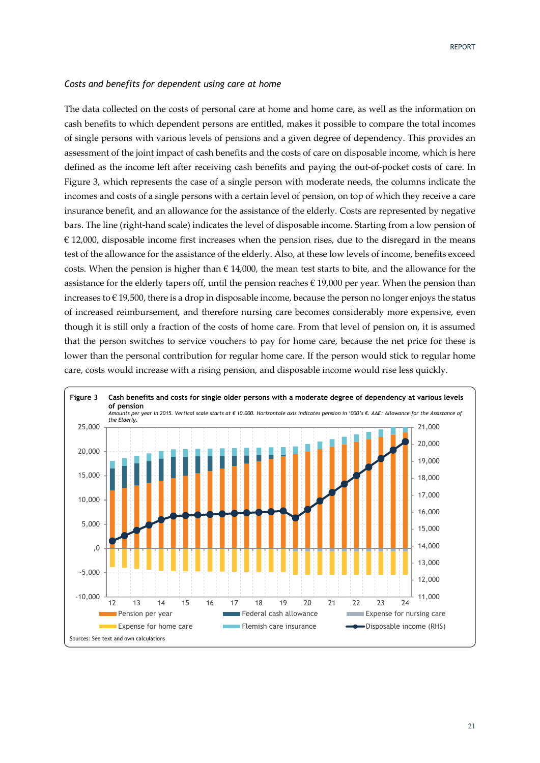*Costs and benefits for dependent using care at home*

The data collected on the costs of personal care at home and home care, as well as the information on cash benefits to which dependent persons are entitled, makes it possible to compare the total incomes of single persons with various levels of pensions and a given degree of dependency. This provides an assessment of the joint impact of cash benefits and the costs of care on disposable income, which is here defined as the income left after receiving cash benefits and paying the out-of-pocket costs of care. In Figure 3, which represents the case of a single person with moderate needs, the columns indicate the incomes and costs of a single persons with a certain level of pension, on top of which they receive a care insurance benefit, and an allowance for the assistance of the elderly. Costs are represented by negative bars. The line (right-hand scale) indicates the level of disposable income. Starting from a low pension of € 12,000, disposable income first increases when the pension rises, due to the disregard in the means test of the allowance for the assistance of the elderly. Also, at these low levels of income, benefits exceed costs. When the pension is higher than € 14,000, the mean test starts to bite, and the allowance for the assistance for the elderly tapers off, until the pension reaches € 19,000 per year. When the pension than increases to € 19,500, there is a drop in disposable income, because the person no longer enjoys the status of increased reimbursement, and therefore nursing care becomes considerably more expensive, even though it is still only a fraction of the costs of home care. From that level of pension on, it is assumed that the person switches to service vouchers to pay for home care, because the net price for these is lower than the personal contribution for regular home care. If the person would stick to regular home care, costs would increase with a rising pension, and disposable income would rise less quickly.

**Figure 3 Cash benefits and costs for single older persons with a moderate degree of dependency at various levels of pension**

*Amounts per year in 2015. Vertical scale starts at € 10.000. Horizontale axis indicates pension in '000's €. AAE: Allowance for the Assistance of the Elderly.*

Legend: Pension per year; Federal cash allowance; Expense for nursing care; Expense for home care; Flemish care insurance; Disposable income (RHS)

Sources: See text and own calculations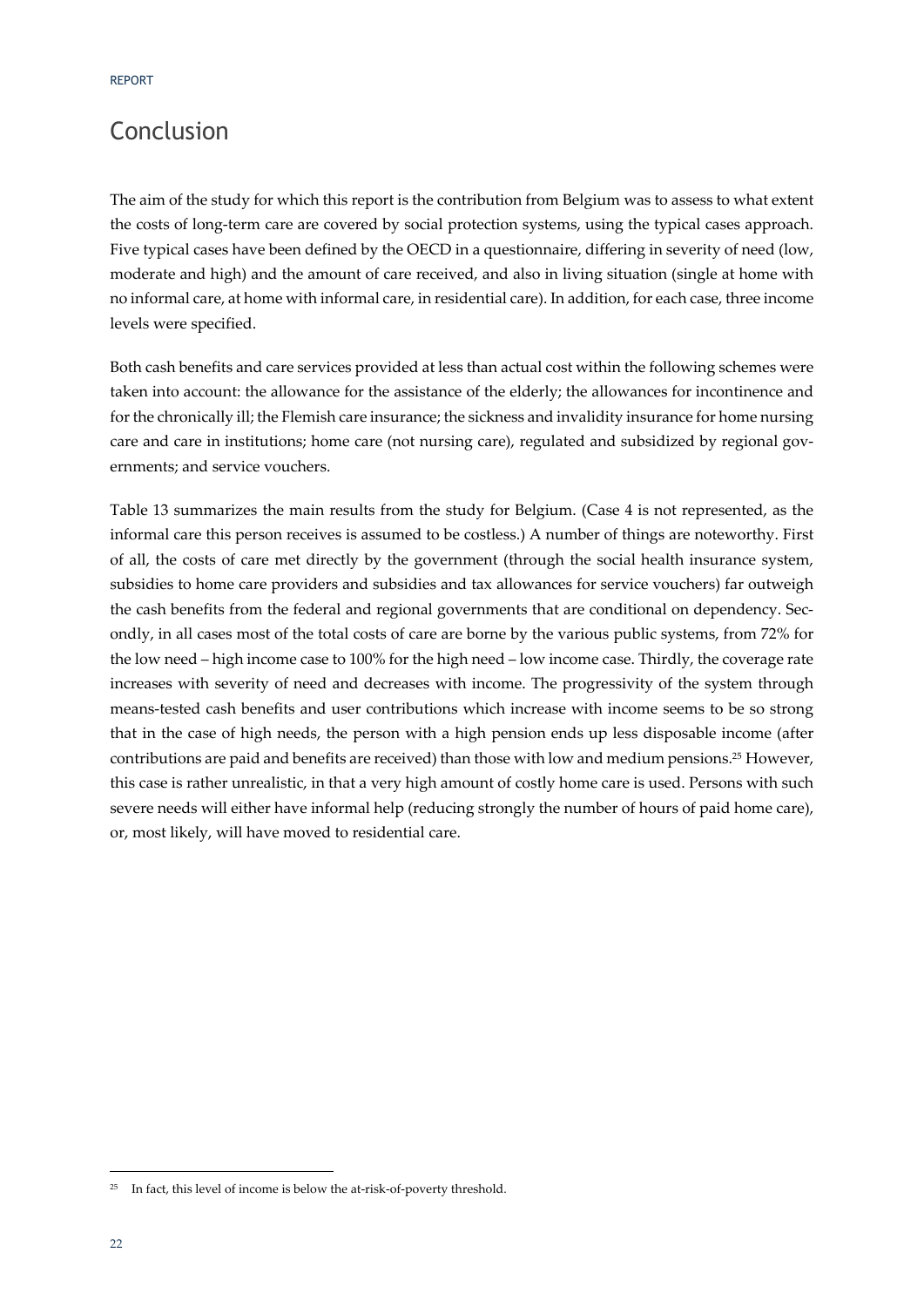# Conclusion

The aim of the study for which this report is the contribution from Belgium was to assess to what extent the costs of long-term care are covered by social protection systems, using the typical cases approach. Five typical cases have been defined by the OECD in a questionnaire, differing in severity of need (low, moderate and high) and the amount of care received, and also in living situation (single at home with no informal care, at home with informal care, in residential care). In addition, for each case, three income levels were specified.

Both cash benefits and care services provided at less than actual cost within the following schemes were taken into account: the allowance for the assistance of the elderly; the allowances for incontinence and for the chronically ill; the Flemish care insurance; the sickness and invalidity insurance for home nursing care and care in institutions; home care (not nursing care), regulated and subsidized by regional governments; and service vouchers.

Table 13 summarizes the main results from the study for Belgium. (Case 4 is not represented, as the informal care this person receives is assumed to be costless.) A number of things are noteworthy. First of all, the costs of care met directly by the government (through the social health insurance system, subsidies to home care providers and subsidies and tax allowances for service vouchers) far outweigh the cash benefits from the federal and regional governments that are conditional on dependency. Secondly, in all cases most of the total costs of care are borne by the various public systems, from 72% for the low need – high income case to 100% for the high need – low income case. Thirdly, the coverage rate increases with severity of need and decreases with income. The progressivity of the system through means-tested cash benefits and user contributions which increase with income seems to be so strong that in the case of high needs, the person with a high pension ends up less disposable income (after contributions are paid and benefits are received) than those with low and medium pensions.[25] However, this case is rather unrealistic, in that a very high amount of costly home care is used. Persons with such severe needs will either have informal help (reducing strongly the number of hours of paid home care), or, most likely, will have moved to residential care.

[25] In fact, this level of income is below the at-risk-of-poverty threshold.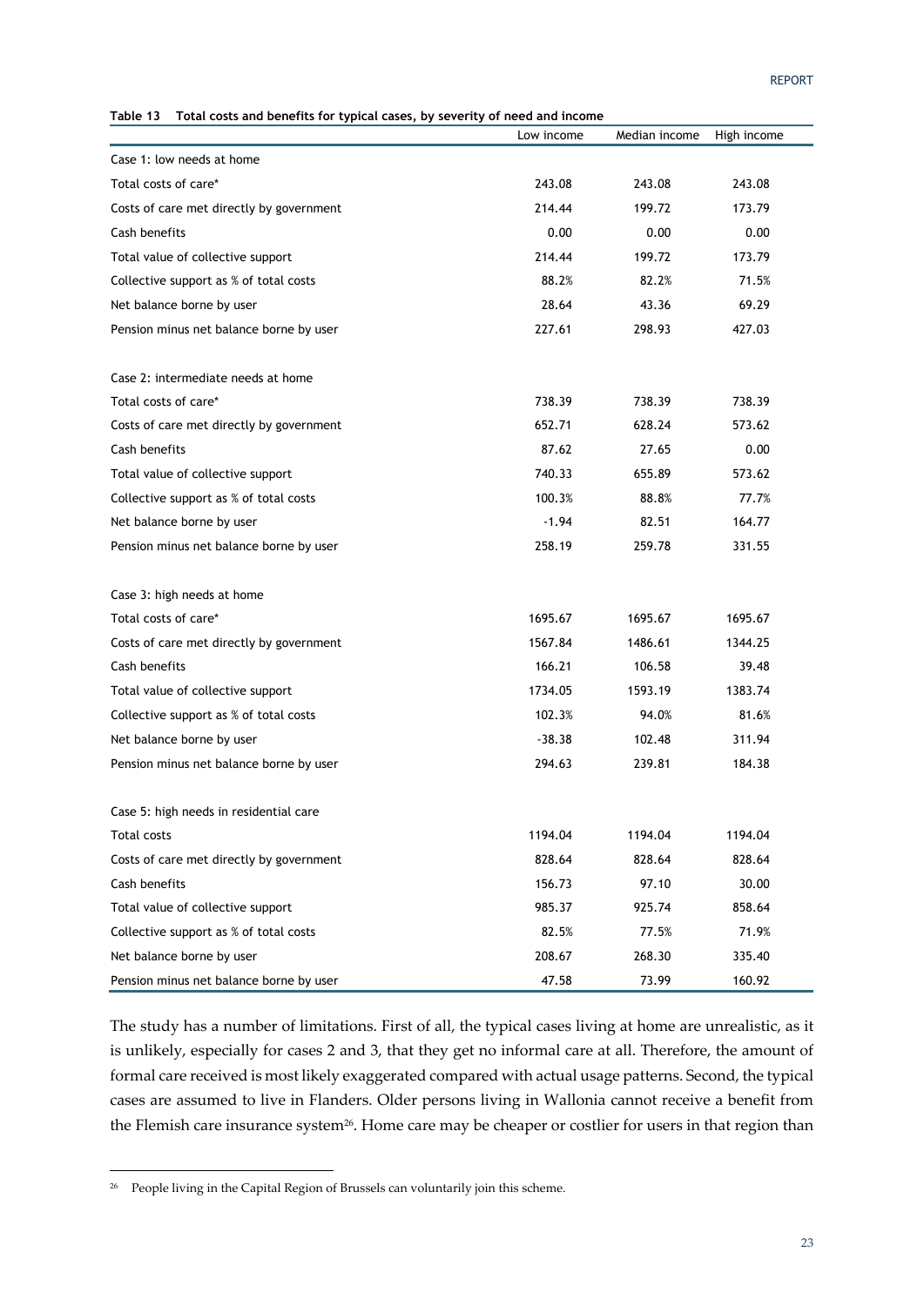**Table 13 Total costs and benefits for typical cases, by severity of need and income**

| | Low income | Median income | High income |
|---|---|---|---|
| Case 1: low needs at home | | | |
| Total costs of care* | 243.08 | 243.08 | 243.08 |
| Costs of care met directly by government | 214.44 | 199.72 | 173.79 |
| Cash benefits | 0.00 | 0.00 | 0.00 |
| Total value of collective support | 214.44 | 199.72 | 173.79 |
| Collective support as % of total costs | 88.2% | 82.2% | 71.5% |
| Net balance borne by user | 28.64 | 43.36 | 69.29 |
| Pension minus net balance borne by user | 227.61 | 298.93 | 427.03 |
| | | | |
| Case 2: intermediate needs at home | | | |
| Total costs of care* | 738.39 | 738.39 | 738.39 |
| Costs of care met directly by government | 652.71 | 628.24 | 573.62 |
| Cash benefits | 87.62 | 27.65 | 0.00 |
| Total value of collective support | 740.33 | 655.89 | 573.62 |
| Collective support as % of total costs | 100.3% | 88.8% | 77.7% |
| Net balance borne by user | -1.94 | 82.51 | 164.77 |
| Pension minus net balance borne by user | 258.19 | 259.78 | 331.55 |
| | | | |
| Case 3: high needs at home | | | |
| Total costs of care* | 1695.67 | 1695.67 | 1695.67 |
| Costs of care met directly by government | 1567.84 | 1486.61 | 1344.25 |
| Cash benefits | 166.21 | 106.58 | 39.48 |
| Total value of collective support | 1734.05 | 1593.19 | 1383.74 |
| Collective support as % of total costs | 102.3% | 94.0% | 81.6% |
| Net balance borne by user | -38.38 | 102.48 | 311.94 |
| Pension minus net balance borne by user | 294.63 | 239.81 | 184.38 |
| | | | |
| Case 5: high needs in residential care | | | |
| Total costs | 1194.04 | 1194.04 | 1194.04 |
| Costs of care met directly by government | 828.64 | 828.64 | 828.64 |
| Cash benefits | 156.73 | 97.10 | 30.00 |
| Total value of collective support | 985.37 | 925.74 | 858.64 |
| Collective support as % of total costs | 82.5% | 77.5% | 71.9% |
| Net balance borne by user | 208.67 | 268.30 | 335.40 |
| Pension minus net balance borne by user | 47.58 | 73.99 | 160.92 |

The study has a number of limitations. First of all, the typical cases living at home are unrealistic, as it is unlikely, especially for cases 2 and 3, that they get no informal care at all. Therefore, the amount of formal care received is most likely exaggerated compared with actual usage patterns. Second, the typical cases are assumed to live in Flanders. Older persons living in Wallonia cannot receive a benefit from the Flemish care insurance system[26]. Home care may be cheaper or costlier for users in that region than

[26] People living in the Capital Region of Brussels can voluntarily join this scheme.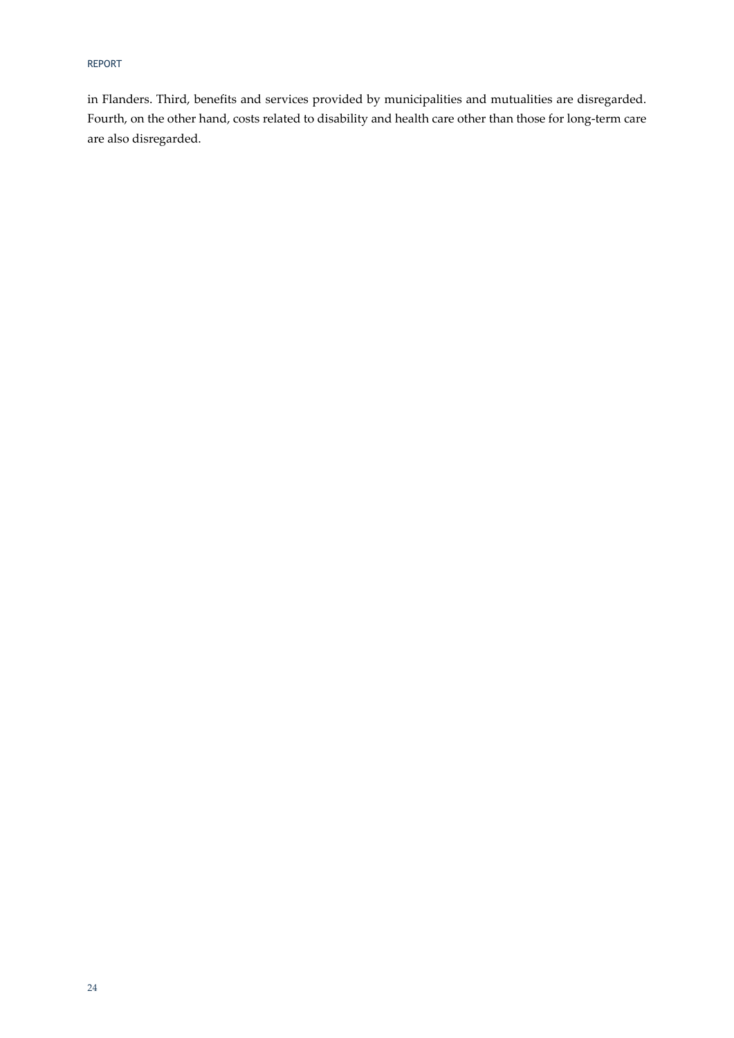in Flanders. Third, benefits and services provided by municipalities and mutualities are disregarded. Fourth, on the other hand, costs related to disability and health care other than those for long-term care are also disregarded.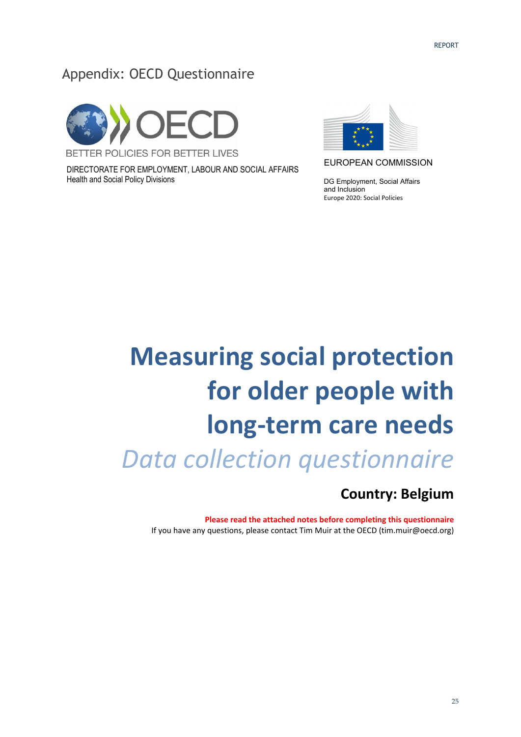# Appendix: OECD Questionnaire

BETTER POLICIES FOR BETTER LIVES

DIRECTORATE FOR EMPLOYMENT, LABOUR AND SOCIAL AFFAIRS
Health and Social Policy Divisions

EUROPEAN COMMISSION

DG Employment, Social Affairs and Inclusion
Europe 2020: Social Policies

# Measuring social protection for older people with long-term care needs

*Data collection questionnaire*

**Country: Belgium**

**Please read the attached notes before completing this questionnaire**

If you have any questions, please contact Tim Muir at the OECD (tim.muir@oecd.org)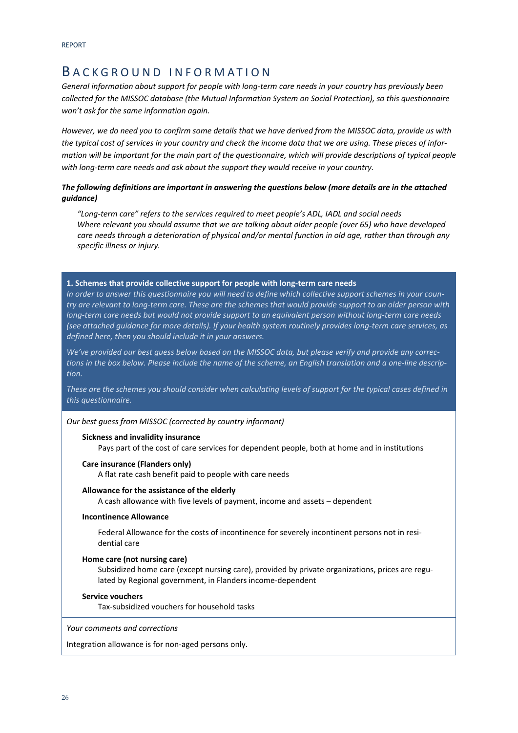# BACKGROUND INFORMATION

*General information about support for people with long-term care needs in your country has previously been collected for the MISSOC database (the Mutual Information System on Social Protection), so this questionnaire won't ask for the same information again.*

*However, we do need you to confirm some details that we have derived from the MISSOC data, provide us with the typical cost of services in your country and check the income data that we are using. These pieces of information will be important for the main part of the questionnaire, which will provide descriptions of typical people with long-term care needs and ask about the support they would receive in your country.*

***The following definitions are important in answering the questions below (more details are in the attached guidance)***

> *"Long-term care" refers to the services required to meet people's ADL, IADL and social needs*
> *Where relevant you should assume that we are talking about older people (over 65) who have developed care needs through a deterioration of physical and/or mental function in old age, rather than through any specific illness or injury.*

**1. Schemes that provide collective support for people with long-term care needs**

*In order to answer this questionnaire you will need to define which collective support schemes in your country are relevant to long-term care. These are the schemes that would provide support to an older person with long-term care needs but would not provide support to an equivalent person without long-term care needs (see attached guidance for more details). If your health system routinely provides long-term care services, as defined here, then you should include it in your answers.*

*We've provided our best guess below based on the MISSOC data, but please verify and provide any corrections in the box below. Please include the name of the scheme, an English translation and a one-line description.*

*These are the schemes you should consider when calculating levels of support for the typical cases defined in this questionnaire.*

*Our best guess from MISSOC (corrected by country informant)*

**Sickness and invalidity insurance**
Pays part of the cost of care services for dependent people, both at home and in institutions

**Care insurance (Flanders only)**
A flat rate cash benefit paid to people with care needs

**Allowance for the assistance of the elderly**
A cash allowance with five levels of payment, income and assets – dependent

**Incontinence Allowance**
Federal Allowance for the costs of incontinence for severely incontinent persons not in residential care

**Home care (not nursing care)**
Subsidized home care (except nursing care), provided by private organizations, prices are regulated by Regional government, in Flanders income-dependent

**Service vouchers**
Tax-subsidized vouchers for household tasks

*Your comments and corrections*

Integration allowance is for non-aged persons only.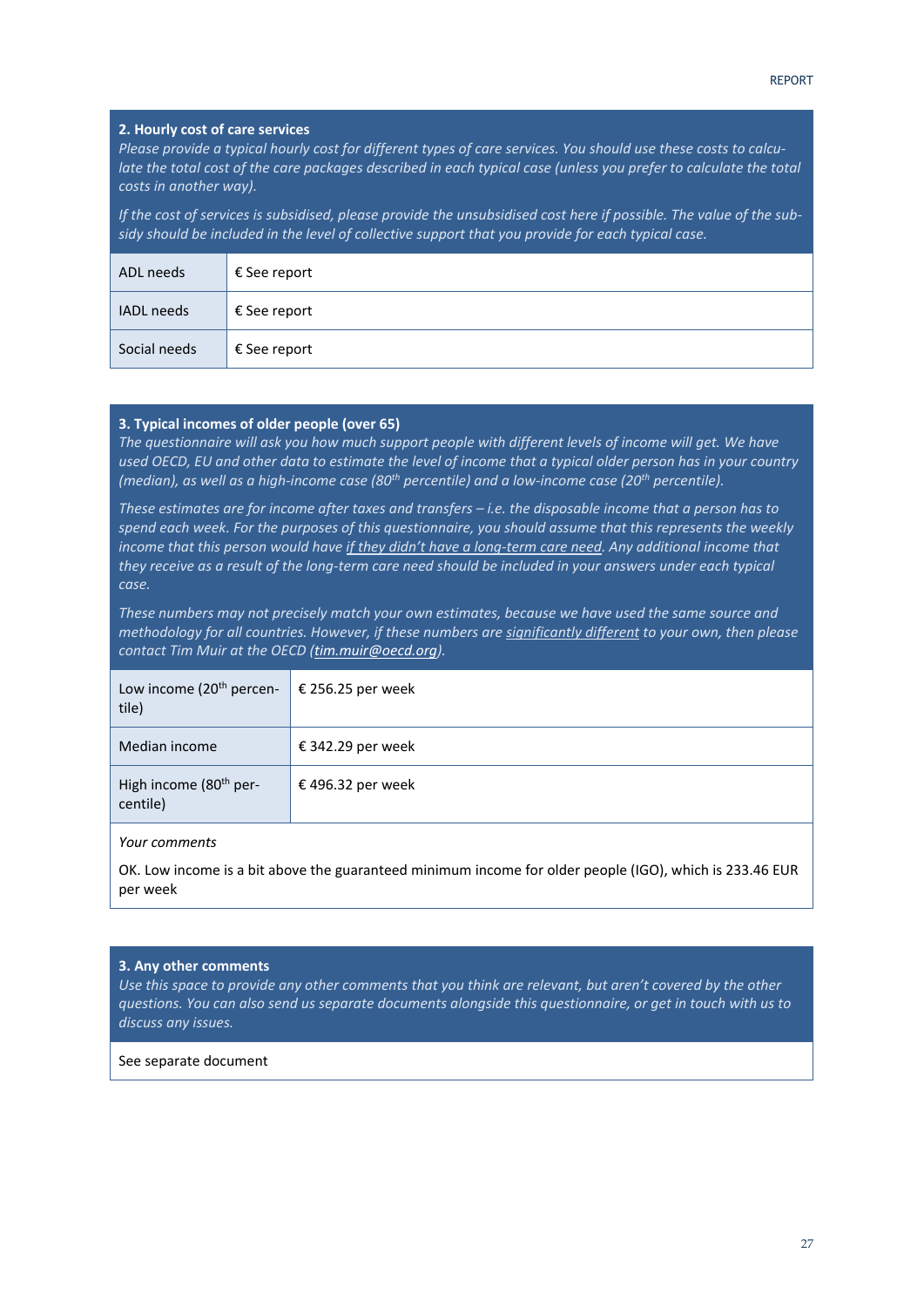### 2. Hourly cost of care services

*Please provide a typical hourly cost for different types of care services. You should use these costs to calculate the total cost of the care packages described in each typical case (unless you prefer to calculate the total costs in another way).*

*If the cost of services is subsidised, please provide the unsubsidised cost here if possible. The value of the subsidy should be included in the level of collective support that you provide for each typical case.*

| | |
|---|---|
| ADL needs | € See report |
| IADL needs | € See report |
| Social needs | € See report |

### 3. Typical incomes of older people (over 65)

*The questionnaire will ask you how much support people with different levels of income will get. We have used OECD, EU and other data to estimate the level of income that a typical older person has in your country (median), as well as a high-income case (80th percentile) and a low-income case (20th percentile).*

*These estimates are for income after taxes and transfers – i.e. the disposable income that a person has to spend each week. For the purposes of this questionnaire, you should assume that this represents the weekly income that this person would have if they didn't have a long-term care need. Any additional income that they receive as a result of the long-term care need should be included in your answers under each typical case.*

*These numbers may not precisely match your own estimates, because we have used the same source and methodology for all countries. However, if these numbers are significantly different to your own, then please contact Tim Muir at the OECD (tim.muir@oecd.org).*

| | |
|---|---|
| Low income (20th percentile) | € 256.25 per week |
| Median income | € 342.29 per week |
| High income (80th percentile) | € 496.32 per week |

*Your comments*

OK. Low income is a bit above the guaranteed minimum income for older people (IGO), which is 233.46 EUR per week

### 3. Any other comments

*Use this space to provide any other comments that you think are relevant, but aren't covered by the other questions. You can also send us separate documents alongside this questionnaire, or get in touch with us to discuss any issues.*

See separate document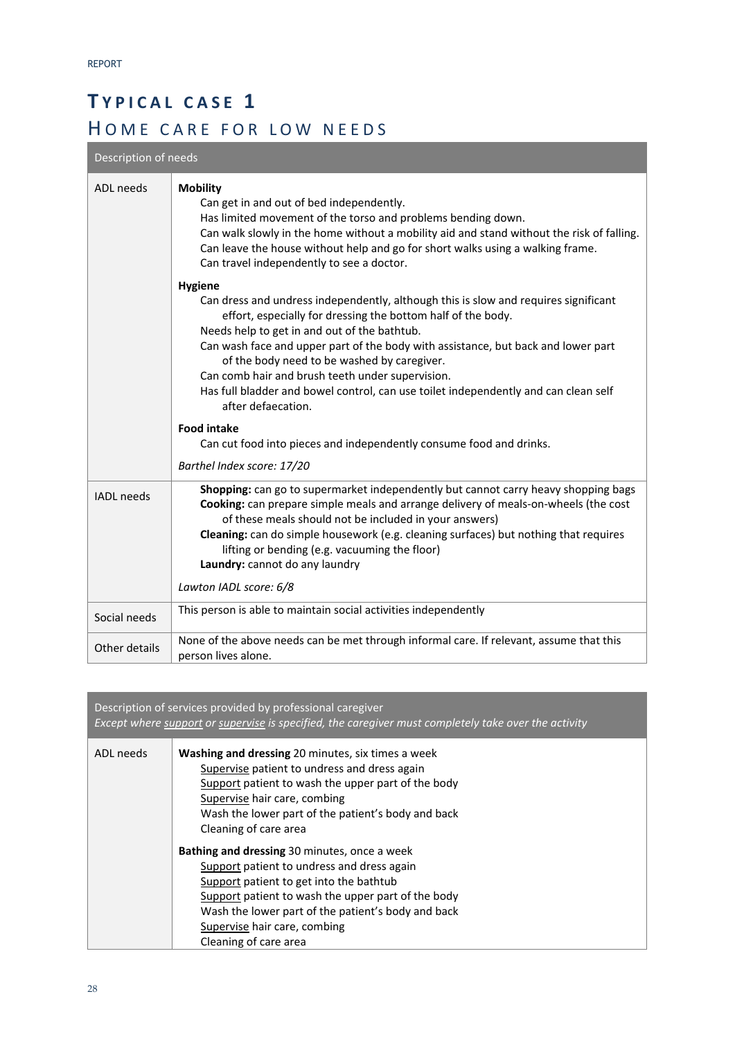# Typical case 1

## Home care for low needs

| Description of needs | |
|---|---|
| ADL needs | **Mobility**<br>Can get in and out of bed independently.<br>Has limited movement of the torso and problems bending down.<br>Can walk slowly in the home without a mobility aid and stand without the risk of falling.<br>Can leave the house without help and go for short walks using a walking frame.<br>Can travel independently to see a doctor.<br><br>**Hygiene**<br>Can dress and undress independently, although this is slow and requires significant effort, especially for dressing the bottom half of the body.<br>Needs help to get in and out of the bathtub.<br>Can wash face and upper part of the body with assistance, but back and lower part of the body need to be washed by caregiver.<br>Can comb hair and brush teeth under supervision.<br>Has full bladder and bowel control, can use toilet independently and can clean self after defaecation.<br><br>**Food intake**<br>Can cut food into pieces and independently consume food and drinks.<br><br>*Barthel Index score: 17/20* |
| IADL needs | **Shopping:** can go to supermarket independently but cannot carry heavy shopping bags<br>**Cooking:** can prepare simple meals and arrange delivery of meals-on-wheels (the cost of these meals should not be included in your answers)<br>**Cleaning:** can do simple housework (e.g. cleaning surfaces) but nothing that requires lifting or bending (e.g. vacuuming the floor)<br>**Laundry:** cannot do any laundry<br><br>*Lawton IADL score: 6/8* |
| Social needs | This person is able to maintain social activities independently |
| Other details | None of the above needs can be met through informal care. If relevant, assume that this person lives alone. |

| Description of services provided by professional caregiver<br>*Except where <u>support</u> or <u>supervise</u> is specified, the caregiver must completely take over the activity* | |
|---|---|
| ADL needs | **Washing and dressing** 20 minutes, six times a week<br><u>Supervise</u> patient to undress and dress again<br><u>Support</u> patient to wash the upper part of the body<br><u>Supervise</u> hair care, combing<br>Wash the lower part of the patient's body and back<br>Cleaning of care area<br><br>**Bathing and dressing** 30 minutes, once a week<br><u>Support</u> patient to undress and dress again<br><u>Support</u> patient to get into the bathtub<br><u>Support</u> patient to wash the upper part of the body<br>Wash the lower part of the patient's body and back<br><u>Supervise</u> hair care, combing<br>Cleaning of care area |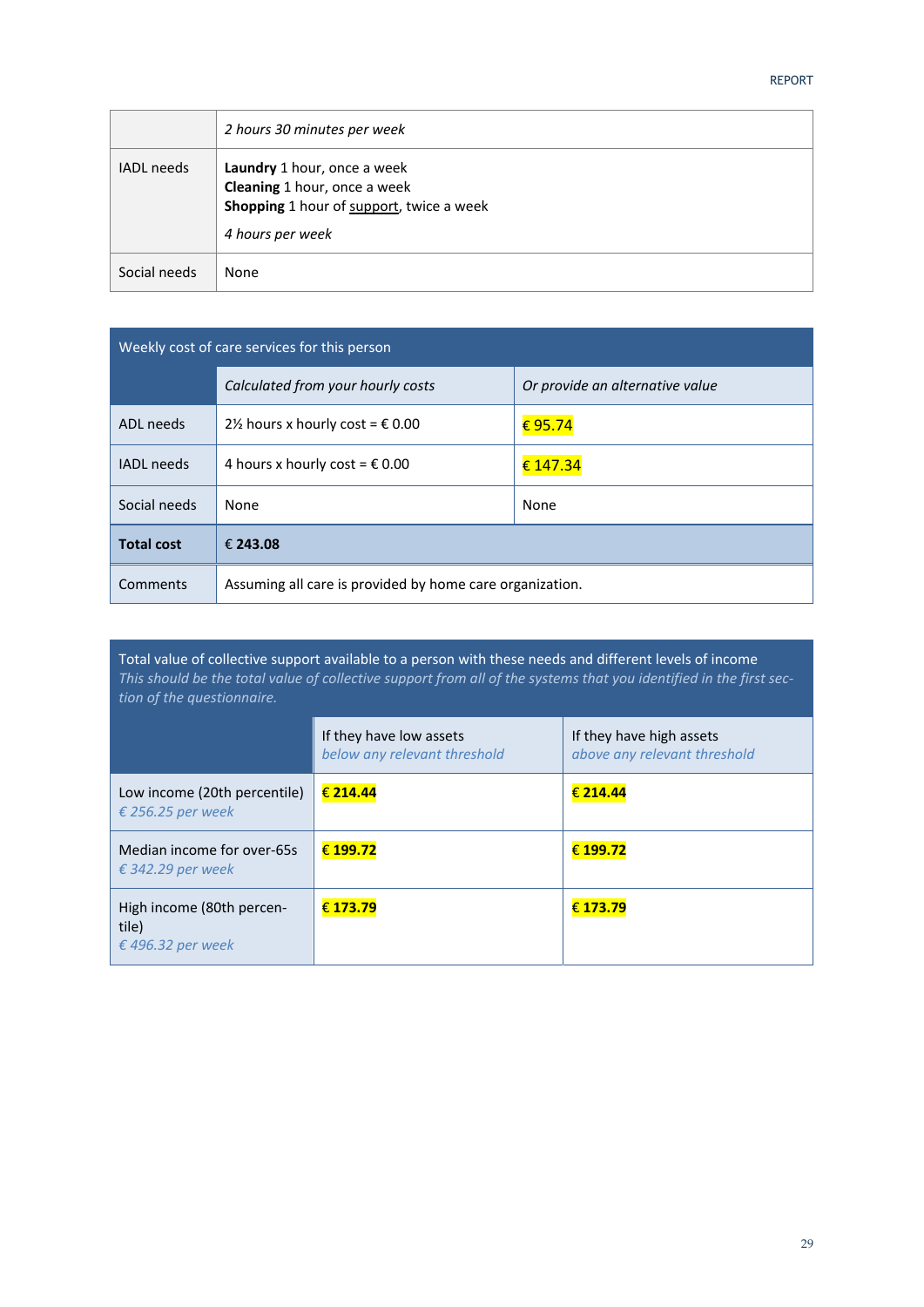| | |
|---|---|
| | *2 hours 30 minutes per week* |
| IADL needs | **Laundry** 1 hour, once a week<br>**Cleaning** 1 hour, once a week<br>**Shopping** 1 hour of support, twice a week<br><br>*4 hours per week* |
| Social needs | None |

| Weekly cost of care services for this person | | |
|---|---|---|
| | *Calculated from your hourly costs* | *Or provide an alternative value* |
| ADL needs | 2½ hours x hourly cost = € 0.00 | € 95.74 |
| IADL needs | 4 hours x hourly cost = € 0.00 | € 147.34 |
| Social needs | None | None |
| **Total cost** | **€ 243.08** | |
| Comments | Assuming all care is provided by home care organization. | |

Total value of collective support available to a person with these needs and different levels of income
*This should be the total value of collective support from all of the systems that you identified in the first section of the questionnaire.*

| | If they have low assets<br>*below any relevant threshold* | If they have high assets<br>*above any relevant threshold* |
|---|---|---|
| Low income (20th percentile)<br>*€ 256.25 per week* | **€ 214.44** | **€ 214.44** |
| Median income for over-65s<br>*€ 342.29 per week* | **€ 199.72** | **€ 199.72** |
| High income (80th percentile)<br>*€ 496.32 per week* | **€ 173.79** | **€ 173.79** |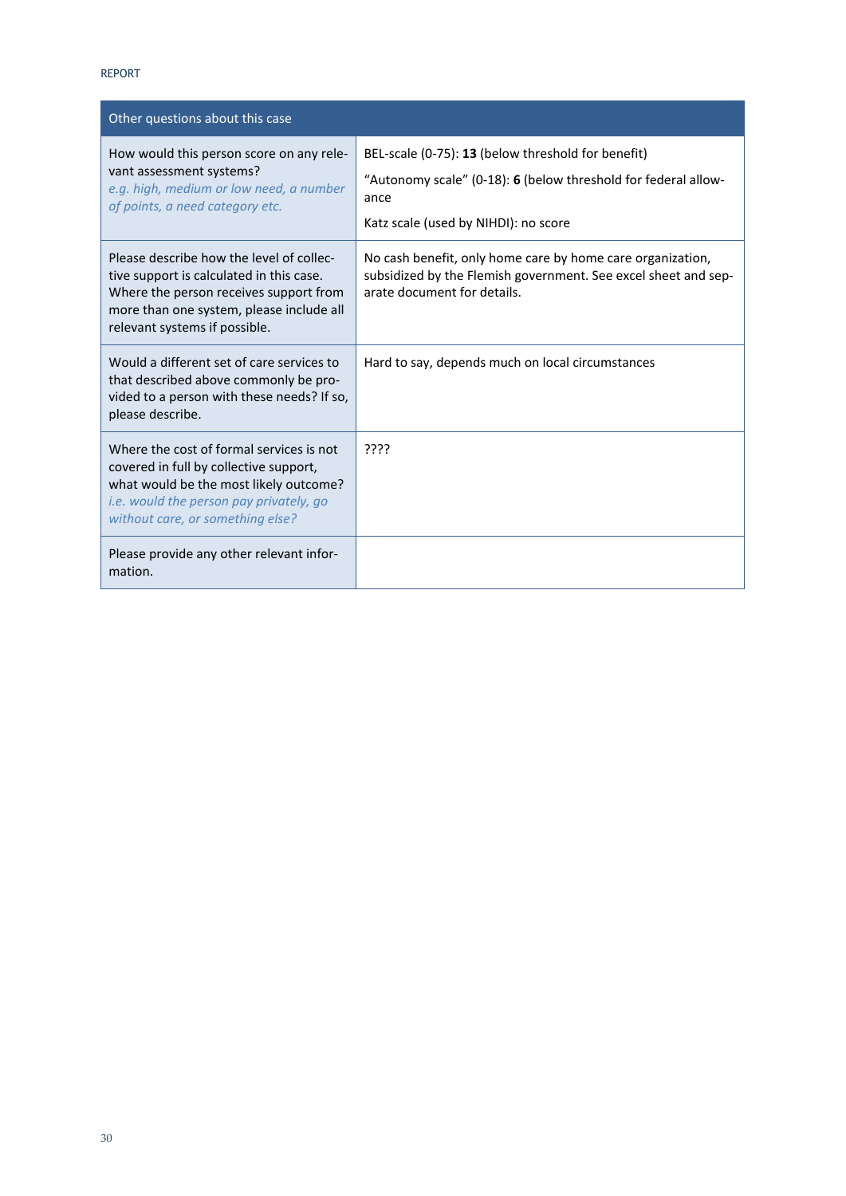| Other questions about this case | |
|---|---|
| How would this person score on any relevant assessment systems?<br>*e.g. high, medium or low need, a number of points, a need category etc.* | BEL-scale (0-75): **13** (below threshold for benefit)<br>"Autonomy scale" (0-18): **6** (below threshold for federal allowance<br>Katz scale (used by NIHDI): no score |
| Please describe how the level of collective support is calculated in this case. Where the person receives support from more than one system, please include all relevant systems if possible. | No cash benefit, only home care by home care organization, subsidized by the Flemish government. See excel sheet and separate document for details. |
| Would a different set of care services to that described above commonly be provided to a person with these needs? If so, please describe. | Hard to say, depends much on local circumstances |
| Where the cost of formal services is not covered in full by collective support, what would be the most likely outcome?<br>*i.e. would the person pay privately, go without care, or something else?* | ???? |
| Please provide any other relevant information. | |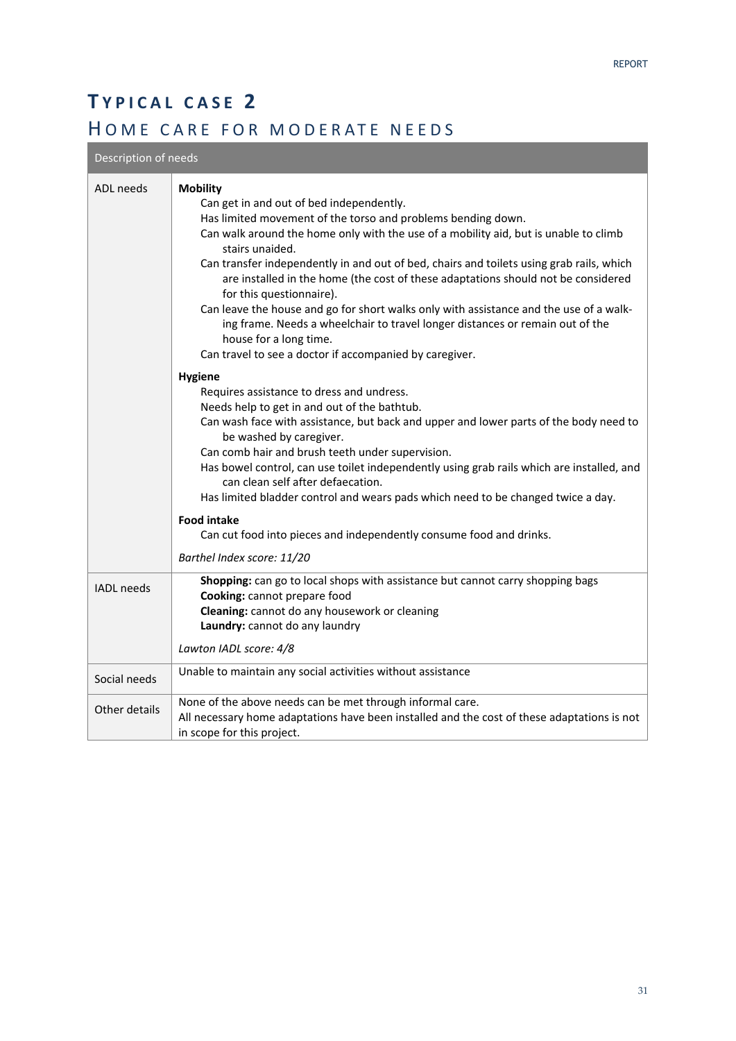# Typical case 2

## Home care for moderate needs

| Description of needs | |
|---|---|
| ADL needs | **Mobility**<br>Can get in and out of bed independently.<br>Has limited movement of the torso and problems bending down.<br>Can walk around the home only with the use of a mobility aid, but is unable to climb stairs unaided.<br>Can transfer independently in and out of bed, chairs and toilets using grab rails, which are installed in the home (the cost of these adaptations should not be considered for this questionnaire).<br>Can leave the house and go for short walks only with assistance and the use of a walking frame. Needs a wheelchair to travel longer distances or remain out of the house for a long time.<br>Can travel to see a doctor if accompanied by caregiver.<br><br>**Hygiene**<br>Requires assistance to dress and undress.<br>Needs help to get in and out of the bathtub.<br>Can wash face with assistance, but back and upper and lower parts of the body need to be washed by caregiver.<br>Can comb hair and brush teeth under supervision.<br>Has bowel control, can use toilet independently using grab rails which are installed, and can clean self after defaecation.<br>Has limited bladder control and wears pads which need to be changed twice a day.<br><br>**Food intake**<br>Can cut food into pieces and independently consume food and drinks.<br><br>*Barthel Index score: 11/20* |
| IADL needs | **Shopping:** can go to local shops with assistance but cannot carry shopping bags<br>**Cooking:** cannot prepare food<br>**Cleaning:** cannot do any housework or cleaning<br>**Laundry:** cannot do any laundry<br><br>*Lawton IADL score: 4/8* |
| Social needs | Unable to maintain any social activities without assistance |
| Other details | None of the above needs can be met through informal care.<br>All necessary home adaptations have been installed and the cost of these adaptations is not in scope for this project. |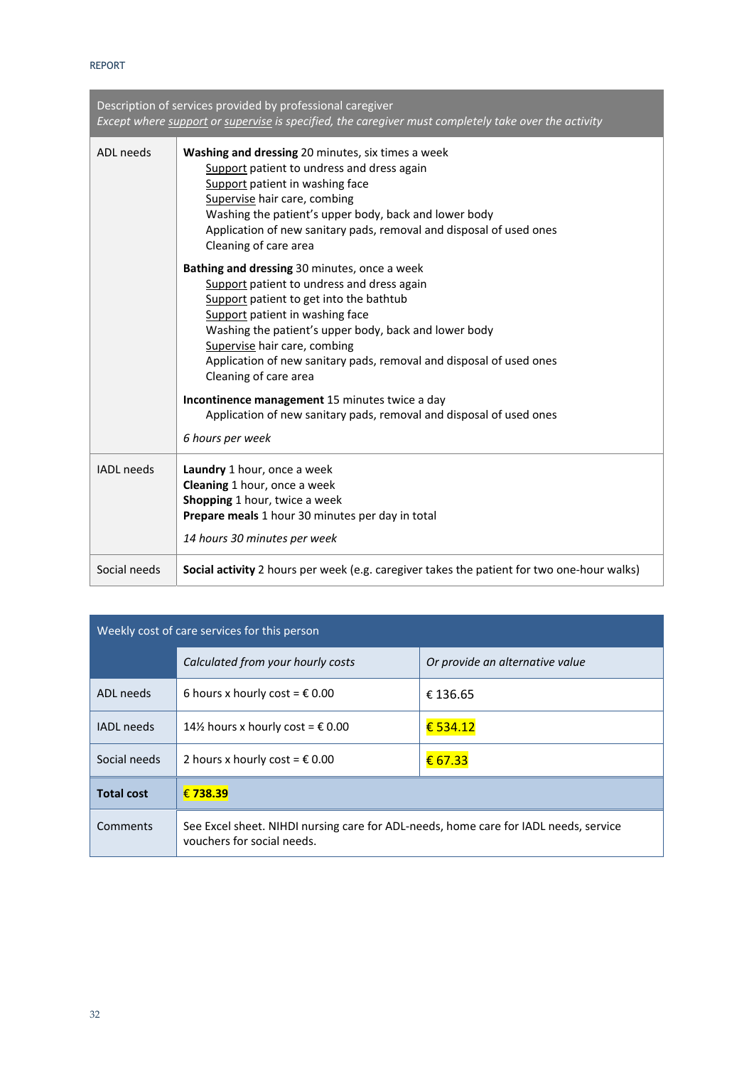| Description of services provided by professional caregiver<br>*Except where <u>support</u> or <u>supervise</u> is specified, the caregiver must completely take over the activity* | |
|---|---|
| ADL needs | **Washing and dressing** 20 minutes, six times a week<br><u>Support</u> patient to undress and dress again<br><u>Support</u> patient in washing face<br><u>Supervise</u> hair care, combing<br>Washing the patient's upper body, back and lower body<br>Application of new sanitary pads, removal and disposal of used ones<br>Cleaning of care area<br><br>**Bathing and dressing** 30 minutes, once a week<br><u>Support</u> patient to undress and dress again<br><u>Support</u> patient to get into the bathtub<br><u>Support</u> patient in washing face<br>Washing the patient's upper body, back and lower body<br><u>Supervise</u> hair care, combing<br>Application of new sanitary pads, removal and disposal of used ones<br>Cleaning of care area<br><br>**Incontinence management** 15 minutes twice a day<br>Application of new sanitary pads, removal and disposal of used ones<br><br>*6 hours per week* |
| IADL needs | **Laundry** 1 hour, once a week<br>**Cleaning** 1 hour, once a week<br>**Shopping** 1 hour, twice a week<br>**Prepare meals** 1 hour 30 minutes per day in total<br><br>*14 hours 30 minutes per week* |
| Social needs | **Social activity** 2 hours per week (e.g. caregiver takes the patient for two one-hour walks) |

| Weekly cost of care services for this person | | |
|---|---|---|
| | *Calculated from your hourly costs* | *Or provide an alternative value* |
| ADL needs | 6 hours x hourly cost = € 0.00 | € 136.65 |
| IADL needs | 14½ hours x hourly cost = € 0.00 | € 534.12 |
| Social needs | 2 hours x hourly cost = € 0.00 | € 67.33 |
| **Total cost** | **€ 738.39** | |
| Comments | See Excel sheet. NIHDI nursing care for ADL-needs, home care for IADL needs, service vouchers for social needs. | |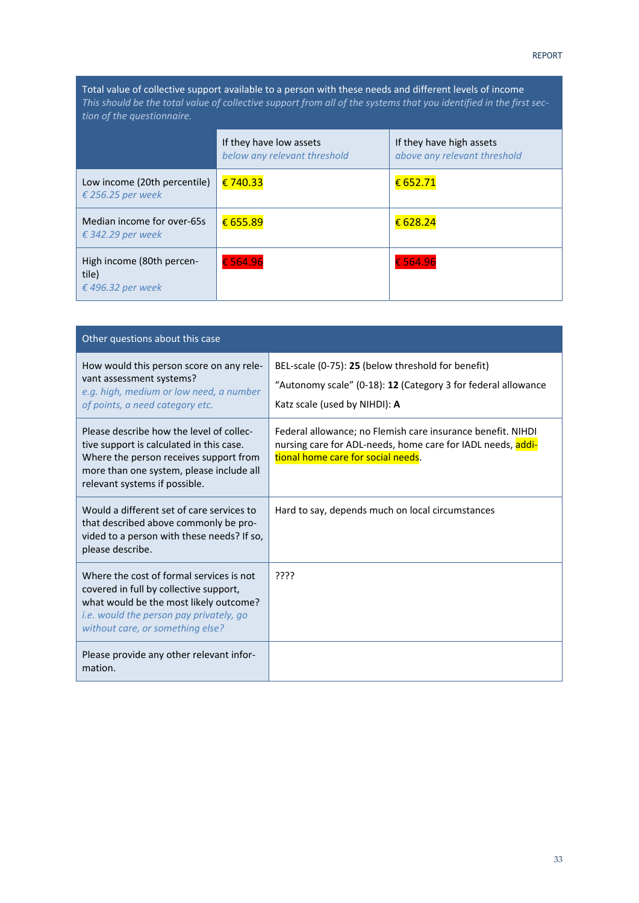| Total value of collective support available to a person with these needs and different levels of income<br>*This should be the total value of collective support from all of the systems that you identified in the first section of the questionnaire.* | | |
|---|---|---|
| | If they have low assets<br>*below any relevant threshold* | If they have high assets<br>*above any relevant threshold* |
| Low income (20th percentile)<br>*€ 256.25 per week* | € 740.33 | € 652.71 |
| Median income for over-65s<br>*€ 342.29 per week* | € 655.89 | € 628.24 |
| High income (80th percentile)<br>*€ 496.32 per week* | € 564.96 | € 564.96 |

| Other questions about this case | |
|---|---|
| How would this person score on any relevant assessment systems?<br>*e.g. high, medium or low need, a number of points, a need category etc.* | BEL-scale (0-75): **25** (below threshold for benefit)<br>"Autonomy scale" (0-18): **12** (Category 3 for federal allowance<br>Katz scale (used by NIHDI): **A** |
| Please describe how the level of collective support is calculated in this case. Where the person receives support from more than one system, please include all relevant systems if possible. | Federal allowance; no Flemish care insurance benefit. NIHDI nursing care for ADL-needs, home care for IADL needs, additional home care for social needs. |
| Would a different set of care services to that described above commonly be provided to a person with these needs? If so, please describe. | Hard to say, depends much on local circumstances |
| Where the cost of formal services is not covered in full by collective support, what would be the most likely outcome?<br>*i.e. would the person pay privately, go without care, or something else?* | ???? |
| Please provide any other relevant information. | |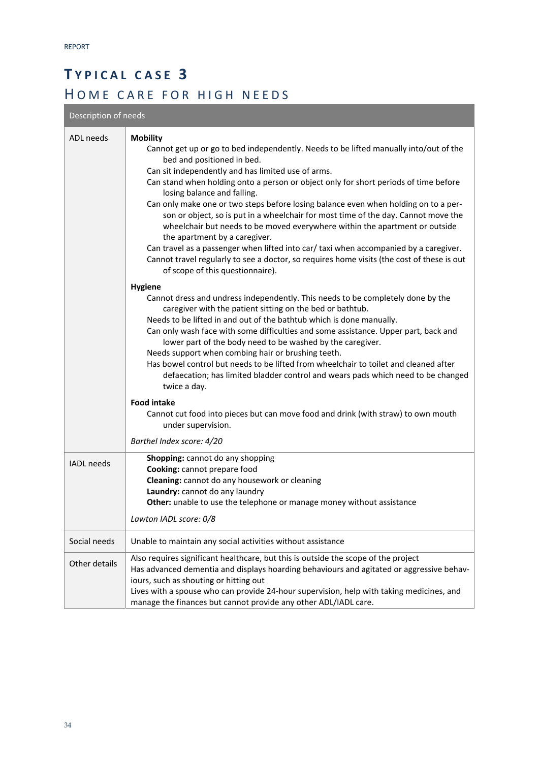# Typical case 3

## Home care for high needs

| Description of needs | |
|---|---|
| ADL needs | **Mobility**<br>Cannot get up or go to bed independently. Needs to be lifted manually into/out of the bed and positioned in bed.<br>Can sit independently and has limited use of arms.<br>Can stand when holding onto a person or object only for short periods of time before losing balance and falling.<br>Can only make one or two steps before losing balance even when holding on to a person or object, so is put in a wheelchair for most time of the day. Cannot move the wheelchair but needs to be moved everywhere within the apartment or outside the apartment by a caregiver.<br>Can travel as a passenger when lifted into car/ taxi when accompanied by a caregiver.<br>Cannot travel regularly to see a doctor, so requires home visits (the cost of these is out of scope of this questionnaire).<br><br>**Hygiene**<br>Cannot dress and undress independently. This needs to be completely done by the caregiver with the patient sitting on the bed or bathtub.<br>Needs to be lifted in and out of the bathtub which is done manually.<br>Can only wash face with some difficulties and some assistance. Upper part, back and lower part of the body need to be washed by the caregiver.<br>Needs support when combing hair or brushing teeth.<br>Has bowel control but needs to be lifted from wheelchair to toilet and cleaned after defaecation; has limited bladder control and wears pads which need to be changed twice a day.<br><br>**Food intake**<br>Cannot cut food into pieces but can move food and drink (with straw) to own mouth under supervision.<br><br>*Barthel Index score: 4/20* |
| IADL needs | **Shopping:** cannot do any shopping<br>**Cooking:** cannot prepare food<br>**Cleaning:** cannot do any housework or cleaning<br>**Laundry:** cannot do any laundry<br>**Other:** unable to use the telephone or manage money without assistance<br><br>*Lawton IADL score: 0/8* |
| Social needs | Unable to maintain any social activities without assistance |
| Other details | Also requires significant healthcare, but this is outside the scope of the project<br>Has advanced dementia and displays hoarding behaviours and agitated or aggressive behaviours, such as shouting or hitting out<br>Lives with a spouse who can provide 24-hour supervision, help with taking medicines, and manage the finances but cannot provide any other ADL/IADL care. |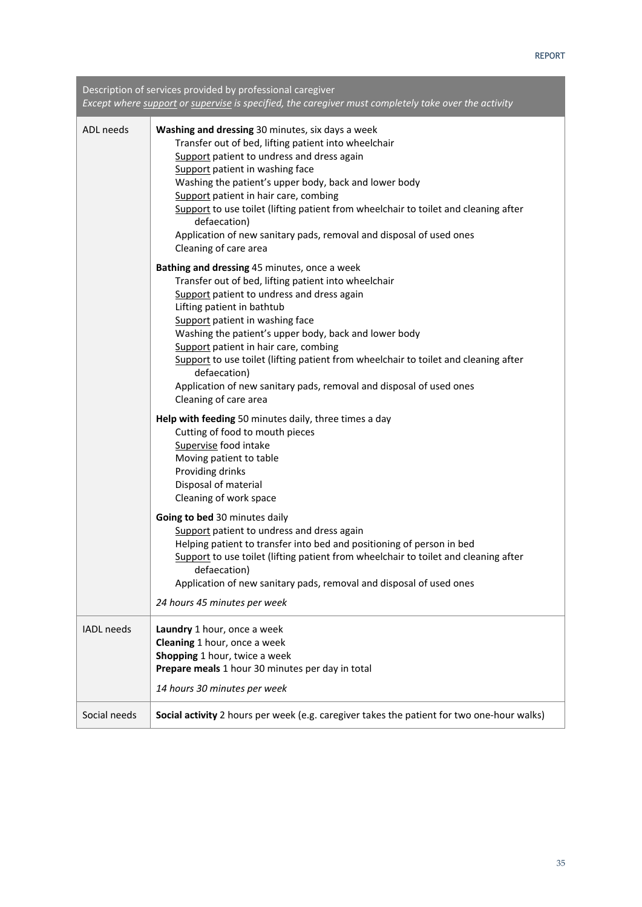| Description of services provided by professional caregiver<br>*Except where <u>support</u> or <u>supervise</u> is specified, the caregiver must completely take over the activity* | |
|---|---|
| ADL needs | **Washing and dressing** 30 minutes, six days a week<br>Transfer out of bed, lifting patient into wheelchair<br><u>Support</u> patient to undress and dress again<br><u>Support</u> patient in washing face<br>Washing the patient's upper body, back and lower body<br><u>Support</u> patient in hair care, combing<br><u>Support</u> to use toilet (lifting patient from wheelchair to toilet and cleaning after defaecation)<br>Application of new sanitary pads, removal and disposal of used ones<br>Cleaning of care area<br><br>**Bathing and dressing** 45 minutes, once a week<br>Transfer out of bed, lifting patient into wheelchair<br><u>Support</u> patient to undress and dress again<br>Lifting patient in bathtub<br><u>Support</u> patient in washing face<br>Washing the patient's upper body, back and lower body<br><u>Support</u> patient in hair care, combing<br><u>Support</u> to use toilet (lifting patient from wheelchair to toilet and cleaning after defaecation)<br>Application of new sanitary pads, removal and disposal of used ones<br>Cleaning of care area<br><br>**Help with feeding** 50 minutes daily, three times a day<br>Cutting of food to mouth pieces<br><u>Supervise</u> food intake<br>Moving patient to table<br>Providing drinks<br>Disposal of material<br>Cleaning of work space<br><br>**Going to bed** 30 minutes daily<br><u>Support</u> patient to undress and dress again<br>Helping patient to transfer into bed and positioning of person in bed<br><u>Support</u> to use toilet (lifting patient from wheelchair to toilet and cleaning after defaecation)<br>Application of new sanitary pads, removal and disposal of used ones<br><br>*24 hours 45 minutes per week* |
| IADL needs | **Laundry** 1 hour, once a week<br>**Cleaning** 1 hour, once a week<br>**Shopping** 1 hour, twice a week<br>**Prepare meals** 1 hour 30 minutes per day in total<br><br>*14 hours 30 minutes per week* |
| Social needs | **Social activity** 2 hours per week (e.g. caregiver takes the patient for two one-hour walks) |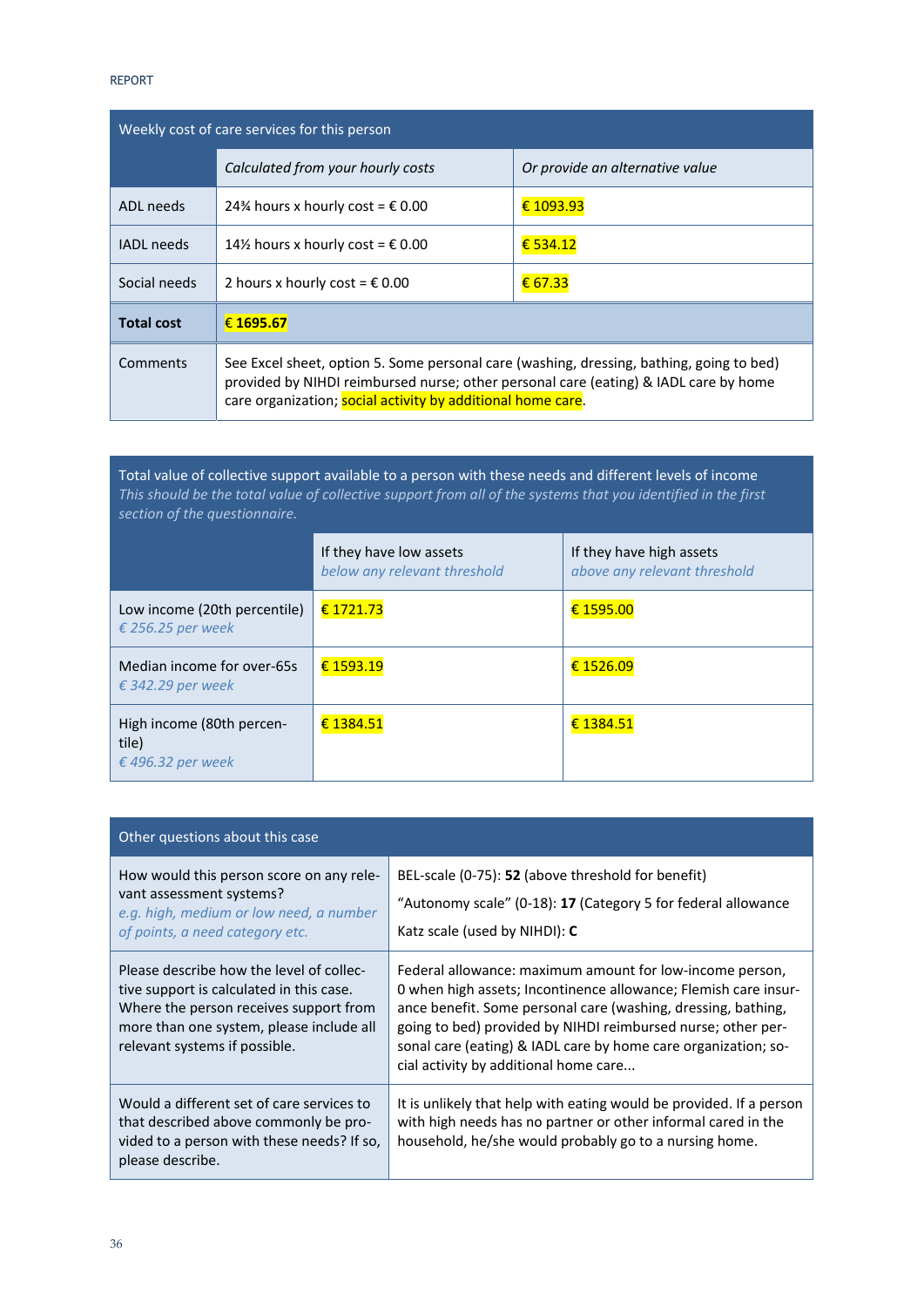| Weekly cost of care services for this person | | |
|---|---|---|
| | *Calculated from your hourly costs* | *Or provide an alternative value* |
| ADL needs | 24¾ hours x hourly cost = € 0.00 | € 1093.93 |
| IADL needs | 14½ hours x hourly cost = € 0.00 | € 534.12 |
| Social needs | 2 hours x hourly cost = € 0.00 | € 67.33 |
| **Total cost** | **€ 1695.67** | |
| Comments | See Excel sheet, option 5. Some personal care (washing, dressing, bathing, going to bed) provided by NIHDI reimbursed nurse; other personal care (eating) & IADL care by home care organization; social activity by additional home care. | |

| Total value of collective support available to a person with these needs and different levels of income<br>*This should be the total value of collective support from all of the systems that you identified in the first section of the questionnaire.* | | |
|---|---|---|
| | If they have low assets<br>*below any relevant threshold* | If they have high assets<br>*above any relevant threshold* |
| Low income (20th percentile)<br>*€ 256.25 per week* | € 1721.73 | € 1595.00 |
| Median income for over-65s<br>*€ 342.29 per week* | € 1593.19 | € 1526.09 |
| High income (80th percentile)<br>*€ 496.32 per week* | € 1384.51 | € 1384.51 |

| Other questions about this case | |
|---|---|
| How would this person score on any relevant assessment systems?<br>*e.g. high, medium or low need, a number of points, a need category etc.* | BEL-scale (0-75): **52** (above threshold for benefit)<br>"Autonomy scale" (0-18): **17** (Category 5 for federal allowance<br>Katz scale (used by NIHDI): **C** |
| Please describe how the level of collective support is calculated in this case. Where the person receives support from more than one system, please include all relevant systems if possible. | Federal allowance: maximum amount for low-income person, 0 when high assets; Incontinence allowance; Flemish care insurance benefit. Some personal care (washing, dressing, bathing, going to bed) provided by NIHDI reimbursed nurse; other personal care (eating) & IADL care by home care organization; social activity by additional home care... |
| Would a different set of care services to that described above commonly be provided to a person with these needs? If so, please describe. | It is unlikely that help with eating would be provided. If a person with high needs has no partner or other informal cared in the household, he/she would probably go to a nursing home. |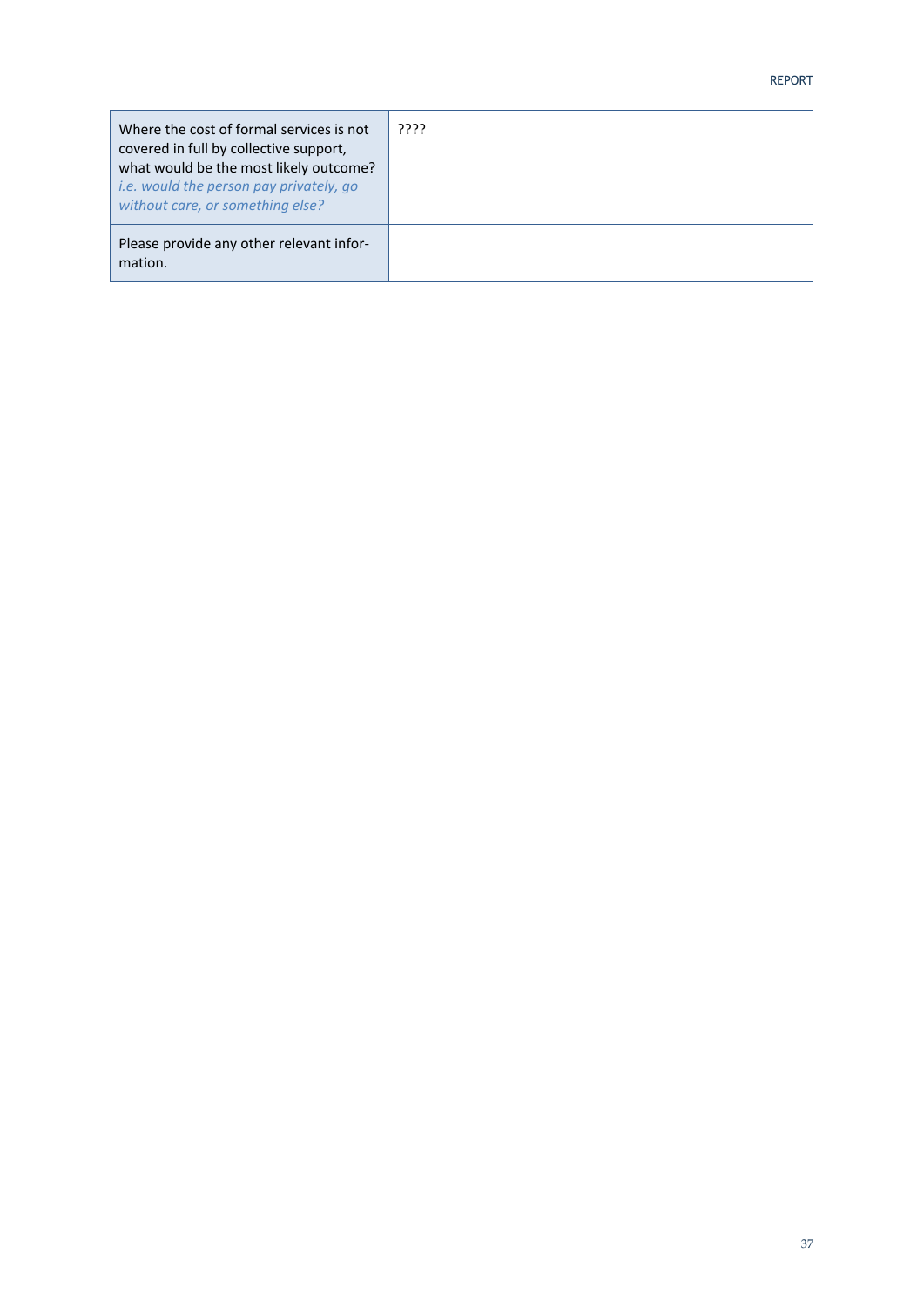| | |
|---|---|
| Where the cost of formal services is not covered in full by collective support, what would be the most likely outcome? *i.e. would the person pay privately, go without care, or something else?* | ???? |
| Please provide any other relevant information. | |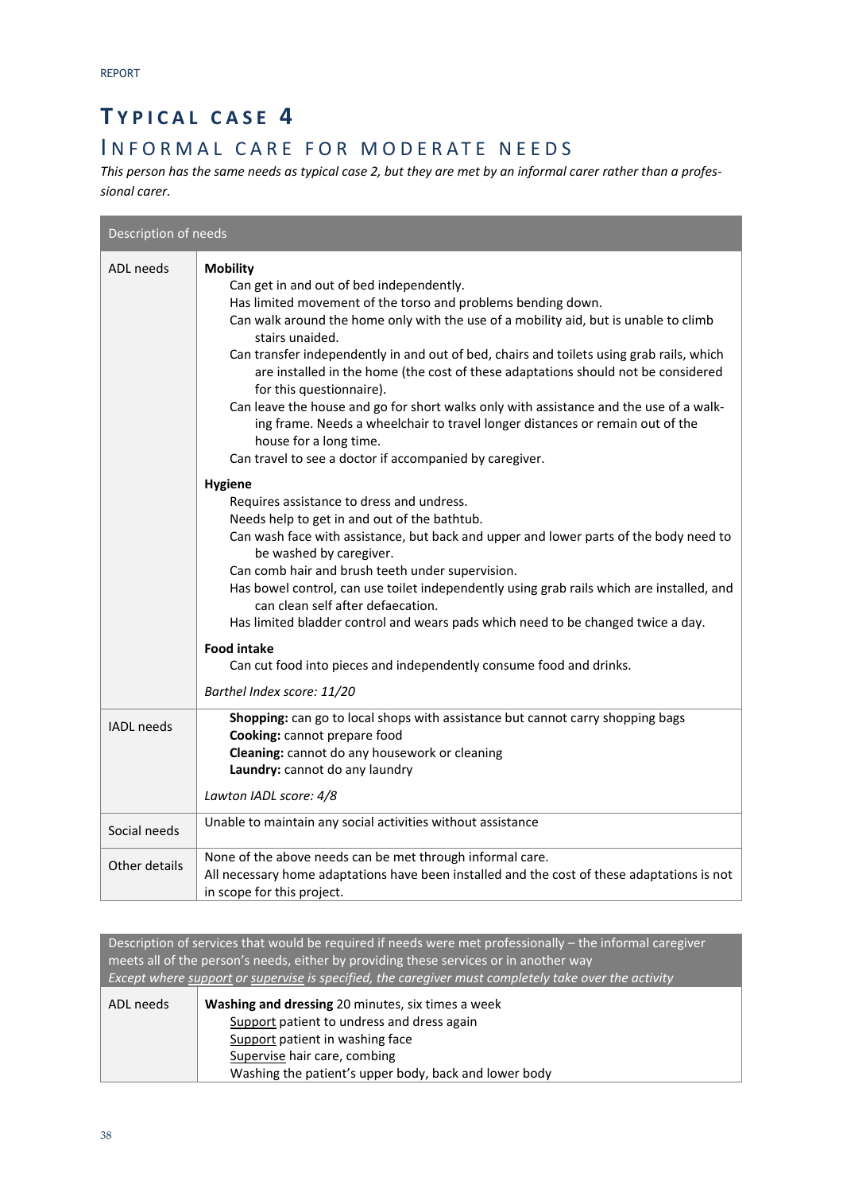# TYPICAL CASE 4

## INFORMAL CARE FOR MODERATE NEEDS

*This person has the same needs as typical case 2, but they are met by an informal carer rather than a professional carer.*

| Description of needs | |
|---|---|
| ADL needs | **Mobility**<br>Can get in and out of bed independently.<br>Has limited movement of the torso and problems bending down.<br>Can walk around the home only with the use of a mobility aid, but is unable to climb stairs unaided.<br>Can transfer independently in and out of bed, chairs and toilets using grab rails, which are installed in the home (the cost of these adaptations should not be considered for this questionnaire).<br>Can leave the house and go for short walks only with assistance and the use of a walking frame. Needs a wheelchair to travel longer distances or remain out of the house for a long time.<br>Can travel to see a doctor if accompanied by caregiver.<br><br>**Hygiene**<br>Requires assistance to dress and undress.<br>Needs help to get in and out of the bathtub.<br>Can wash face with assistance, but back and upper and lower parts of the body need to be washed by caregiver.<br>Can comb hair and brush teeth under supervision.<br>Has bowel control, can use toilet independently using grab rails which are installed, and can clean self after defaecation.<br>Has limited bladder control and wears pads which need to be changed twice a day.<br><br>**Food intake**<br>Can cut food into pieces and independently consume food and drinks.<br><br>*Barthel Index score: 11/20* |
| IADL needs | **Shopping:** can go to local shops with assistance but cannot carry shopping bags<br>**Cooking:** cannot prepare food<br>**Cleaning:** cannot do any housework or cleaning<br>**Laundry:** cannot do any laundry<br><br>*Lawton IADL score: 4/8* |
| Social needs | Unable to maintain any social activities without assistance |
| Other details | None of the above needs can be met through informal care.<br>All necessary home adaptations have been installed and the cost of these adaptations is not in scope for this project. |

| Description of services that would be required if needs were met professionally – the informal caregiver meets all of the person's needs, either by providing these services or in another way<br>*Except where support or supervise is specified, the caregiver must completely take over the activity* | |
|---|---|
| ADL needs | **Washing and dressing** 20 minutes, six times a week<br>Support patient to undress and dress again<br>Support patient in washing face<br>Supervise hair care, combing<br>Washing the patient's upper body, back and lower body |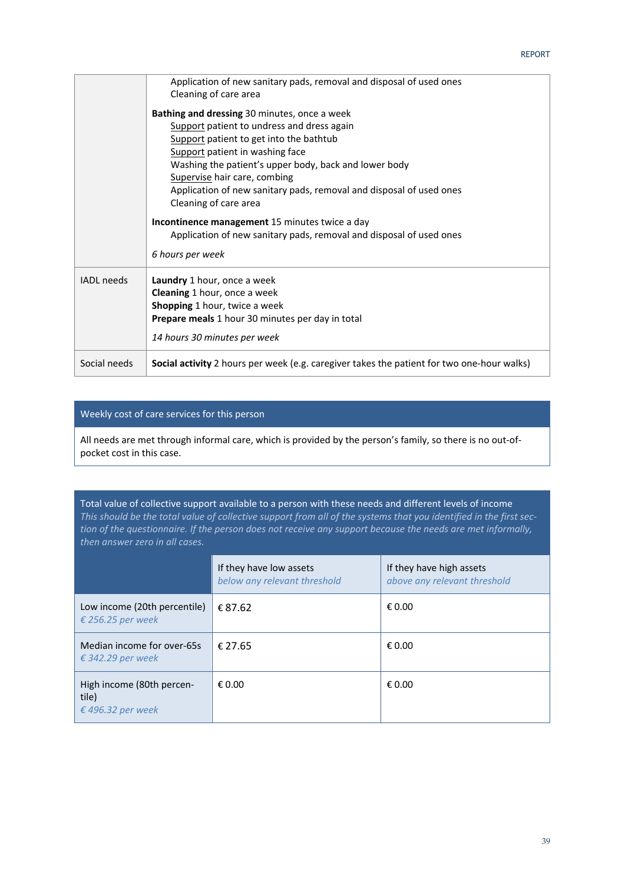| | |
|---|---|
| | Application of new sanitary pads, removal and disposal of used ones<br>Cleaning of care area<br><br>**Bathing and dressing** 30 minutes, once a week<br>Support patient to undress and dress again<br>Support patient to get into the bathtub<br>Support patient in washing face<br>Washing the patient's upper body, back and lower body<br>Supervise hair care, combing<br>Application of new sanitary pads, removal and disposal of used ones<br>Cleaning of care area<br><br>**Incontinence management** 15 minutes twice a day<br>Application of new sanitary pads, removal and disposal of used ones<br><br>*6 hours per week* |
| IADL needs | **Laundry** 1 hour, once a week<br>**Cleaning** 1 hour, once a week<br>**Shopping** 1 hour, twice a week<br>**Prepare meals** 1 hour 30 minutes per day in total<br><br>*14 hours 30 minutes per week* |
| Social needs | **Social activity** 2 hours per week (e.g. caregiver takes the patient for two one-hour walks) |

**Weekly cost of care services for this person**

All needs are met through informal care, which is provided by the person's family, so there is no out-of-pocket cost in this case.

**Total value of collective support available to a person with these needs and different levels of income**

*This should be the total value of collective support from all of the systems that you identified in the first section of the questionnaire. If the person does not receive any support because the needs are met informally, then answer zero in all cases.*

| | If they have low assets *below any relevant threshold* | If they have high assets *above any relevant threshold* |
|---|---|---|
| Low income (20th percentile) *€ 256.25 per week* | € 87.62 | € 0.00 |
| Median income for over-65s *€ 342.29 per week* | € 27.65 | € 0.00 |
| High income (80th percentile) *€ 496.32 per week* | € 0.00 | € 0.00 |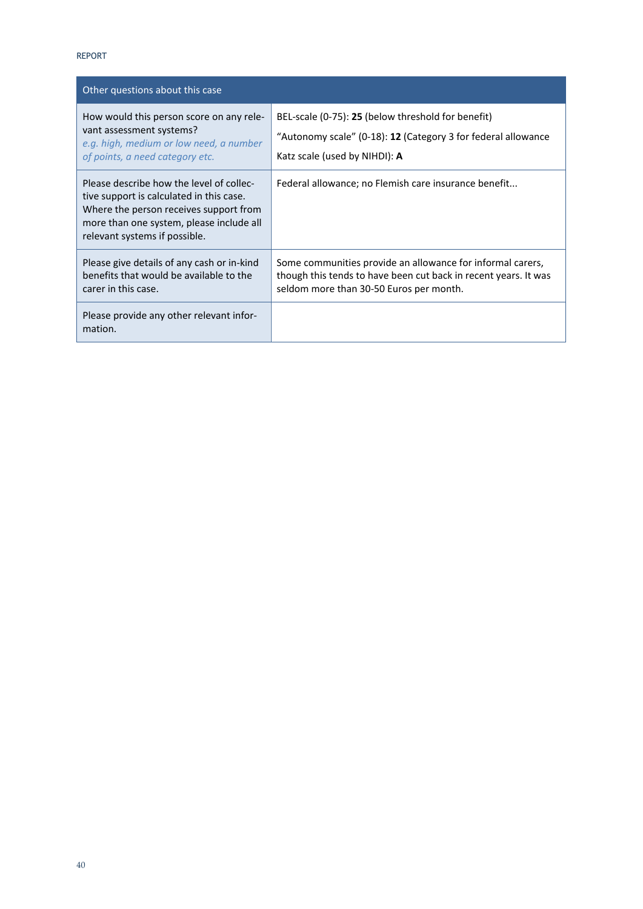| Other questions about this case | |
|---|---|
| How would this person score on any relevant assessment systems? *e.g. high, medium or low need, a number of points, a need category etc.* | BEL-scale (0-75): **25** (below threshold for benefit)<br>"Autonomy scale" (0-18): **12** (Category 3 for federal allowance<br>Katz scale (used by NIHDI): **A** |
| Please describe how the level of collective support is calculated in this case. Where the person receives support from more than one system, please include all relevant systems if possible. | Federal allowance; no Flemish care insurance benefit... |
| Please give details of any cash or in-kind benefits that would be available to the carer in this case. | Some communities provide an allowance for informal carers, though this tends to have been cut back in recent years. It was seldom more than 30-50 Euros per month. |
| Please provide any other relevant information. | |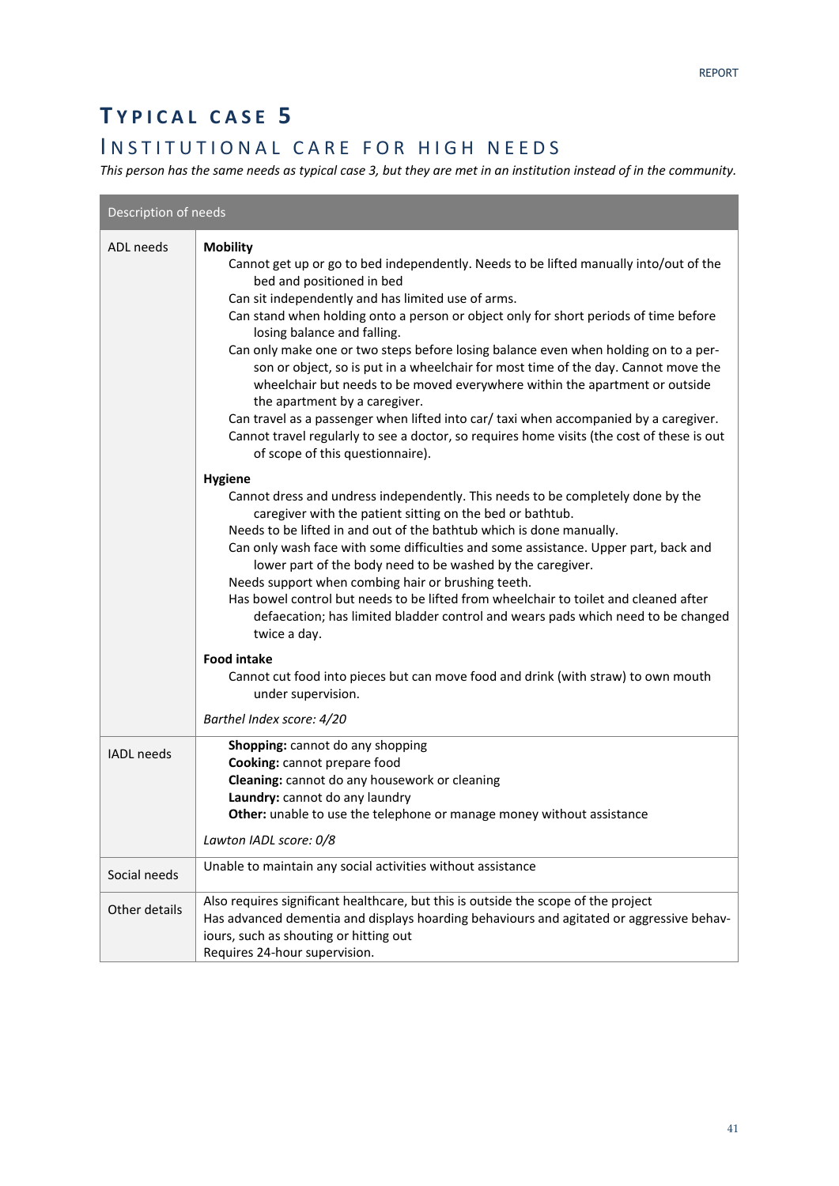# Typical case 5

## Institutional care for high needs

*This person has the same needs as typical case 3, but they are met in an institution instead of in the community.*

| Description of needs | |
|---|---|
| ADL needs | **Mobility**<br>Cannot get up or go to bed independently. Needs to be lifted manually into/out of the bed and positioned in bed<br>Can sit independently and has limited use of arms.<br>Can stand when holding onto a person or object only for short periods of time before losing balance and falling.<br>Can only make one or two steps before losing balance even when holding on to a person or object, so is put in a wheelchair for most time of the day. Cannot move the wheelchair but needs to be moved everywhere within the apartment or outside the apartment by a caregiver.<br>Can travel as a passenger when lifted into car/ taxi when accompanied by a caregiver.<br>Cannot travel regularly to see a doctor, so requires home visits (the cost of these is out of scope of this questionnaire).<br><br>**Hygiene**<br>Cannot dress and undress independently. This needs to be completely done by the caregiver with the patient sitting on the bed or bathtub.<br>Needs to be lifted in and out of the bathtub which is done manually.<br>Can only wash face with some difficulties and some assistance. Upper part, back and lower part of the body need to be washed by the caregiver.<br>Needs support when combing hair or brushing teeth.<br>Has bowel control but needs to be lifted from wheelchair to toilet and cleaned after defaecation; has limited bladder control and wears pads which need to be changed twice a day.<br><br>**Food intake**<br>Cannot cut food into pieces but can move food and drink (with straw) to own mouth under supervision.<br><br>*Barthel Index score: 4/20* |
| IADL needs | **Shopping:** cannot do any shopping<br>**Cooking:** cannot prepare food<br>**Cleaning:** cannot do any housework or cleaning<br>**Laundry:** cannot do any laundry<br>**Other:** unable to use the telephone or manage money without assistance<br><br>*Lawton IADL score: 0/8* |
| Social needs | Unable to maintain any social activities without assistance |
| Other details | Also requires significant healthcare, but this is outside the scope of the project<br>Has advanced dementia and displays hoarding behaviours and agitated or aggressive behaviours, such as shouting or hitting out<br>Requires 24-hour supervision. |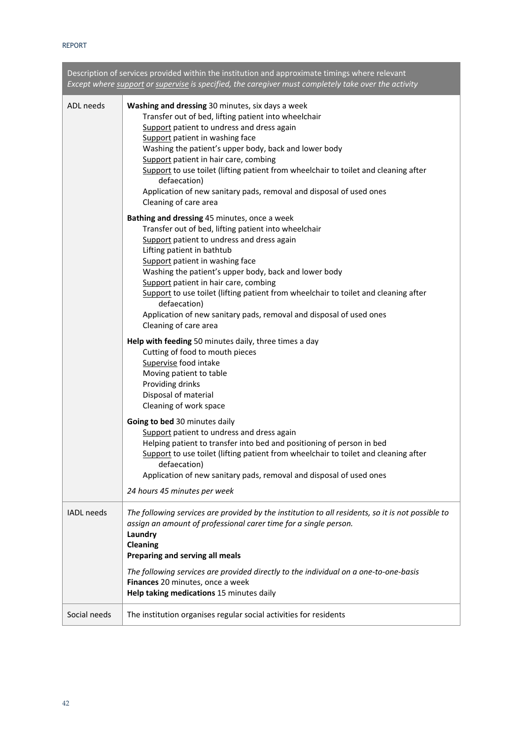| Description of services provided within the institution and approximate timings where relevant<br>*Except where support or supervise is specified, the caregiver must completely take over the activity* | |
|---|---|
| ADL needs | **Washing and dressing** 30 minutes, six days a week<br>Transfer out of bed, lifting patient into wheelchair<br>Support patient to undress and dress again<br>Support patient in washing face<br>Washing the patient's upper body, back and lower body<br>Support patient in hair care, combing<br>Support to use toilet (lifting patient from wheelchair to toilet and cleaning after defaecation)<br>Application of new sanitary pads, removal and disposal of used ones<br>Cleaning of care area<br><br>**Bathing and dressing** 45 minutes, once a week<br>Transfer out of bed, lifting patient into wheelchair<br>Support patient to undress and dress again<br>Lifting patient in bathtub<br>Support patient in washing face<br>Washing the patient's upper body, back and lower body<br>Support patient in hair care, combing<br>Support to use toilet (lifting patient from wheelchair to toilet and cleaning after defaecation)<br>Application of new sanitary pads, removal and disposal of used ones<br>Cleaning of care area<br><br>**Help with feeding** 50 minutes daily, three times a day<br>Cutting of food to mouth pieces<br>Supervise food intake<br>Moving patient to table<br>Providing drinks<br>Disposal of material<br>Cleaning of work space<br><br>**Going to bed** 30 minutes daily<br>Support patient to undress and dress again<br>Helping patient to transfer into bed and positioning of person in bed<br>Support to use toilet (lifting patient from wheelchair to toilet and cleaning after defaecation)<br>Application of new sanitary pads, removal and disposal of used ones<br><br>*24 hours 45 minutes per week* |
| IADL needs | *The following services are provided by the institution to all residents, so it is not possible to assign an amount of professional carer time for a single person.*<br>**Laundry**<br>**Cleaning**<br>**Preparing and serving all meals**<br><br>*The following services are provided directly to the individual on a one-to-one-basis*<br>**Finances** 20 minutes, once a week<br>**Help taking medications** 15 minutes daily |
| Social needs | The institution organises regular social activities for residents |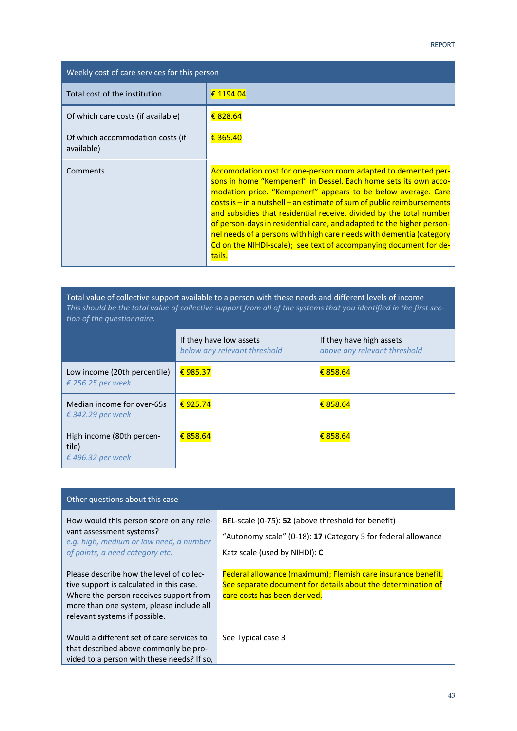| Weekly cost of care services for this person | |
|---|---|
| Total cost of the institution | € 1194.04 |
| Of which care costs (if available) | € 828.64 |
| Of which accommodation costs (if available) | € 365.40 |
| Comments | Accomodation cost for one-person room adapted to demented persons in home “Kempenerf” in Dessel. Each home sets its own accomodation price. “Kempenerf” appears to be below average. Care costs is – in a nutshell – an estimate of sum of public reimbursements and subsidies that residential receive, divided by the total number of person-days in residential care, and adapted to the higher personnel needs of a persons with high care needs with dementia (category Cd on the NIHDI-scale); see text of accompanying document for details. |

| Total value of collective support available to a person with these needs and different levels of income<br>*This should be the total value of collective support from all of the systems that you identified in the first section of the questionnaire.* | | |
|---|---|---|
| | If they have low assets<br>*below any relevant threshold* | If they have high assets<br>*above any relevant threshold* |
| Low income (20th percentile)<br>*€ 256.25 per week* | € 985.37 | € 858.64 |
| Median income for over-65s<br>*€ 342.29 per week* | € 925.74 | € 858.64 |
| High income (80th percentile)<br>*€ 496.32 per week* | € 858.64 | € 858.64 |

| Other questions about this case | |
|---|---|
| How would this person score on any relevant assessment systems?<br>*e.g. high, medium or low need, a number of points, a need category etc.* | BEL-scale (0-75): **52** (above threshold for benefit)<br>“Autonomy scale” (0-18): **17** (Category 5 for federal allowance<br>Katz scale (used by NIHDI): **C** |
| Please describe how the level of collective support is calculated in this case. Where the person receives support from more than one system, please include all relevant systems if possible. | Federal allowance (maximum); Flemish care insurance benefit. See separate document for details about the determination of care costs has been derived. |
| Would a different set of care services to that described above commonly be provided to a person with these needs? If so, | See Typical case 3 |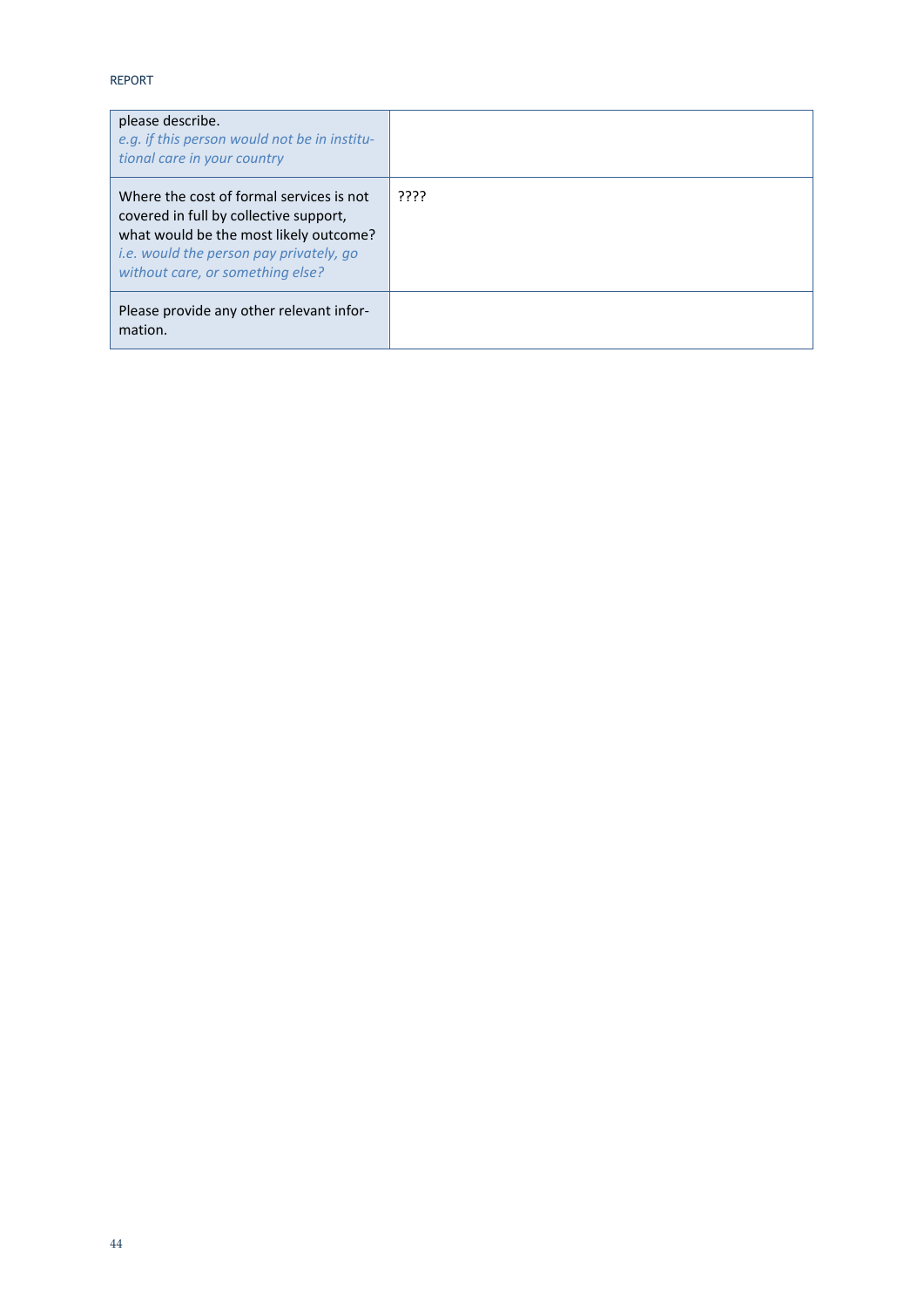| | |
|---|---|
| please describe.<br>*e.g. if this person would not be in institutional care in your country* | |
| Where the cost of formal services is not covered in full by collective support, what would be the most likely outcome?<br>*i.e. would the person pay privately, go without care, or something else?* | ???? |
| Please provide any other relevant information. | |